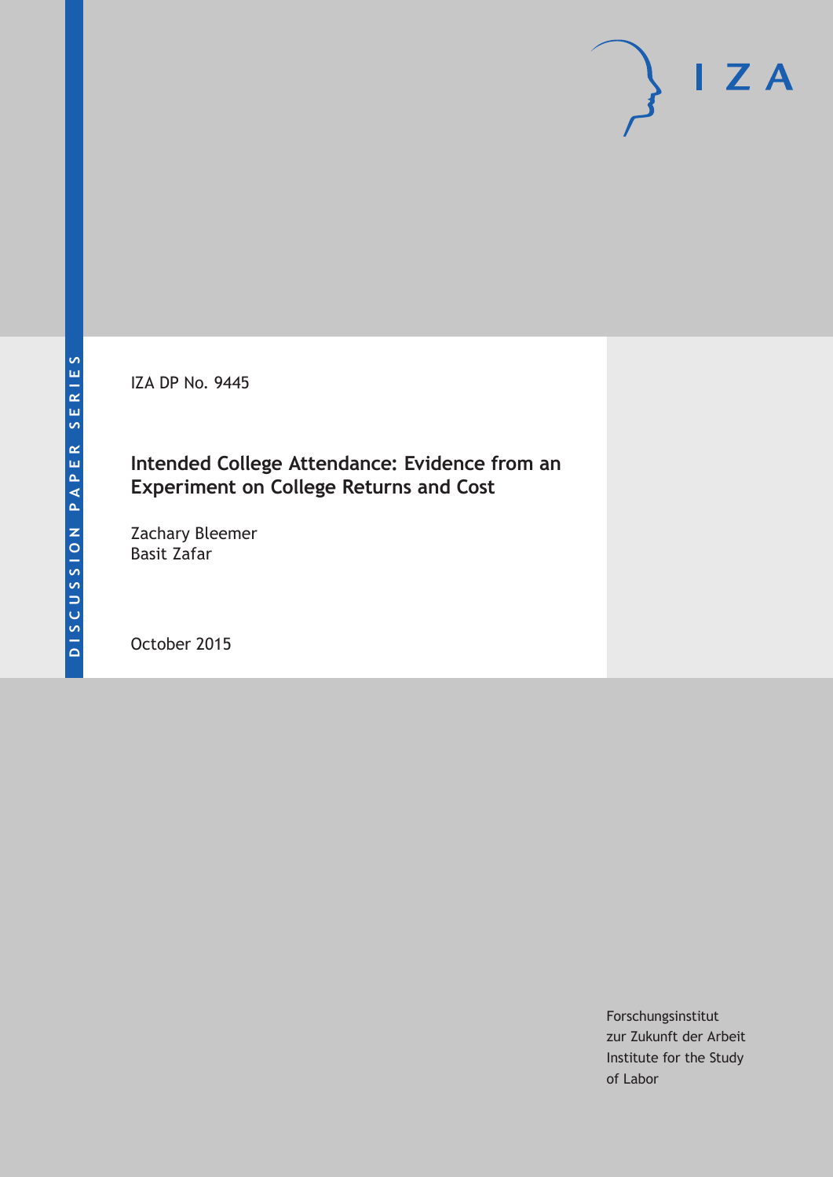DISCUSSION PAPER SERIES

IZA DP No. 9445

# Intended College Attendance: Evidence from an Experiment on College Returns and Cost

Zachary Bleemer
Basit Zafar

October 2015

Forschungsinstitut
zur Zukunft der Arbeit
Institute for the Study
of Labor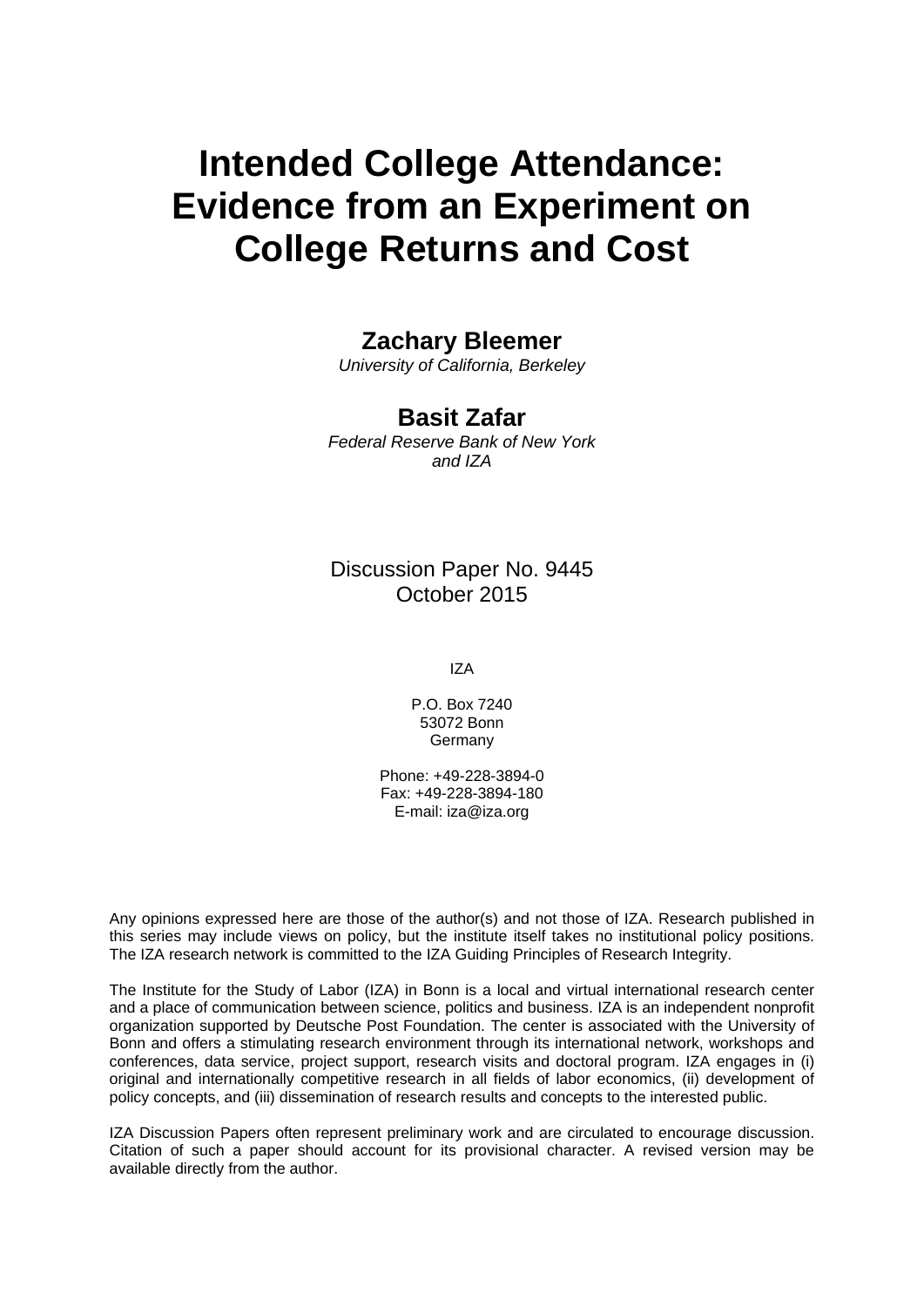# Intended College Attendance: Evidence from an Experiment on College Returns and Cost

**Zachary Bleemer**
*University of California, Berkeley*

**Basit Zafar**
*Federal Reserve Bank of New York and IZA*

Discussion Paper No. 9445
October 2015

IZA

P.O. Box 7240
53072 Bonn
Germany

Phone: +49-228-3894-0
Fax: +49-228-3894-180
E-mail: iza@iza.org

Any opinions expressed here are those of the author(s) and not those of IZA. Research published in this series may include views on policy, but the institute itself takes no institutional policy positions. The IZA research network is committed to the IZA Guiding Principles of Research Integrity.

The Institute for the Study of Labor (IZA) in Bonn is a local and virtual international research center and a place of communication between science, politics and business. IZA is an independent nonprofit organization supported by Deutsche Post Foundation. The center is associated with the University of Bonn and offers a stimulating research environment through its international network, workshops and conferences, data service, project support, research visits and doctoral program. IZA engages in (i) original and internationally competitive research in all fields of labor economics, (ii) development of policy concepts, and (iii) dissemination of research results and concepts to the interested public.

IZA Discussion Papers often represent preliminary work and are circulated to encourage discussion. Citation of such a paper should account for its provisional character. A revised version may be available directly from the author.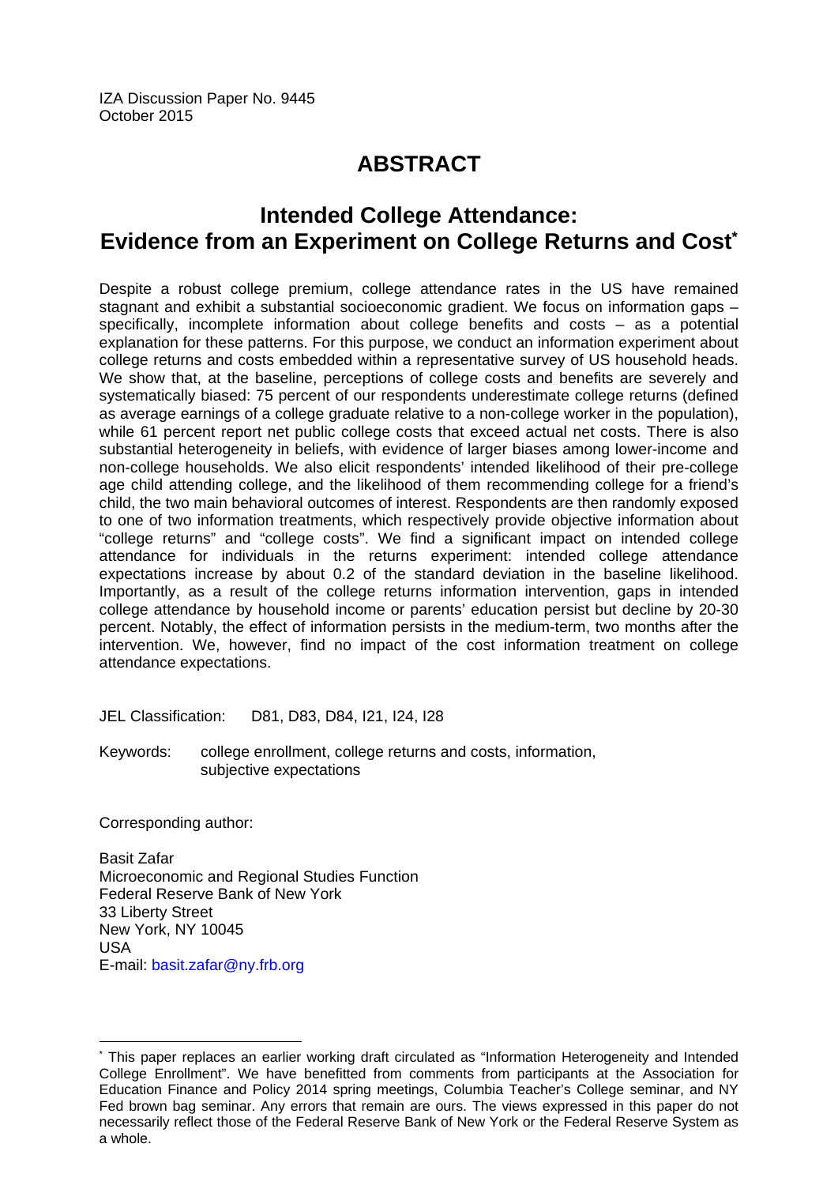IZA Discussion Paper No. 9445
October 2015

# ABSTRACT

## Intended College Attendance: Evidence from an Experiment on College Returns and Cost*

Despite a robust college premium, college attendance rates in the US have remained stagnant and exhibit a substantial socioeconomic gradient. We focus on information gaps – specifically, incomplete information about college benefits and costs – as a potential explanation for these patterns. For this purpose, we conduct an information experiment about college returns and costs embedded within a representative survey of US household heads. We show that, at the baseline, perceptions of college costs and benefits are severely and systematically biased: 75 percent of our respondents underestimate college returns (defined as average earnings of a college graduate relative to a non-college worker in the population), while 61 percent report net public college costs that exceed actual net costs. There is also substantial heterogeneity in beliefs, with evidence of larger biases among lower-income and non-college households. We also elicit respondents' intended likelihood of their pre-college age child attending college, and the likelihood of them recommending college for a friend's child, the two main behavioral outcomes of interest. Respondents are then randomly exposed to one of two information treatments, which respectively provide objective information about "college returns" and "college costs". We find a significant impact on intended college attendance for individuals in the returns experiment: intended college attendance expectations increase by about 0.2 of the standard deviation in the baseline likelihood. Importantly, as a result of the college returns information intervention, gaps in intended college attendance by household income or parents' education persist but decline by 20-30 percent. Notably, the effect of information persists in the medium-term, two months after the intervention. We, however, find no impact of the cost information treatment on college attendance expectations.

JEL Classification: D81, D83, D84, I21, I24, I28

Keywords: college enrollment, college returns and costs, information, subjective expectations

Corresponding author:

Basit Zafar
Microeconomic and Regional Studies Function
Federal Reserve Bank of New York
33 Liberty Street
New York, NY 10045
USA
E-mail: basit.zafar@ny.frb.org

---

* This paper replaces an earlier working draft circulated as "Information Heterogeneity and Intended College Enrollment". We have benefitted from comments from participants at the Association for Education Finance and Policy 2014 spring meetings, Columbia Teacher's College seminar, and NY Fed brown bag seminar. Any errors that remain are ours. The views expressed in this paper do not necessarily reflect those of the Federal Reserve Bank of New York or the Federal Reserve System as a whole.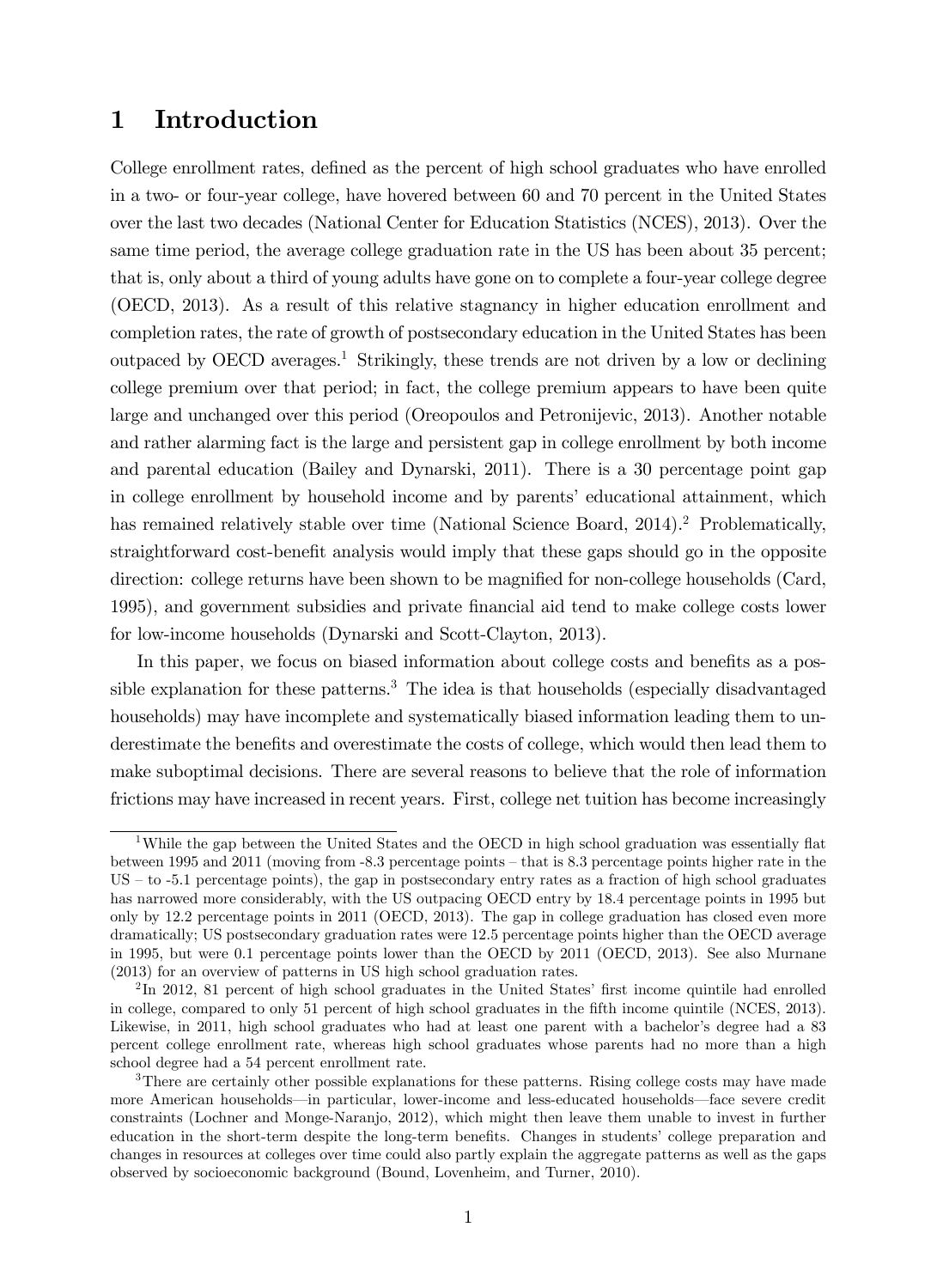# 1 Introduction

College enrollment rates, defined as the percent of high school graduates who have enrolled in a two- or four-year college, have hovered between 60 and 70 percent in the United States over the last two decades (National Center for Education Statistics (NCES), 2013). Over the same time period, the average college graduation rate in the US has been about 35 percent; that is, only about a third of young adults have gone on to complete a four-year college degree (OECD, 2013). As a result of this relative stagnancy in higher education enrollment and completion rates, the rate of growth of postsecondary education in the United States has been outpaced by OECD averages.[1] Strikingly, these trends are not driven by a low or declining college premium over that period; in fact, the college premium appears to have been quite large and unchanged over this period (Oreopoulos and Petronijevic, 2013). Another notable and rather alarming fact is the large and persistent gap in college enrollment by both income and parental education (Bailey and Dynarski, 2011). There is a 30 percentage point gap in college enrollment by household income and by parents' educational attainment, which has remained relatively stable over time (National Science Board, 2014).[2] Problematically, straightforward cost-benefit analysis would imply that these gaps should go in the opposite direction: college returns have been shown to be magnified for non-college households (Card, 1995), and government subsidies and private financial aid tend to make college costs lower for low-income households (Dynarski and Scott-Clayton, 2013).

In this paper, we focus on biased information about college costs and benefits as a possible explanation for these patterns.[3] The idea is that households (especially disadvantaged households) may have incomplete and systematically biased information leading them to underestimate the benefits and overestimate the costs of college, which would then lead them to make suboptimal decisions. There are several reasons to believe that the role of information frictions may have increased in recent years. First, college net tuition has become increasingly

[1] While the gap between the United States and the OECD in high school graduation was essentially flat between 1995 and 2011 (moving from -8.3 percentage points – that is 8.3 percentage points higher rate in the US – to -5.1 percentage points), the gap in postsecondary entry rates as a fraction of high school graduates has narrowed more considerably, with the US outpacing OECD entry by 18.4 percentage points in 1995 but only by 12.2 percentage points in 2011 (OECD, 2013). The gap in college graduation has closed even more dramatically; US postsecondary graduation rates were 12.5 percentage points higher than the OECD average in 1995, but were 0.1 percentage points lower than the OECD by 2011 (OECD, 2013). See also Murnane (2013) for an overview of patterns in US high school graduation rates.

[2] In 2012, 81 percent of high school graduates in the United States' first income quintile had enrolled in college, compared to only 51 percent of high school graduates in the fifth income quintile (NCES, 2013). Likewise, in 2011, high school graduates who had at least one parent with a bachelor's degree had a 83 percent college enrollment rate, whereas high school graduates whose parents had no more than a high school degree had a 54 percent enrollment rate.

[3] There are certainly other possible explanations for these patterns. Rising college costs may have made more American households—in particular, lower-income and less-educated households—face severe credit constraints (Lochner and Monge-Naranjo, 2012), which might then leave them unable to invest in further education in the short-term despite the long-term benefits. Changes in students' college preparation and changes in resources at colleges over time could also partly explain the aggregate patterns as well as the gaps observed by socioeconomic background (Bound, Lovenheim, and Turner, 2010).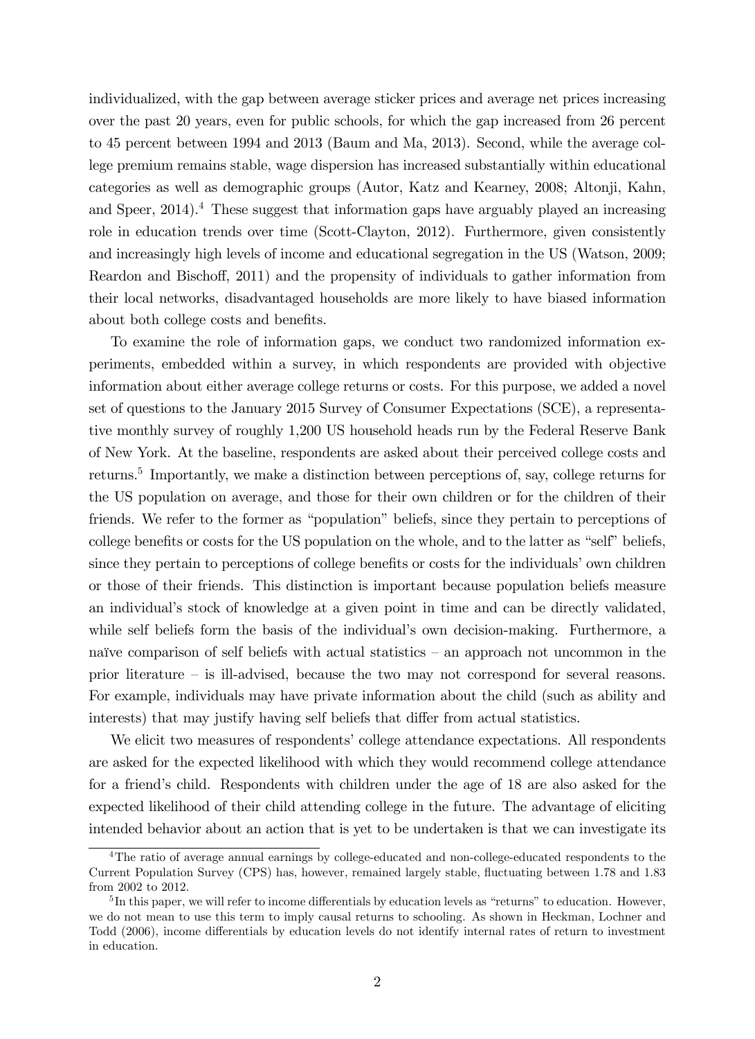individualized, with the gap between average sticker prices and average net prices increasing over the past 20 years, even for public schools, for which the gap increased from 26 percent to 45 percent between 1994 and 2013 (Baum and Ma, 2013). Second, while the average college premium remains stable, wage dispersion has increased substantially within educational categories as well as demographic groups (Autor, Katz and Kearney, 2008; Altonji, Kahn, and Speer, 2014).[4] These suggest that information gaps have arguably played an increasing role in education trends over time (Scott-Clayton, 2012). Furthermore, given consistently and increasingly high levels of income and educational segregation in the US (Watson, 2009; Reardon and Bischoff, 2011) and the propensity of individuals to gather information from their local networks, disadvantaged households are more likely to have biased information about both college costs and benefits.

To examine the role of information gaps, we conduct two randomized information experiments, embedded within a survey, in which respondents are provided with objective information about either average college returns or costs. For this purpose, we added a novel set of questions to the January 2015 Survey of Consumer Expectations (SCE), a representative monthly survey of roughly 1,200 US household heads run by the Federal Reserve Bank of New York. At the baseline, respondents are asked about their perceived college costs and returns.[5] Importantly, we make a distinction between perceptions of, say, college returns for the US population on average, and those for their own children or for the children of their friends. We refer to the former as "population" beliefs, since they pertain to perceptions of college benefits or costs for the US population on the whole, and to the latter as "self" beliefs, since they pertain to perceptions of college benefits or costs for the individuals' own children or those of their friends. This distinction is important because population beliefs measure an individual's stock of knowledge at a given point in time and can be directly validated, while self beliefs form the basis of the individual's own decision-making. Furthermore, a naïve comparison of self beliefs with actual statistics – an approach not uncommon in the prior literature – is ill-advised, because the two may not correspond for several reasons. For example, individuals may have private information about the child (such as ability and interests) that may justify having self beliefs that differ from actual statistics.

We elicit two measures of respondents' college attendance expectations. All respondents are asked for the expected likelihood with which they would recommend college attendance for a friend's child. Respondents with children under the age of 18 are also asked for the expected likelihood of their child attending college in the future. The advantage of eliciting intended behavior about an action that is yet to be undertaken is that we can investigate its

[4] The ratio of average annual earnings by college-educated and non-college-educated respondents to the Current Population Survey (CPS) has, however, remained largely stable, fluctuating between 1.78 and 1.83 from 2002 to 2012.

[5] In this paper, we will refer to income differentials by education levels as "returns" to education. However, we do not mean to use this term to imply causal returns to schooling. As shown in Heckman, Lochner and Todd (2006), income differentials by education levels do not identify internal rates of return to investment in education.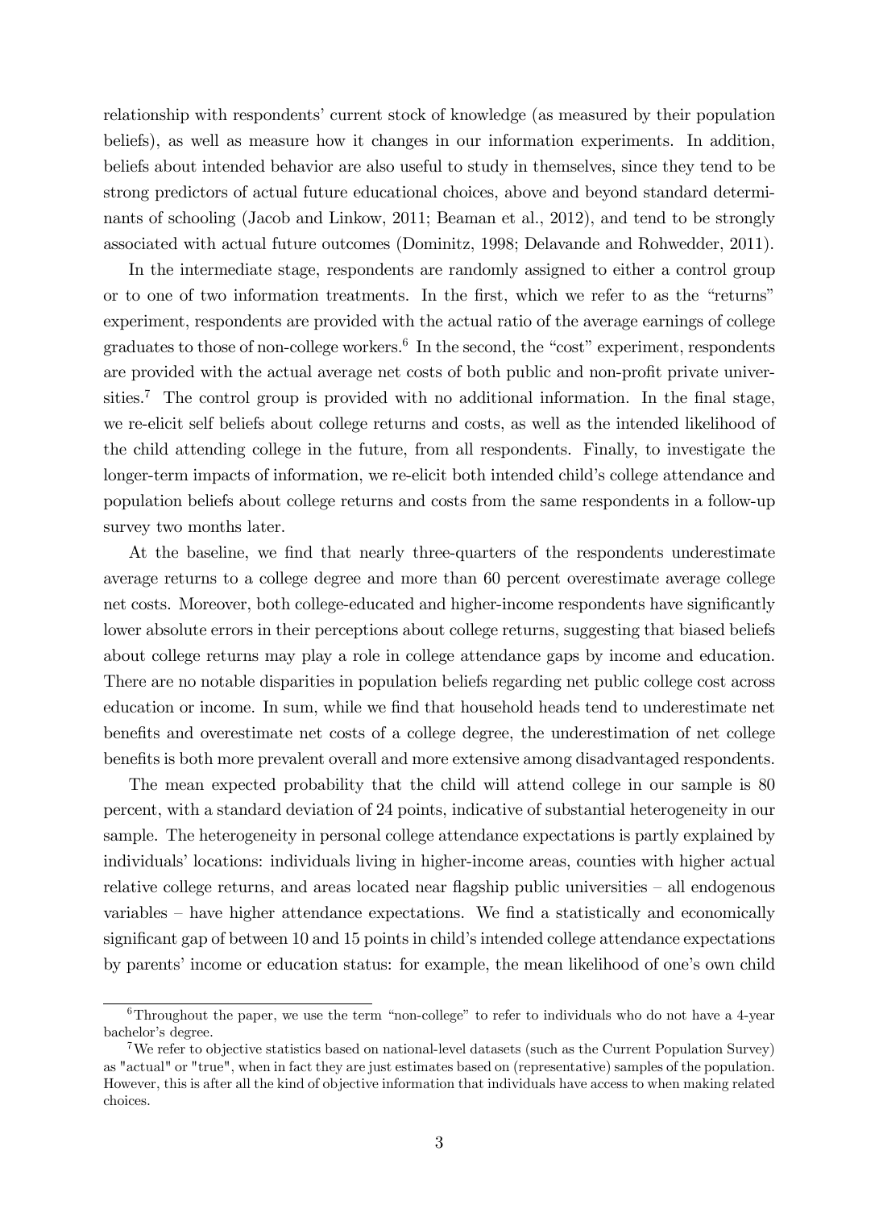relationship with respondents' current stock of knowledge (as measured by their population beliefs), as well as measure how it changes in our information experiments. In addition, beliefs about intended behavior are also useful to study in themselves, since they tend to be strong predictors of actual future educational choices, above and beyond standard determinants of schooling (Jacob and Linkow, 2011; Beaman et al., 2012), and tend to be strongly associated with actual future outcomes (Dominitz, 1998; Delavande and Rohwedder, 2011).

In the intermediate stage, respondents are randomly assigned to either a control group or to one of two information treatments. In the first, which we refer to as the "returns" experiment, respondents are provided with the actual ratio of the average earnings of college graduates to those of non-college workers.[6] In the second, the "cost" experiment, respondents are provided with the actual average net costs of both public and non-profit private universities.[7] The control group is provided with no additional information. In the final stage, we re-elicit self beliefs about college returns and costs, as well as the intended likelihood of the child attending college in the future, from all respondents. Finally, to investigate the longer-term impacts of information, we re-elicit both intended child's college attendance and population beliefs about college returns and costs from the same respondents in a follow-up survey two months later.

At the baseline, we find that nearly three-quarters of the respondents underestimate average returns to a college degree and more than 60 percent overestimate average college net costs. Moreover, both college-educated and higher-income respondents have significantly lower absolute errors in their perceptions about college returns, suggesting that biased beliefs about college returns may play a role in college attendance gaps by income and education. There are no notable disparities in population beliefs regarding net public college cost across education or income. In sum, while we find that household heads tend to underestimate net benefits and overestimate net costs of a college degree, the underestimation of net college benefits is both more prevalent overall and more extensive among disadvantaged respondents.

The mean expected probability that the child will attend college in our sample is 80 percent, with a standard deviation of 24 points, indicative of substantial heterogeneity in our sample. The heterogeneity in personal college attendance expectations is partly explained by individuals' locations: individuals living in higher-income areas, counties with higher actual relative college returns, and areas located near flagship public universities – all endogenous variables – have higher attendance expectations. We find a statistically and economically significant gap of between 10 and 15 points in child's intended college attendance expectations by parents' income or education status: for example, the mean likelihood of one's own child

[6] Throughout the paper, we use the term "non-college" to refer to individuals who do not have a 4-year bachelor's degree.

[7] We refer to objective statistics based on national-level datasets (such as the Current Population Survey) as "actual" or "true", when in fact they are just estimates based on (representative) samples of the population. However, this is after all the kind of objective information that individuals have access to when making related choices.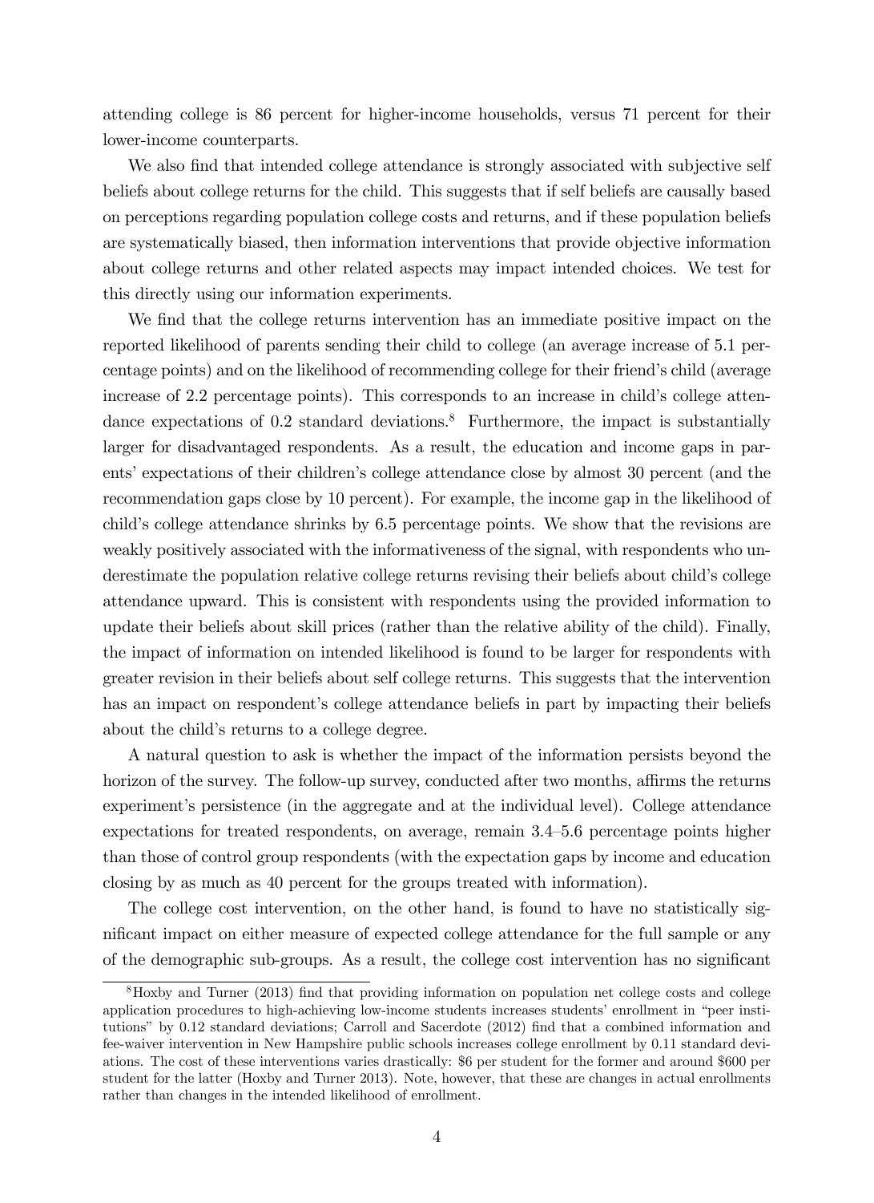attending college is 86 percent for higher-income households, versus 71 percent for their lower-income counterparts.

We also find that intended college attendance is strongly associated with subjective self beliefs about college returns for the child. This suggests that if self beliefs are causally based on perceptions regarding population college costs and returns, and if these population beliefs are systematically biased, then information interventions that provide objective information about college returns and other related aspects may impact intended choices. We test for this directly using our information experiments.

We find that the college returns intervention has an immediate positive impact on the reported likelihood of parents sending their child to college (an average increase of 5.1 percentage points) and on the likelihood of recommending college for their friend's child (average increase of 2.2 percentage points). This corresponds to an increase in child's college attendance expectations of 0.2 standard deviations.[8] Furthermore, the impact is substantially larger for disadvantaged respondents. As a result, the education and income gaps in parents' expectations of their children's college attendance close by almost 30 percent (and the recommendation gaps close by 10 percent). For example, the income gap in the likelihood of child's college attendance shrinks by 6.5 percentage points. We show that the revisions are weakly positively associated with the informativeness of the signal, with respondents who underestimate the population relative college returns revising their beliefs about child's college attendance upward. This is consistent with respondents using the provided information to update their beliefs about skill prices (rather than the relative ability of the child). Finally, the impact of information on intended likelihood is found to be larger for respondents with greater revision in their beliefs about self college returns. This suggests that the intervention has an impact on respondent's college attendance beliefs in part by impacting their beliefs about the child's returns to a college degree.

A natural question to ask is whether the impact of the information persists beyond the horizon of the survey. The follow-up survey, conducted after two months, affirms the returns experiment's persistence (in the aggregate and at the individual level). College attendance expectations for treated respondents, on average, remain 3.4–5.6 percentage points higher than those of control group respondents (with the expectation gaps by income and education closing by as much as 40 percent for the groups treated with information).

The college cost intervention, on the other hand, is found to have no statistically significant impact on either measure of expected college attendance for the full sample or any of the demographic sub-groups. As a result, the college cost intervention has no significant

[8] Hoxby and Turner (2013) find that providing information on population net college costs and college application procedures to high-achieving low-income students increases students' enrollment in "peer institutions" by 0.12 standard deviations; Carroll and Sacerdote (2012) find that a combined information and fee-waiver intervention in New Hampshire public schools increases college enrollment by 0.11 standard deviations. The cost of these interventions varies drastically: $6 per student for the former and around $600 per student for the latter (Hoxby and Turner 2013). Note, however, that these are changes in actual enrollments rather than changes in the intended likelihood of enrollment.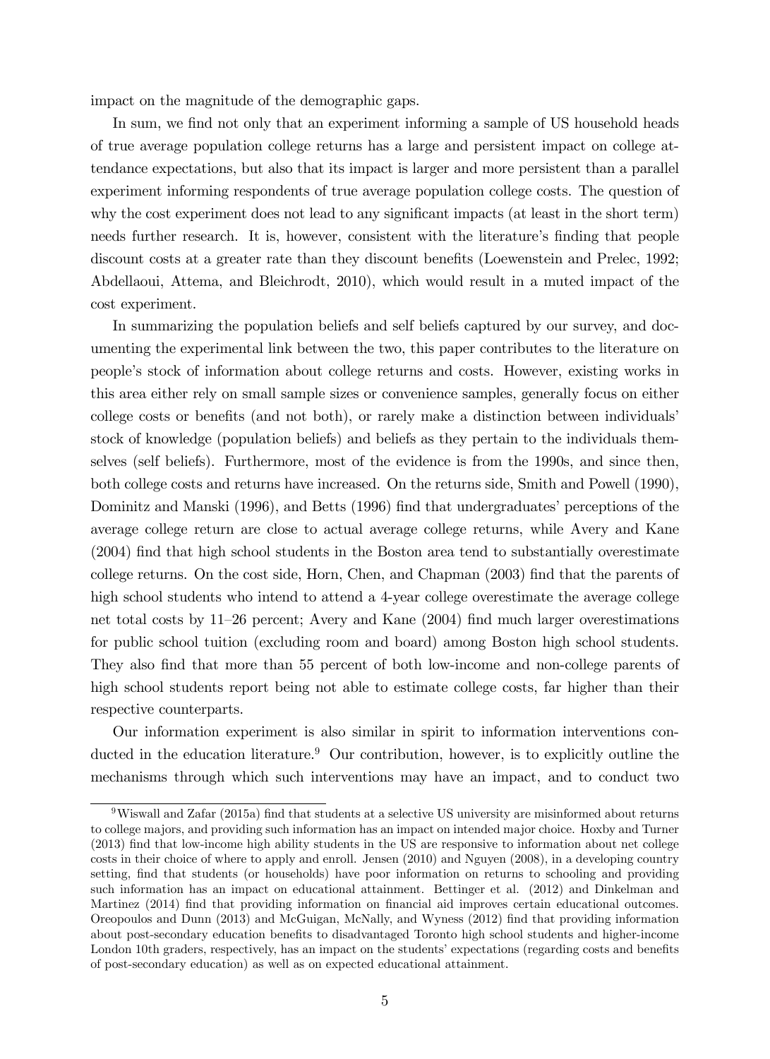impact on the magnitude of the demographic gaps.

In sum, we find not only that an experiment informing a sample of US household heads of true average population college returns has a large and persistent impact on college attendance expectations, but also that its impact is larger and more persistent than a parallel experiment informing respondents of true average population college costs. The question of why the cost experiment does not lead to any significant impacts (at least in the short term) needs further research. It is, however, consistent with the literature's finding that people discount costs at a greater rate than they discount benefits (Loewenstein and Prelec, 1992; Abdellaoui, Attema, and Bleichrodt, 2010), which would result in a muted impact of the cost experiment.

In summarizing the population beliefs and self beliefs captured by our survey, and documenting the experimental link between the two, this paper contributes to the literature on people's stock of information about college returns and costs. However, existing works in this area either rely on small sample sizes or convenience samples, generally focus on either college costs or benefits (and not both), or rarely make a distinction between individuals' stock of knowledge (population beliefs) and beliefs as they pertain to the individuals themselves (self beliefs). Furthermore, most of the evidence is from the 1990s, and since then, both college costs and returns have increased. On the returns side, Smith and Powell (1990), Dominitz and Manski (1996), and Betts (1996) find that undergraduates' perceptions of the average college return are close to actual average college returns, while Avery and Kane (2004) find that high school students in the Boston area tend to substantially overestimate college returns. On the cost side, Horn, Chen, and Chapman (2003) find that the parents of high school students who intend to attend a 4-year college overestimate the average college net total costs by 11–26 percent; Avery and Kane (2004) find much larger overestimations for public school tuition (excluding room and board) among Boston high school students. They also find that more than 55 percent of both low-income and non-college parents of high school students report being not able to estimate college costs, far higher than their respective counterparts.

Our information experiment is also similar in spirit to information interventions conducted in the education literature.[9] Our contribution, however, is to explicitly outline the mechanisms through which such interventions may have an impact, and to conduct two

---

[9] Wiswall and Zafar (2015a) find that students at a selective US university are misinformed about returns to college majors, and providing such information has an impact on intended major choice. Hoxby and Turner (2013) find that low-income high ability students in the US are responsive to information about net college costs in their choice of where to apply and enroll. Jensen (2010) and Nguyen (2008), in a developing country setting, find that students (or households) have poor information on returns to schooling and providing such information has an impact on educational attainment. Bettinger et al. (2012) and Dinkelman and Martinez (2014) find that providing information on financial aid improves certain educational outcomes. Oreopoulos and Dunn (2013) and McGuigan, McNally, and Wyness (2012) find that providing information about post-secondary education benefits to disadvantaged Toronto high school students and higher-income London 10th graders, respectively, has an impact on the students' expectations (regarding costs and benefits of post-secondary education) as well as on expected educational attainment.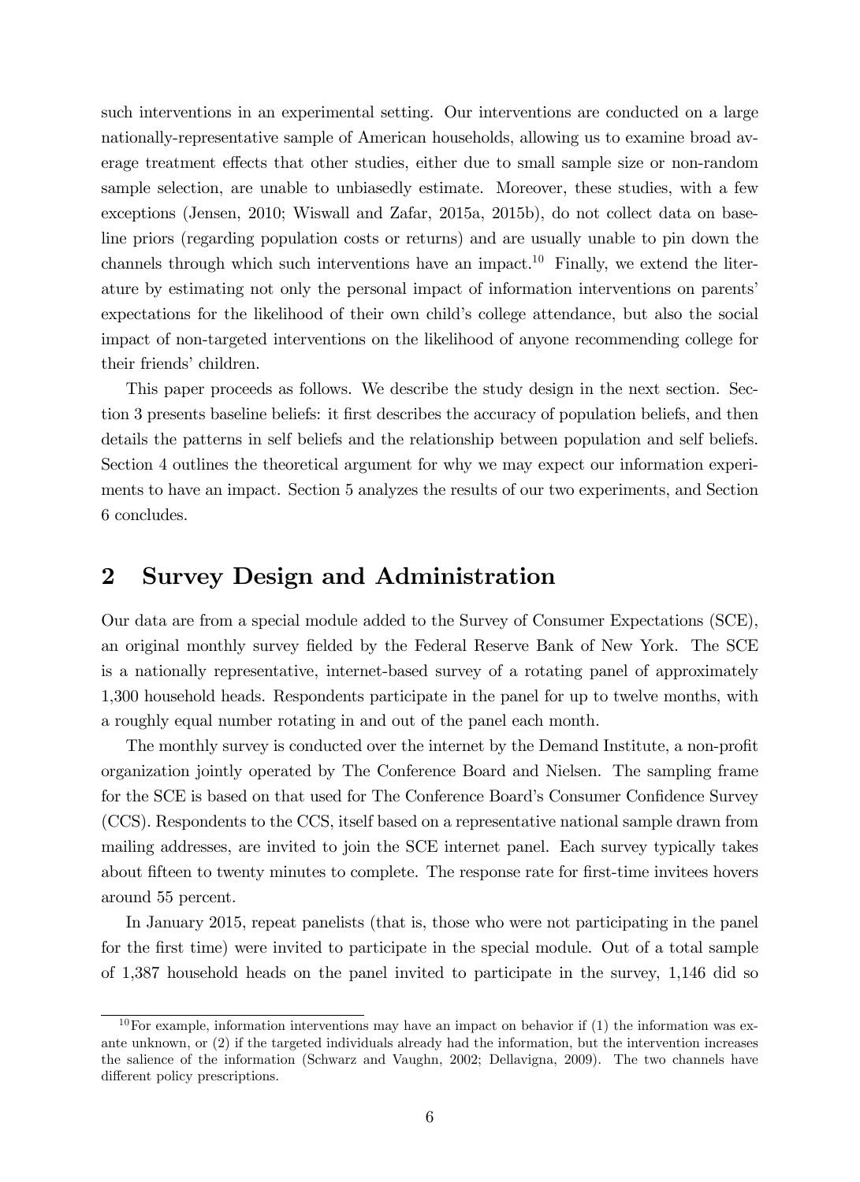such interventions in an experimental setting. Our interventions are conducted on a large nationally-representative sample of American households, allowing us to examine broad average treatment effects that other studies, either due to small sample size or non-random sample selection, are unable to unbiasedly estimate. Moreover, these studies, with a few exceptions (Jensen, 2010; Wiswall and Zafar, 2015a, 2015b), do not collect data on baseline priors (regarding population costs or returns) and are usually unable to pin down the channels through which such interventions have an impact.[10] Finally, we extend the literature by estimating not only the personal impact of information interventions on parents' expectations for the likelihood of their own child's college attendance, but also the social impact of non-targeted interventions on the likelihood of anyone recommending college for their friends' children.

This paper proceeds as follows. We describe the study design in the next section. Section 3 presents baseline beliefs: it first describes the accuracy of population beliefs, and then details the patterns in self beliefs and the relationship between population and self beliefs. Section 4 outlines the theoretical argument for why we may expect our information experiments to have an impact. Section 5 analyzes the results of our two experiments, and Section 6 concludes.

## 2 Survey Design and Administration

Our data are from a special module added to the Survey of Consumer Expectations (SCE), an original monthly survey fielded by the Federal Reserve Bank of New York. The SCE is a nationally representative, internet-based survey of a rotating panel of approximately 1,300 household heads. Respondents participate in the panel for up to twelve months, with a roughly equal number rotating in and out of the panel each month.

The monthly survey is conducted over the internet by the Demand Institute, a non-profit organization jointly operated by The Conference Board and Nielsen. The sampling frame for the SCE is based on that used for The Conference Board's Consumer Confidence Survey (CCS). Respondents to the CCS, itself based on a representative national sample drawn from mailing addresses, are invited to join the SCE internet panel. Each survey typically takes about fifteen to twenty minutes to complete. The response rate for first-time invitees hovers around 55 percent.

In January 2015, repeat panelists (that is, those who were not participating in the panel for the first time) were invited to participate in the special module. Out of a total sample of 1,387 household heads on the panel invited to participate in the survey, 1,146 did so

[10] For example, information interventions may have an impact on behavior if (1) the information was ex-ante unknown, or (2) if the targeted individuals already had the information, but the intervention increases the salience of the information (Schwarz and Vaughn, 2002; Dellavigna, 2009). The two channels have different policy prescriptions.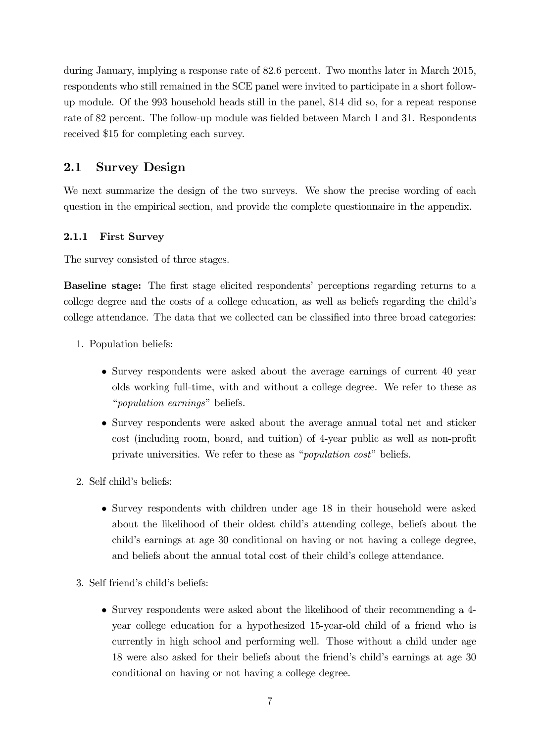during January, implying a response rate of 82.6 percent. Two months later in March 2015, respondents who still remained in the SCE panel were invited to participate in a short follow-up module. Of the 993 household heads still in the panel, 814 did so, for a repeat response rate of 82 percent. The follow-up module was fielded between March 1 and 31. Respondents received $15 for completing each survey.

## 2.1 Survey Design

We next summarize the design of the two surveys. We show the precise wording of each question in the empirical section, and provide the complete questionnaire in the appendix.

### 2.1.1 First Survey

The survey consisted of three stages.

**Baseline stage:** The first stage elicited respondents' perceptions regarding returns to a college degree and the costs of a college education, as well as beliefs regarding the child's college attendance. The data that we collected can be classified into three broad categories:

1. Population beliefs:
   - Survey respondents were asked about the average earnings of current 40 year olds working full-time, with and without a college degree. We refer to these as "*population earnings*" beliefs.
   - Survey respondents were asked about the average annual total net and sticker cost (including room, board, and tuition) of 4-year public as well as non-profit private universities. We refer to these as "*population cost*" beliefs.
2. Self child's beliefs:
   - Survey respondents with children under age 18 in their household were asked about the likelihood of their oldest child's attending college, beliefs about the child's earnings at age 30 conditional on having or not having a college degree, and beliefs about the annual total cost of their child's college attendance.
3. Self friend's child's beliefs:
   - Survey respondents were asked about the likelihood of their recommending a 4-year college education for a hypothesized 15-year-old child of a friend who is currently in high school and performing well. Those without a child under age 18 were also asked for their beliefs about the friend's child's earnings at age 30 conditional on having or not having a college degree.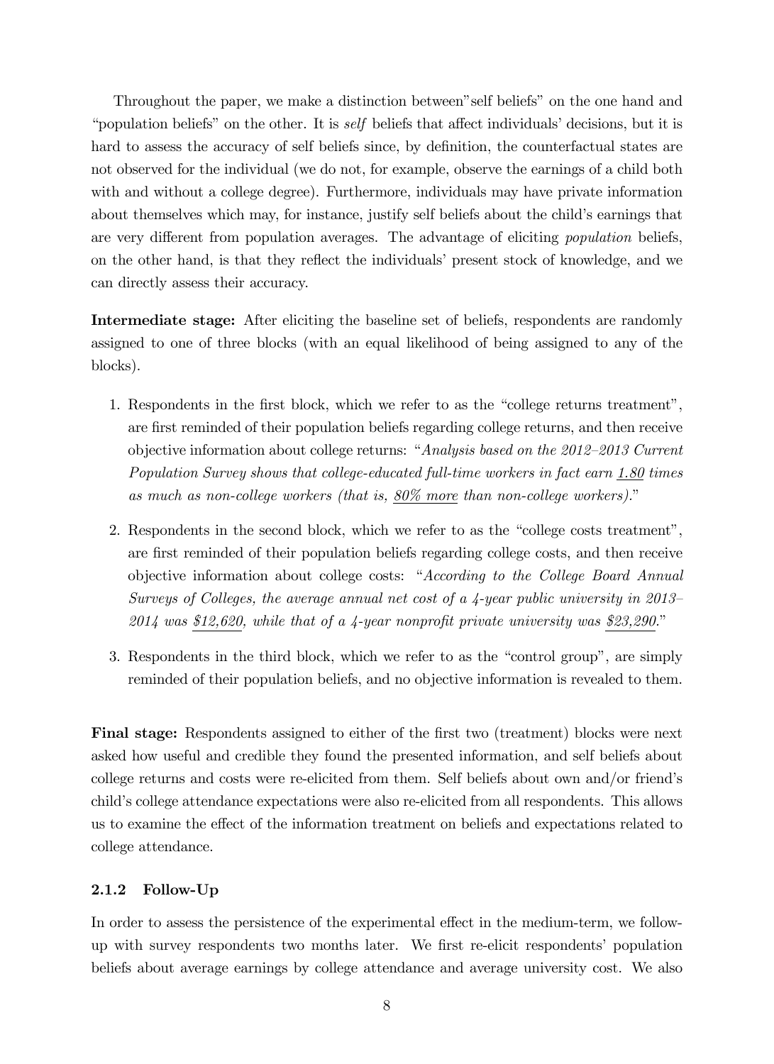Throughout the paper, we make a distinction between"self beliefs" on the one hand and "population beliefs" on the other. It is *self* beliefs that affect individuals' decisions, but it is hard to assess the accuracy of self beliefs since, by definition, the counterfactual states are not observed for the individual (we do not, for example, observe the earnings of a child both with and without a college degree). Furthermore, individuals may have private information about themselves which may, for instance, justify self beliefs about the child's earnings that are very different from population averages. The advantage of eliciting *population* beliefs, on the other hand, is that they reflect the individuals' present stock of knowledge, and we can directly assess their accuracy.

**Intermediate stage:** After eliciting the baseline set of beliefs, respondents are randomly assigned to one of three blocks (with an equal likelihood of being assigned to any of the blocks).

1. Respondents in the first block, which we refer to as the "college returns treatment", are first reminded of their population beliefs regarding college returns, and then receive objective information about college returns: "*Analysis based on the 2012–2013 Current Population Survey shows that college-educated full-time workers in fact earn 1.80 times as much as non-college workers (that is, 80% more than non-college workers).*"
2. Respondents in the second block, which we refer to as the "college costs treatment", are first reminded of their population beliefs regarding college costs, and then receive objective information about college costs: "*According to the College Board Annual Surveys of Colleges, the average annual net cost of a 4-year public university in 2013–2014 was \$12,620, while that of a 4-year nonprofit private university was \$23,290.*"
3. Respondents in the third block, which we refer to as the "control group", are simply reminded of their population beliefs, and no objective information is revealed to them.

**Final stage:** Respondents assigned to either of the first two (treatment) blocks were next asked how useful and credible they found the presented information, and self beliefs about college returns and costs were re-elicited from them. Self beliefs about own and/or friend's child's college attendance expectations were also re-elicited from all respondents. This allows us to examine the effect of the information treatment on beliefs and expectations related to college attendance.

#### 2.1.2 Follow-Up

In order to assess the persistence of the experimental effect in the medium-term, we follow-up with survey respondents two months later. We first re-elicit respondents' population beliefs about average earnings by college attendance and average university cost. We also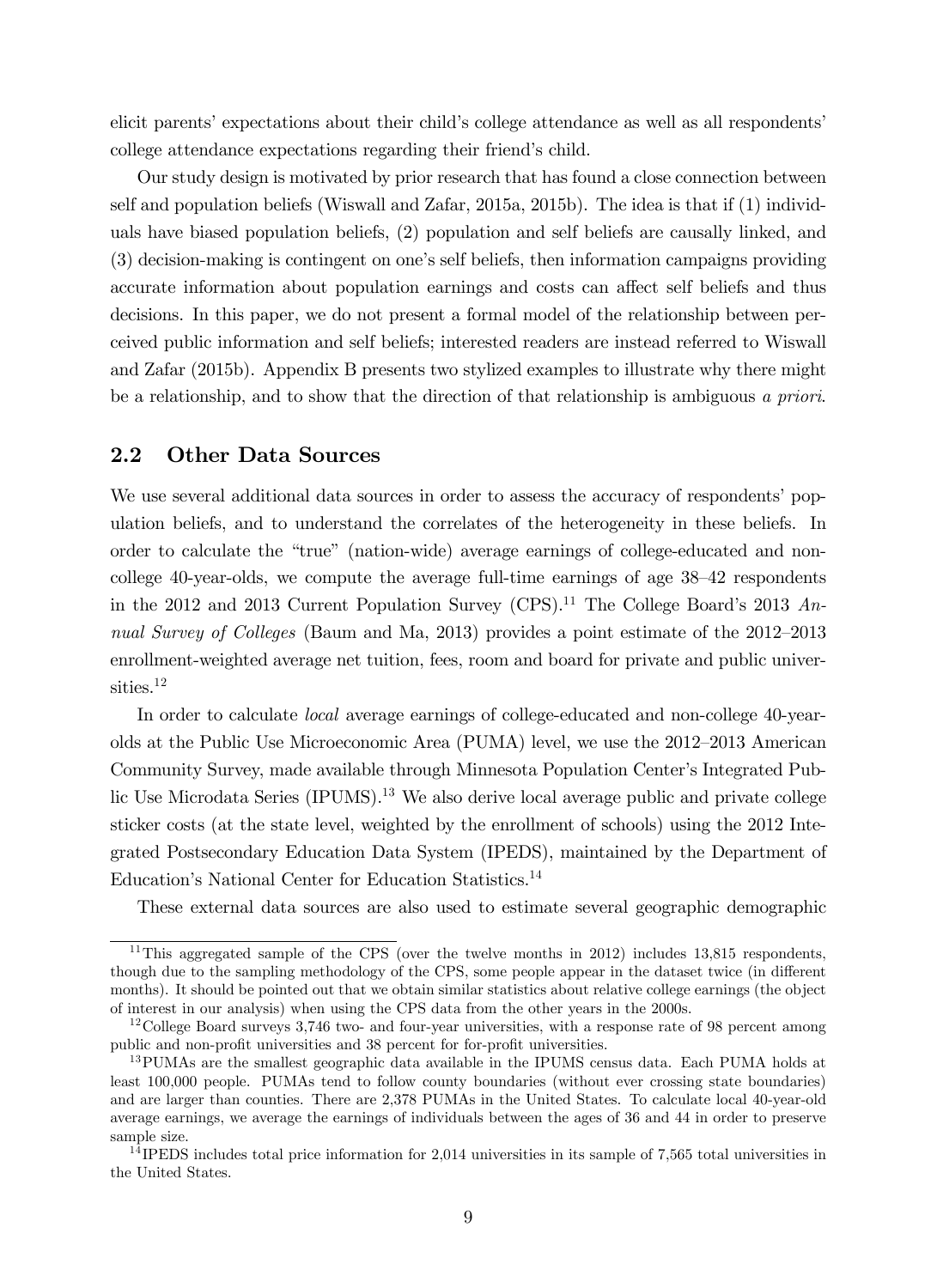elicit parents' expectations about their child's college attendance as well as all respondents' college attendance expectations regarding their friend's child.

Our study design is motivated by prior research that has found a close connection between self and population beliefs (Wiswall and Zafar, 2015a, 2015b). The idea is that if (1) individuals have biased population beliefs, (2) population and self beliefs are causally linked, and (3) decision-making is contingent on one's self beliefs, then information campaigns providing accurate information about population earnings and costs can affect self beliefs and thus decisions. In this paper, we do not present a formal model of the relationship between perceived public information and self beliefs; interested readers are instead referred to Wiswall and Zafar (2015b). Appendix B presents two stylized examples to illustrate why there might be a relationship, and to show that the direction of that relationship is ambiguous *a priori*.

## 2.2 Other Data Sources

We use several additional data sources in order to assess the accuracy of respondents' population beliefs, and to understand the correlates of the heterogeneity in these beliefs. In order to calculate the "true" (nation-wide) average earnings of college-educated and non-college 40-year-olds, we compute the average full-time earnings of age 38–42 respondents in the 2012 and 2013 Current Population Survey (CPS).[11] The College Board's 2013 *Annual Survey of Colleges* (Baum and Ma, 2013) provides a point estimate of the 2012–2013 enrollment-weighted average net tuition, fees, room and board for private and public universities.[12]

In order to calculate *local* average earnings of college-educated and non-college 40-year-olds at the Public Use Microeconomic Area (PUMA) level, we use the 2012–2013 American Community Survey, made available through Minnesota Population Center's Integrated Public Use Microdata Series (IPUMS).[13] We also derive local average public and private college sticker costs (at the state level, weighted by the enrollment of schools) using the 2012 Integrated Postsecondary Education Data System (IPEDS), maintained by the Department of Education's National Center for Education Statistics.[14]

These external data sources are also used to estimate several geographic demographic

---

[11] This aggregated sample of the CPS (over the twelve months in 2012) includes 13,815 respondents, though due to the sampling methodology of the CPS, some people appear in the dataset twice (in different months). It should be pointed out that we obtain similar statistics about relative college earnings (the object of interest in our analysis) when using the CPS data from the other years in the 2000s.

[12] College Board surveys 3,746 two- and four-year universities, with a response rate of 98 percent among public and non-profit universities and 38 percent for for-profit universities.

[13] PUMAs are the smallest geographic data available in the IPUMS census data. Each PUMA holds at least 100,000 people. PUMAs tend to follow county boundaries (without ever crossing state boundaries) and are larger than counties. There are 2,378 PUMAs in the United States. To calculate local 40-year-old average earnings, we average the earnings of individuals between the ages of 36 and 44 in order to preserve sample size.

[14] IPEDS includes total price information for 2,014 universities in its sample of 7,565 total universities in the United States.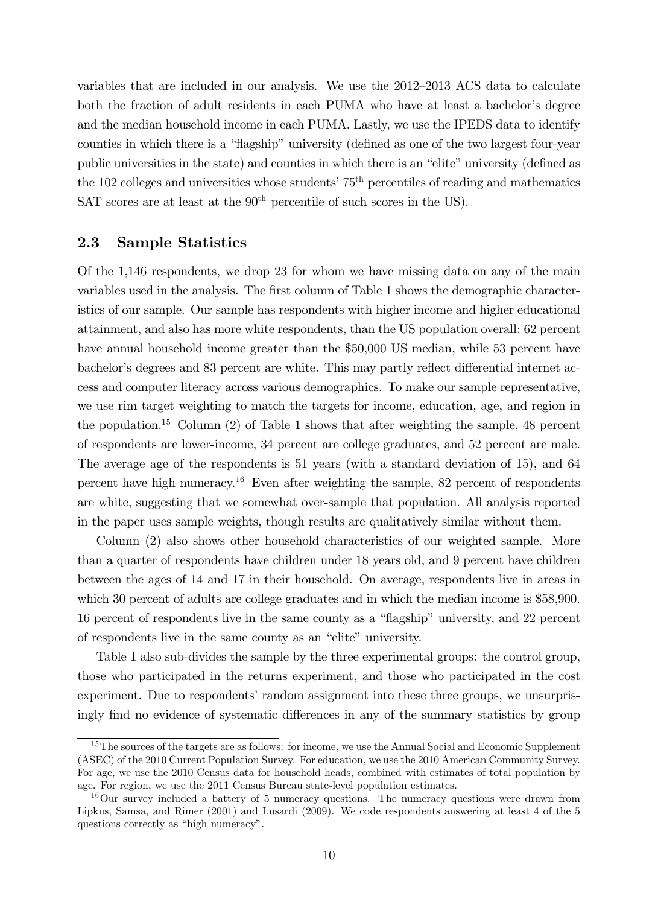variables that are included in our analysis. We use the 2012–2013 ACS data to calculate both the fraction of adult residents in each PUMA who have at least a bachelor's degree and the median household income in each PUMA. Lastly, we use the IPEDS data to identify counties in which there is a "flagship" university (defined as one of the two largest four-year public universities in the state) and counties in which there is an "elite" university (defined as the 102 colleges and universities whose students' 75$^{\text{th}}$ percentiles of reading and mathematics SAT scores are at least at the 90$^{\text{th}}$ percentile of such scores in the US).

## 2.3 Sample Statistics

Of the 1,146 respondents, we drop 23 for whom we have missing data on any of the main variables used in the analysis. The first column of Table 1 shows the demographic characteristics of our sample. Our sample has respondents with higher income and higher educational attainment, and also has more white respondents, than the US population overall; 62 percent have annual household income greater than the $50,000 US median, while 53 percent have bachelor's degrees and 83 percent are white. This may partly reflect differential internet access and computer literacy across various demographics. To make our sample representative, we use rim target weighting to match the targets for income, education, age, and region in the population.[15] Column (2) of Table 1 shows that after weighting the sample, 48 percent of respondents are lower-income, 34 percent are college graduates, and 52 percent are male. The average age of the respondents is 51 years (with a standard deviation of 15), and 64 percent have high numeracy.[16] Even after weighting the sample, 82 percent of respondents are white, suggesting that we somewhat over-sample that population. All analysis reported in the paper uses sample weights, though results are qualitatively similar without them.

Column (2) also shows other household characteristics of our weighted sample. More than a quarter of respondents have children under 18 years old, and 9 percent have children between the ages of 14 and 17 in their household. On average, respondents live in areas in which 30 percent of adults are college graduates and in which the median income is $58,900. 16 percent of respondents live in the same county as a "flagship" university, and 22 percent of respondents live in the same county as an "elite" university.

Table 1 also sub-divides the sample by the three experimental groups: the control group, those who participated in the returns experiment, and those who participated in the cost experiment. Due to respondents' random assignment into these three groups, we unsurprisingly find no evidence of systematic differences in any of the summary statistics by group

[15] The sources of the targets are as follows: for income, we use the Annual Social and Economic Supplement (ASEC) of the 2010 Current Population Survey. For education, we use the 2010 American Community Survey. For age, we use the 2010 Census data for household heads, combined with estimates of total population by age. For region, we use the 2011 Census Bureau state-level population estimates.

[16] Our survey included a battery of 5 numeracy questions. The numeracy questions were drawn from Lipkus, Samsa, and Rimer (2001) and Lusardi (2009). We code respondents answering at least 4 of the 5 questions correctly as "high numeracy".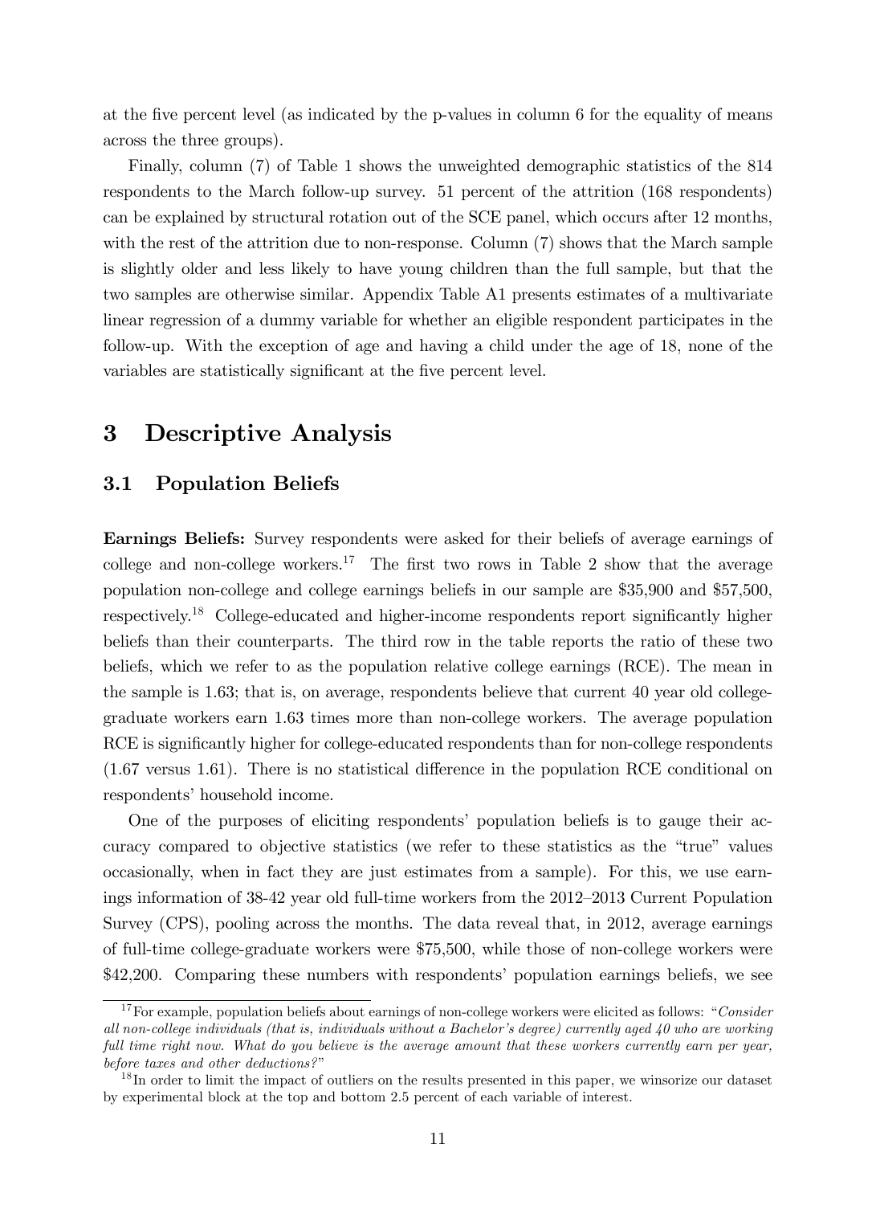at the five percent level (as indicated by the p-values in column 6 for the equality of means across the three groups).

Finally, column (7) of Table 1 shows the unweighted demographic statistics of the 814 respondents to the March follow-up survey. 51 percent of the attrition (168 respondents) can be explained by structural rotation out of the SCE panel, which occurs after 12 months, with the rest of the attrition due to non-response. Column (7) shows that the March sample is slightly older and less likely to have young children than the full sample, but that the two samples are otherwise similar. Appendix Table A1 presents estimates of a multivariate linear regression of a dummy variable for whether an eligible respondent participates in the follow-up. With the exception of age and having a child under the age of 18, none of the variables are statistically significant at the five percent level.

# 3 Descriptive Analysis

## 3.1 Population Beliefs

**Earnings Beliefs:** Survey respondents were asked for their beliefs of average earnings of college and non-college workers.[17] The first two rows in Table 2 show that the average population non-college and college earnings beliefs in our sample are \$35,900 and \$57,500, respectively.[18] College-educated and higher-income respondents report significantly higher beliefs than their counterparts. The third row in the table reports the ratio of these two beliefs, which we refer to as the population relative college earnings (RCE). The mean in the sample is 1.63; that is, on average, respondents believe that current 40 year old college-graduate workers earn 1.63 times more than non-college workers. The average population RCE is significantly higher for college-educated respondents than for non-college respondents (1.67 versus 1.61). There is no statistical difference in the population RCE conditional on respondents' household income.

One of the purposes of eliciting respondents' population beliefs is to gauge their accuracy compared to objective statistics (we refer to these statistics as the "true" values occasionally, when in fact they are just estimates from a sample). For this, we use earnings information of 38-42 year old full-time workers from the 2012–2013 Current Population Survey (CPS), pooling across the months. The data reveal that, in 2012, average earnings of full-time college-graduate workers were \$75,500, while those of non-college workers were \$42,200. Comparing these numbers with respondents' population earnings beliefs, we see

[17] For example, population beliefs about earnings of non-college workers were elicited as follows: "*Consider all non-college individuals (that is, individuals without a Bachelor's degree) currently aged 40 who are working full time right now. What do you believe is the average amount that these workers currently earn per year, before taxes and other deductions?*"

[18] In order to limit the impact of outliers on the results presented in this paper, we winsorize our dataset by experimental block at the top and bottom 2.5 percent of each variable of interest.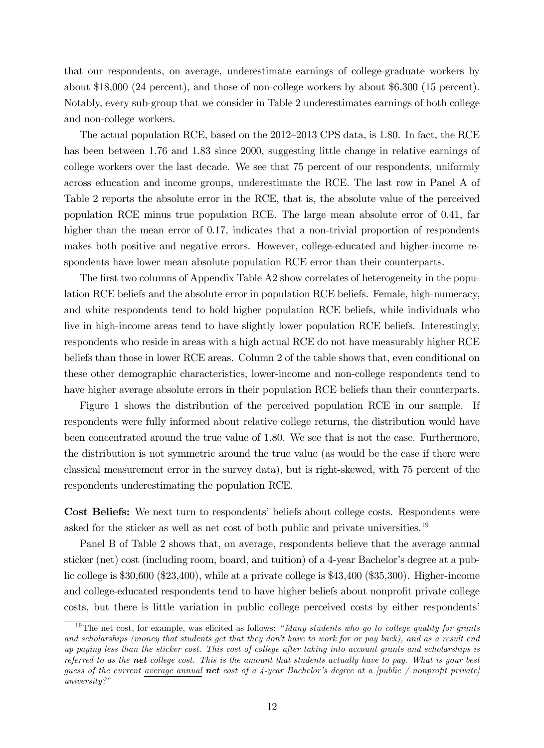that our respondents, on average, underestimate earnings of college-graduate workers by about $18,000 (24 percent), and those of non-college workers by about $6,300 (15 percent). Notably, every sub-group that we consider in Table 2 underestimates earnings of both college and non-college workers.

The actual population RCE, based on the 2012–2013 CPS data, is 1.80. In fact, the RCE has been between 1.76 and 1.83 since 2000, suggesting little change in relative earnings of college workers over the last decade. We see that 75 percent of our respondents, uniformly across education and income groups, underestimate the RCE. The last row in Panel A of Table 2 reports the absolute error in the RCE, that is, the absolute value of the perceived population RCE minus true population RCE. The large mean absolute error of 0.41, far higher than the mean error of 0.17, indicates that a non-trivial proportion of respondents makes both positive and negative errors. However, college-educated and higher-income respondents have lower mean absolute population RCE error than their counterparts.

The first two columns of Appendix Table A2 show correlates of heterogeneity in the population RCE beliefs and the absolute error in population RCE beliefs. Female, high-numeracy, and white respondents tend to hold higher population RCE beliefs, while individuals who live in high-income areas tend to have slightly lower population RCE beliefs. Interestingly, respondents who reside in areas with a high actual RCE do not have measurably higher RCE beliefs than those in lower RCE areas. Column 2 of the table shows that, even conditional on these other demographic characteristics, lower-income and non-college respondents tend to have higher average absolute errors in their population RCE beliefs than their counterparts.

Figure 1 shows the distribution of the perceived population RCE in our sample. If respondents were fully informed about relative college returns, the distribution would have been concentrated around the true value of 1.80. We see that is not the case. Furthermore, the distribution is not symmetric around the true value (as would be the case if there were classical measurement error in the survey data), but is right-skewed, with 75 percent of the respondents underestimating the population RCE.

**Cost Beliefs:** We next turn to respondents' beliefs about college costs. Respondents were asked for the sticker as well as net cost of both public and private universities.[19]

Panel B of Table 2 shows that, on average, respondents believe that the average annual sticker (net) cost (including room, board, and tuition) of a 4-year Bachelor's degree at a public college is $30,600 ($23,400), while at a private college is $43,400 ($35,300). Higher-income and college-educated respondents tend to have higher beliefs about nonprofit private college costs, but there is little variation in public college perceived costs by either respondents'

[19]The net cost, for example, was elicited as follows: "*Many students who go to college quality for grants and scholarships (money that students get that they don't have to work for or pay back), and as a result end up paying less than the sticker cost. This cost of college after taking into account grants and scholarships is referred to as the* ***net*** *college cost. This is the amount that students actually have to pay. What is your best guess of the current* <u>*average annual*</u> ***net*** *cost of a 4-year Bachelor's degree at a [public / nonprofit private] university?*"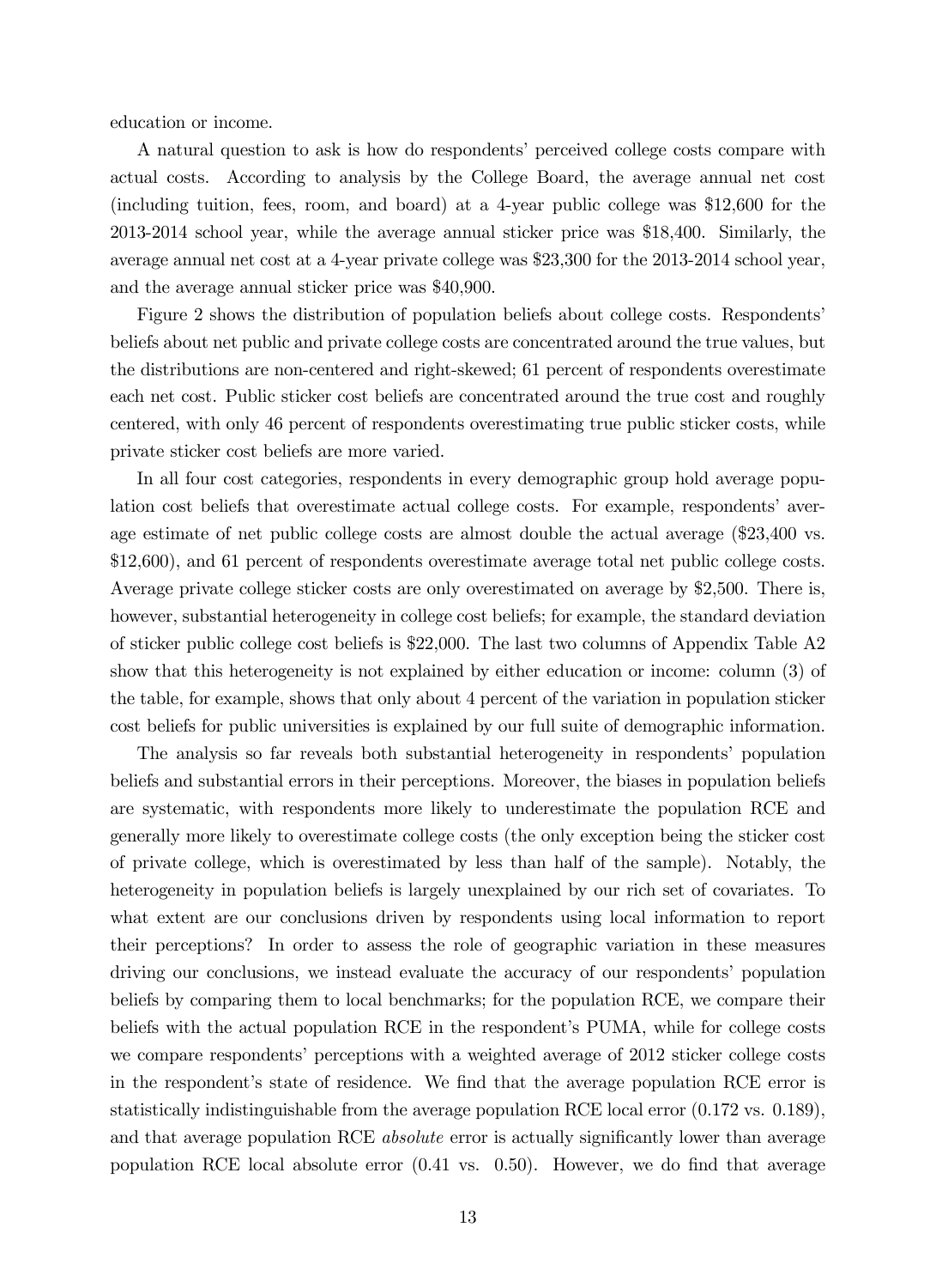education or income.

A natural question to ask is how do respondents' perceived college costs compare with actual costs. According to analysis by the College Board, the average annual net cost (including tuition, fees, room, and board) at a 4-year public college was $12,600 for the 2013-2014 school year, while the average annual sticker price was $18,400. Similarly, the average annual net cost at a 4-year private college was $23,300 for the 2013-2014 school year, and the average annual sticker price was $40,900.

Figure 2 shows the distribution of population beliefs about college costs. Respondents' beliefs about net public and private college costs are concentrated around the true values, but the distributions are non-centered and right-skewed; 61 percent of respondents overestimate each net cost. Public sticker cost beliefs are concentrated around the true cost and roughly centered, with only 46 percent of respondents overestimating true public sticker costs, while private sticker cost beliefs are more varied.

In all four cost categories, respondents in every demographic group hold average population cost beliefs that overestimate actual college costs. For example, respondents' average estimate of net public college costs are almost double the actual average ($23,400 vs. $12,600), and 61 percent of respondents overestimate average total net public college costs. Average private college sticker costs are only overestimated on average by $2,500. There is, however, substantial heterogeneity in college cost beliefs; for example, the standard deviation of sticker public college cost beliefs is $22,000. The last two columns of Appendix Table A2 show that this heterogeneity is not explained by either education or income: column (3) of the table, for example, shows that only about 4 percent of the variation in population sticker cost beliefs for public universities is explained by our full suite of demographic information.

The analysis so far reveals both substantial heterogeneity in respondents' population beliefs and substantial errors in their perceptions. Moreover, the biases in population beliefs are systematic, with respondents more likely to underestimate the population RCE and generally more likely to overestimate college costs (the only exception being the sticker cost of private college, which is overestimated by less than half of the sample). Notably, the heterogeneity in population beliefs is largely unexplained by our rich set of covariates. To what extent are our conclusions driven by respondents using local information to report their perceptions? In order to assess the role of geographic variation in these measures driving our conclusions, we instead evaluate the accuracy of our respondents' population beliefs by comparing them to local benchmarks; for the population RCE, we compare their beliefs with the actual population RCE in the respondent's PUMA, while for college costs we compare respondents' perceptions with a weighted average of 2012 sticker college costs in the respondent's state of residence. We find that the average population RCE error is statistically indistinguishable from the average population RCE local error (0.172 vs. 0.189), and that average population RCE *absolute* error is actually significantly lower than average population RCE local absolute error (0.41 vs. 0.50). However, we do find that average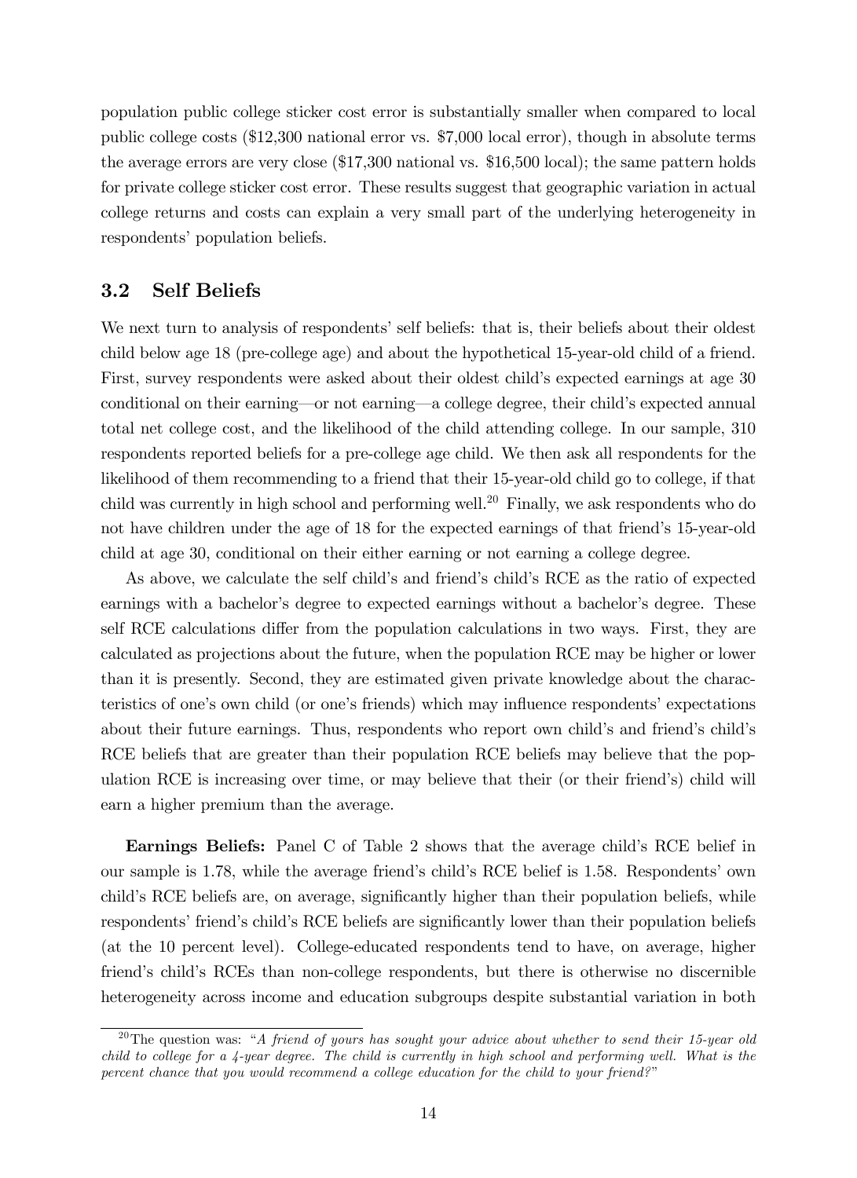population public college sticker cost error is substantially smaller when compared to local public college costs (\$12,300 national error vs. \$7,000 local error), though in absolute terms the average errors are very close (\$17,300 national vs. \$16,500 local); the same pattern holds for private college sticker cost error. These results suggest that geographic variation in actual college returns and costs can explain a very small part of the underlying heterogeneity in respondents' population beliefs.

## 3.2 Self Beliefs

We next turn to analysis of respondents' self beliefs: that is, their beliefs about their oldest child below age 18 (pre-college age) and about the hypothetical 15-year-old child of a friend. First, survey respondents were asked about their oldest child's expected earnings at age 30 conditional on their earning—or not earning—a college degree, their child's expected annual total net college cost, and the likelihood of the child attending college. In our sample, 310 respondents reported beliefs for a pre-college age child. We then ask all respondents for the likelihood of them recommending to a friend that their 15-year-old child go to college, if that child was currently in high school and performing well.[20] Finally, we ask respondents who do not have children under the age of 18 for the expected earnings of that friend's 15-year-old child at age 30, conditional on their either earning or not earning a college degree.

As above, we calculate the self child's and friend's child's RCE as the ratio of expected earnings with a bachelor's degree to expected earnings without a bachelor's degree. These self RCE calculations differ from the population calculations in two ways. First, they are calculated as projections about the future, when the population RCE may be higher or lower than it is presently. Second, they are estimated given private knowledge about the characteristics of one's own child (or one's friends) which may influence respondents' expectations about their future earnings. Thus, respondents who report own child's and friend's child's RCE beliefs that are greater than their population RCE beliefs may believe that the population RCE is increasing over time, or may believe that their (or their friend's) child will earn a higher premium than the average.

**Earnings Beliefs:** Panel C of Table 2 shows that the average child's RCE belief in our sample is 1.78, while the average friend's child's RCE belief is 1.58. Respondents' own child's RCE beliefs are, on average, significantly higher than their population beliefs, while respondents' friend's child's RCE beliefs are significantly lower than their population beliefs (at the 10 percent level). College-educated respondents tend to have, on average, higher friend's child's RCEs than non-college respondents, but there is otherwise no discernible heterogeneity across income and education subgroups despite substantial variation in both

[20] The question was: *"A friend of yours has sought your advice about whether to send their 15-year old child to college for a 4-year degree. The child is currently in high school and performing well. What is the percent chance that you would recommend a college education for the child to your friend?"*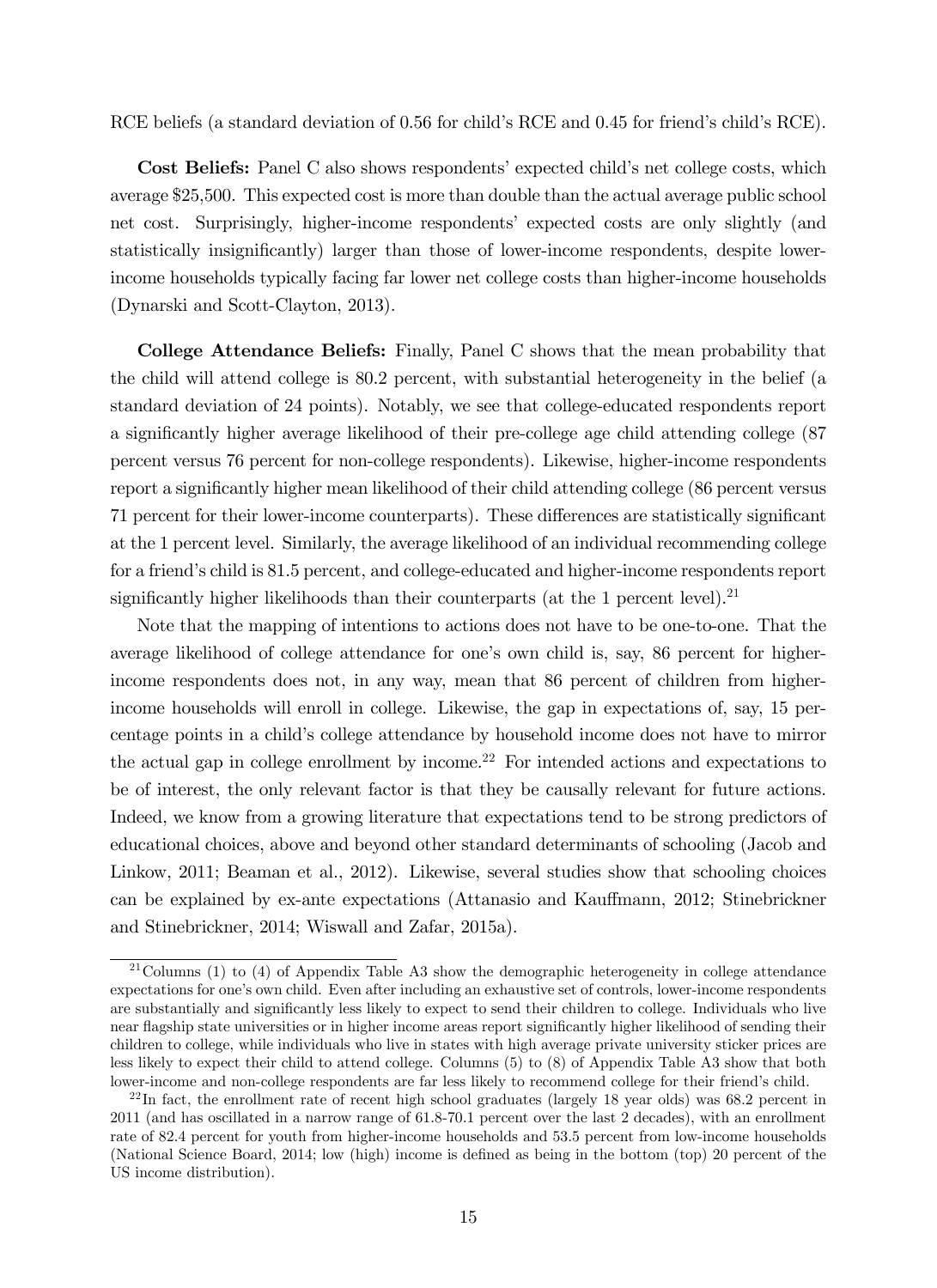RCE beliefs (a standard deviation of 0.56 for child's RCE and 0.45 for friend's child's RCE).

**Cost Beliefs:** Panel C also shows respondents' expected child's net college costs, which average $25,500. This expected cost is more than double than the actual average public school net cost. Surprisingly, higher-income respondents' expected costs are only slightly (and statistically insignificantly) larger than those of lower-income respondents, despite lower-income households typically facing far lower net college costs than higher-income households (Dynarski and Scott-Clayton, 2013).

**College Attendance Beliefs:** Finally, Panel C shows that the mean probability that the child will attend college is 80.2 percent, with substantial heterogeneity in the belief (a standard deviation of 24 points). Notably, we see that college-educated respondents report a significantly higher average likelihood of their pre-college age child attending college (87 percent versus 76 percent for non-college respondents). Likewise, higher-income respondents report a significantly higher mean likelihood of their child attending college (86 percent versus 71 percent for their lower-income counterparts). These differences are statistically significant at the 1 percent level. Similarly, the average likelihood of an individual recommending college for a friend's child is 81.5 percent, and college-educated and higher-income respondents report significantly higher likelihoods than their counterparts (at the 1 percent level).[21]

Note that the mapping of intentions to actions does not have to be one-to-one. That the average likelihood of college attendance for one's own child is, say, 86 percent for higher-income respondents does not, in any way, mean that 86 percent of children from higher-income households will enroll in college. Likewise, the gap in expectations of, say, 15 percentage points in a child's college attendance by household income does not have to mirror the actual gap in college enrollment by income.[22] For intended actions and expectations to be of interest, the only relevant factor is that they be causally relevant for future actions. Indeed, we know from a growing literature that expectations tend to be strong predictors of educational choices, above and beyond other standard determinants of schooling (Jacob and Linkow, 2011; Beaman et al., 2012). Likewise, several studies show that schooling choices can be explained by ex-ante expectations (Attanasio and Kauffmann, 2012; Stinebrickner and Stinebrickner, 2014; Wiswall and Zafar, 2015a).

---

[21] Columns (1) to (4) of Appendix Table A3 show the demographic heterogeneity in college attendance expectations for one's own child. Even after including an exhaustive set of controls, lower-income respondents are substantially and significantly less likely to expect to send their children to college. Individuals who live near flagship state universities or in higher income areas report significantly higher likelihood of sending their children to college, while individuals who live in states with high average private university sticker prices are less likely to expect their child to attend college. Columns (5) to (8) of Appendix Table A3 show that both lower-income and non-college respondents are far less likely to recommend college for their friend's child.

[22] In fact, the enrollment rate of recent high school graduates (largely 18 year olds) was 68.2 percent in 2011 (and has oscillated in a narrow range of 61.8-70.1 percent over the last 2 decades), with an enrollment rate of 82.4 percent for youth from higher-income households and 53.5 percent from low-income households (National Science Board, 2014; low (high) income is defined as being in the bottom (top) 20 percent of the US income distribution).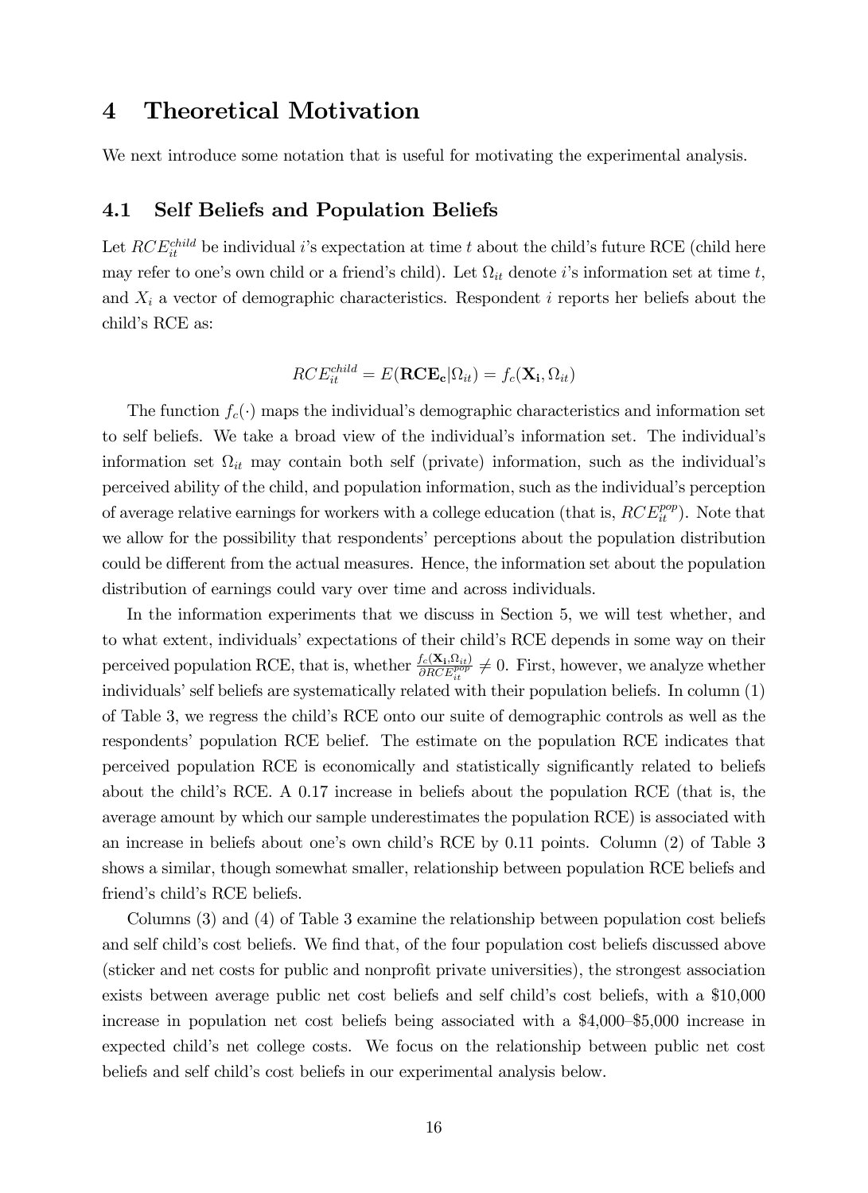# 4 Theoretical Motivation

We next introduce some notation that is useful for motivating the experimental analysis.

## 4.1 Self Beliefs and Population Beliefs

Let $RCE_{it}^{child}$ be individual $i$'s expectation at time $t$ about the child's future RCE (child here may refer to one's own child or a friend's child). Let $\Omega_{it}$ denote $i$'s information set at time $t$, and $X_i$ a vector of demographic characteristics. Respondent $i$ reports her beliefs about the child's RCE as:

$$RCE_{it}^{child} = E(\mathbf{RCE_c}|\Omega_{it}) = f_c(\mathbf{X_i}, \Omega_{it})$$

The function $f_c(\cdot)$ maps the individual's demographic characteristics and information set to self beliefs. We take a broad view of the individual's information set. The individual's information set $\Omega_{it}$ may contain both self (private) information, such as the individual's perceived ability of the child, and population information, such as the individual's perception of average relative earnings for workers with a college education (that is, $RCE_{it}^{pop}$). Note that we allow for the possibility that respondents' perceptions about the population distribution could be different from the actual measures. Hence, the information set about the population distribution of earnings could vary over time and across individuals.

In the information experiments that we discuss in Section 5, we will test whether, and to what extent, individuals' expectations of their child's RCE depends in some way on their perceived population RCE, that is, whether $\frac{f_c(\mathbf{X_i}, \Omega_{it})}{\partial RCE_{it}^{pop}} \neq 0$. First, however, we analyze whether individuals' self beliefs are systematically related with their population beliefs. In column (1) of Table 3, we regress the child's RCE onto our suite of demographic controls as well as the respondents' population RCE belief. The estimate on the population RCE indicates that perceived population RCE is economically and statistically significantly related to beliefs about the child's RCE. A 0.17 increase in beliefs about the population RCE (that is, the average amount by which our sample underestimates the population RCE) is associated with an increase in beliefs about one's own child's RCE by 0.11 points. Column (2) of Table 3 shows a similar, though somewhat smaller, relationship between population RCE beliefs and friend's child's RCE beliefs.

Columns (3) and (4) of Table 3 examine the relationship between population cost beliefs and self child's cost beliefs. We find that, of the four population cost beliefs discussed above (sticker and net costs for public and nonprofit private universities), the strongest association exists between average public net cost beliefs and self child's cost beliefs, with a \$10,000 increase in population net cost beliefs being associated with a \$4,000–\$5,000 increase in expected child's net college costs. We focus on the relationship between public net cost beliefs and self child's cost beliefs in our experimental analysis below.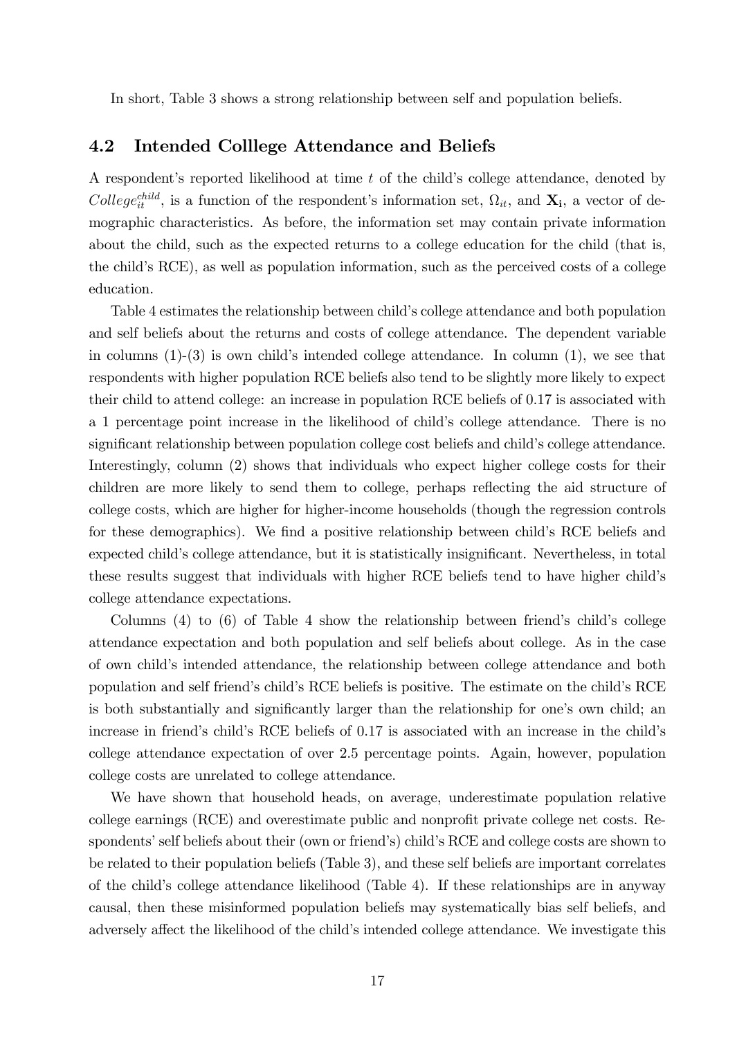In short, Table 3 shows a strong relationship between self and population beliefs.

## 4.2 Intended Colllege Attendance and Beliefs

A respondent's reported likelihood at time $t$ of the child's college attendance, denoted by $College_{it}^{child}$, is a function of the respondent's information set, $\Omega_{it}$, and $\mathbf{X_i}$, a vector of demographic characteristics. As before, the information set may contain private information about the child, such as the expected returns to a college education for the child (that is, the child's RCE), as well as population information, such as the perceived costs of a college education.

Table 4 estimates the relationship between child's college attendance and both population and self beliefs about the returns and costs of college attendance. The dependent variable in columns (1)-(3) is own child's intended college attendance. In column (1), we see that respondents with higher population RCE beliefs also tend to be slightly more likely to expect their child to attend college: an increase in population RCE beliefs of 0.17 is associated with a 1 percentage point increase in the likelihood of child's college attendance. There is no significant relationship between population college cost beliefs and child's college attendance. Interestingly, column (2) shows that individuals who expect higher college costs for their children are more likely to send them to college, perhaps reflecting the aid structure of college costs, which are higher for higher-income households (though the regression controls for these demographics). We find a positive relationship between child's RCE beliefs and expected child's college attendance, but it is statistically insignificant. Nevertheless, in total these results suggest that individuals with higher RCE beliefs tend to have higher child's college attendance expectations.

Columns (4) to (6) of Table 4 show the relationship between friend's child's college attendance expectation and both population and self beliefs about college. As in the case of own child's intended attendance, the relationship between college attendance and both population and self friend's child's RCE beliefs is positive. The estimate on the child's RCE is both substantially and significantly larger than the relationship for one's own child; an increase in friend's child's RCE beliefs of 0.17 is associated with an increase in the child's college attendance expectation of over 2.5 percentage points. Again, however, population college costs are unrelated to college attendance.

We have shown that household heads, on average, underestimate population relative college earnings (RCE) and overestimate public and nonprofit private college net costs. Respondents' self beliefs about their (own or friend's) child's RCE and college costs are shown to be related to their population beliefs (Table 3), and these self beliefs are important correlates of the child's college attendance likelihood (Table 4). If these relationships are in anyway causal, then these misinformed population beliefs may systematically bias self beliefs, and adversely affect the likelihood of the child's intended college attendance. We investigate this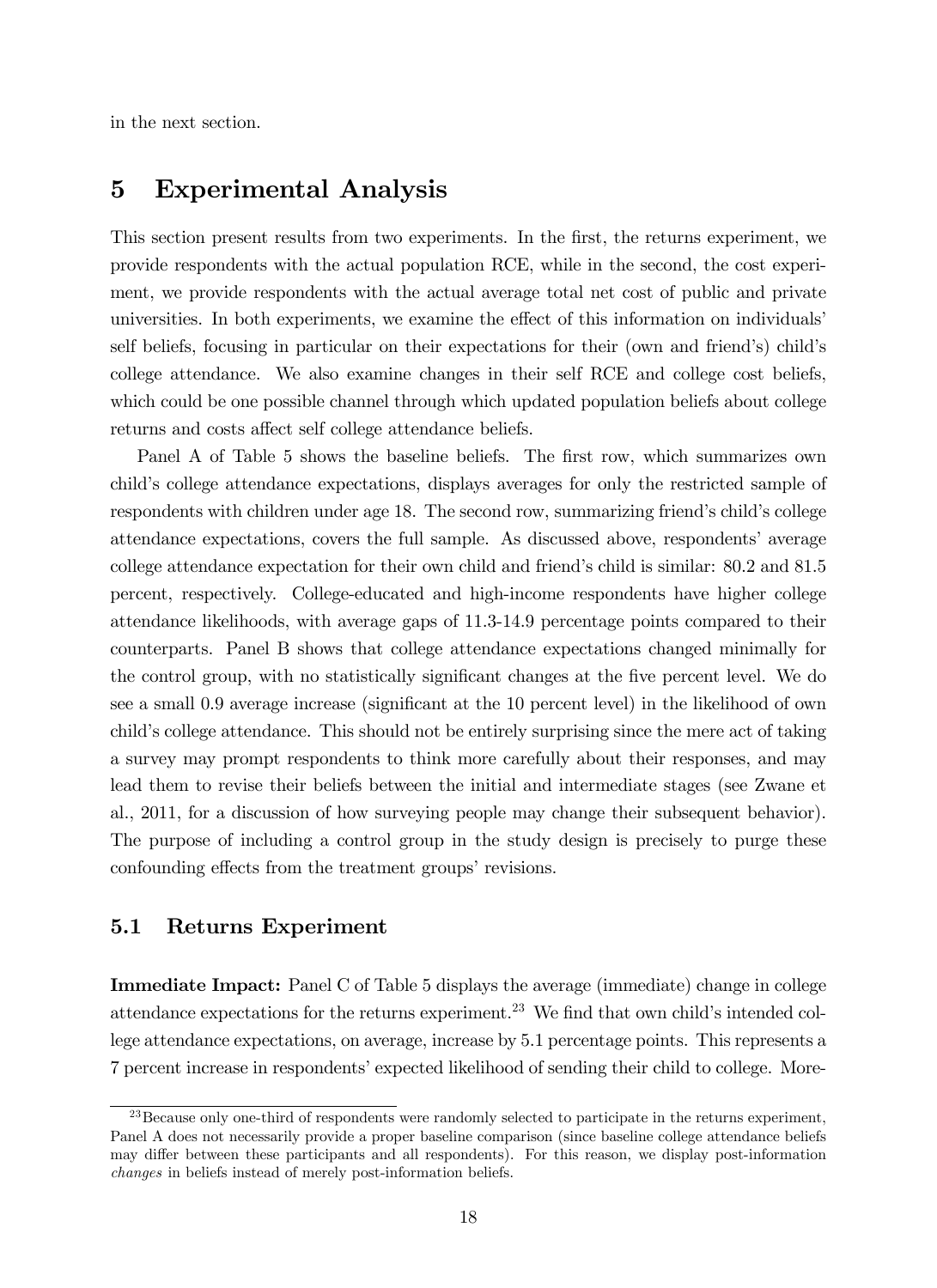in the next section.

# 5 Experimental Analysis

This section present results from two experiments. In the first, the returns experiment, we provide respondents with the actual population RCE, while in the second, the cost experiment, we provide respondents with the actual average total net cost of public and private universities. In both experiments, we examine the effect of this information on individuals' self beliefs, focusing in particular on their expectations for their (own and friend's) child's college attendance. We also examine changes in their self RCE and college cost beliefs, which could be one possible channel through which updated population beliefs about college returns and costs affect self college attendance beliefs.

Panel A of Table 5 shows the baseline beliefs. The first row, which summarizes own child's college attendance expectations, displays averages for only the restricted sample of respondents with children under age 18. The second row, summarizing friend's child's college attendance expectations, covers the full sample. As discussed above, respondents' average college attendance expectation for their own child and friend's child is similar: 80.2 and 81.5 percent, respectively. College-educated and high-income respondents have higher college attendance likelihoods, with average gaps of 11.3-14.9 percentage points compared to their counterparts. Panel B shows that college attendance expectations changed minimally for the control group, with no statistically significant changes at the five percent level. We do see a small 0.9 average increase (significant at the 10 percent level) in the likelihood of own child's college attendance. This should not be entirely surprising since the mere act of taking a survey may prompt respondents to think more carefully about their responses, and may lead them to revise their beliefs between the initial and intermediate stages (see Zwane et al., 2011, for a discussion of how surveying people may change their subsequent behavior). The purpose of including a control group in the study design is precisely to purge these confounding effects from the treatment groups' revisions.

## 5.1 Returns Experiment

**Immediate Impact:** Panel C of Table 5 displays the average (immediate) change in college attendance expectations for the returns experiment.[23] We find that own child's intended college attendance expectations, on average, increase by 5.1 percentage points. This represents a 7 percent increase in respondents' expected likelihood of sending their child to college. More-

[23]Because only one-third of respondents were randomly selected to participate in the returns experiment, Panel A does not necessarily provide a proper baseline comparison (since baseline college attendance beliefs may differ between these participants and all respondents). For this reason, we display post-information *changes* in beliefs instead of merely post-information beliefs.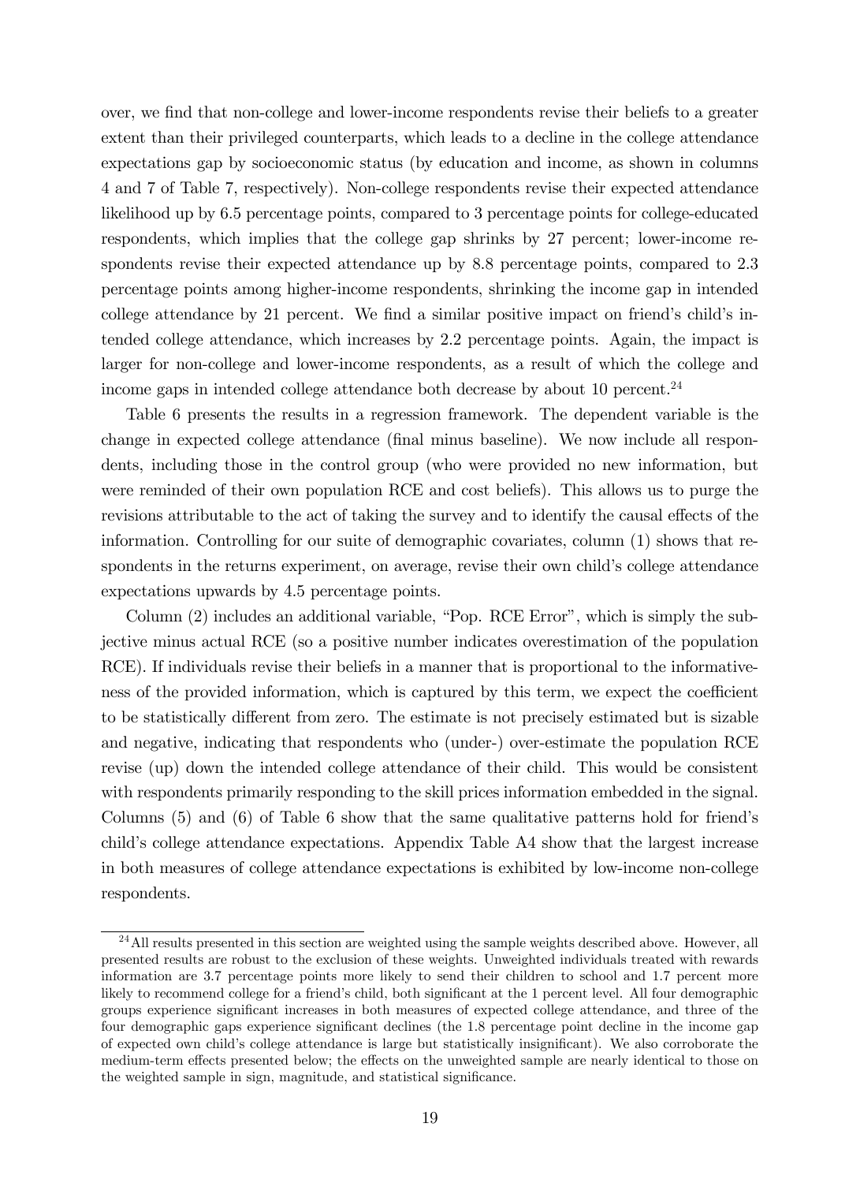over, we find that non-college and lower-income respondents revise their beliefs to a greater extent than their privileged counterparts, which leads to a decline in the college attendance expectations gap by socioeconomic status (by education and income, as shown in columns 4 and 7 of Table 7, respectively). Non-college respondents revise their expected attendance likelihood up by 6.5 percentage points, compared to 3 percentage points for college-educated respondents, which implies that the college gap shrinks by 27 percent; lower-income respondents revise their expected attendance up by 8.8 percentage points, compared to 2.3 percentage points among higher-income respondents, shrinking the income gap in intended college attendance by 21 percent. We find a similar positive impact on friend's child's intended college attendance, which increases by 2.2 percentage points. Again, the impact is larger for non-college and lower-income respondents, as a result of which the college and income gaps in intended college attendance both decrease by about 10 percent.[24]

Table 6 presents the results in a regression framework. The dependent variable is the change in expected college attendance (final minus baseline). We now include all respondents, including those in the control group (who were provided no new information, but were reminded of their own population RCE and cost beliefs). This allows us to purge the revisions attributable to the act of taking the survey and to identify the causal effects of the information. Controlling for our suite of demographic covariates, column (1) shows that respondents in the returns experiment, on average, revise their own child's college attendance expectations upwards by 4.5 percentage points.

Column (2) includes an additional variable, "Pop. RCE Error", which is simply the subjective minus actual RCE (so a positive number indicates overestimation of the population RCE). If individuals revise their beliefs in a manner that is proportional to the informativeness of the provided information, which is captured by this term, we expect the coefficient to be statistically different from zero. The estimate is not precisely estimated but is sizable and negative, indicating that respondents who (under-) over-estimate the population RCE revise (up) down the intended college attendance of their child. This would be consistent with respondents primarily responding to the skill prices information embedded in the signal. Columns (5) and (6) of Table 6 show that the same qualitative patterns hold for friend's child's college attendance expectations. Appendix Table A4 show that the largest increase in both measures of college attendance expectations is exhibited by low-income non-college respondents.

[24] All results presented in this section are weighted using the sample weights described above. However, all presented results are robust to the exclusion of these weights. Unweighted individuals treated with rewards information are 3.7 percentage points more likely to send their children to school and 1.7 percent more likely to recommend college for a friend's child, both significant at the 1 percent level. All four demographic groups experience significant increases in both measures of expected college attendance, and three of the four demographic gaps experience significant declines (the 1.8 percentage point decline in the income gap of expected own child's college attendance is large but statistically insignificant). We also corroborate the medium-term effects presented below; the effects on the unweighted sample are nearly identical to those on the weighted sample in sign, magnitude, and statistical significance.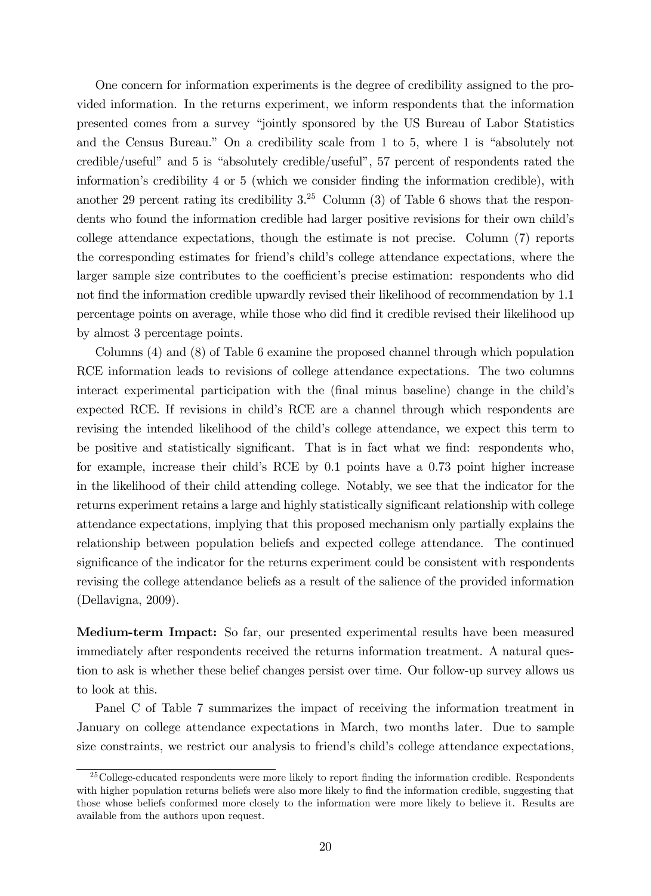One concern for information experiments is the degree of credibility assigned to the provided information. In the returns experiment, we inform respondents that the information presented comes from a survey "jointly sponsored by the US Bureau of Labor Statistics and the Census Bureau." On a credibility scale from 1 to 5, where 1 is "absolutely not credible/useful" and 5 is "absolutely credible/useful", 57 percent of respondents rated the information's credibility 4 or 5 (which we consider finding the information credible), with another 29 percent rating its credibility 3.[25] Column (3) of Table 6 shows that the respondents who found the information credible had larger positive revisions for their own child's college attendance expectations, though the estimate is not precise. Column (7) reports the corresponding estimates for friend's child's college attendance expectations, where the larger sample size contributes to the coefficient's precise estimation: respondents who did not find the information credible upwardly revised their likelihood of recommendation by 1.1 percentage points on average, while those who did find it credible revised their likelihood up by almost 3 percentage points.

Columns (4) and (8) of Table 6 examine the proposed channel through which population RCE information leads to revisions of college attendance expectations. The two columns interact experimental participation with the (final minus baseline) change in the child's expected RCE. If revisions in child's RCE are a channel through which respondents are revising the intended likelihood of the child's college attendance, we expect this term to be positive and statistically significant. That is in fact what we find: respondents who, for example, increase their child's RCE by 0.1 points have a 0.73 point higher increase in the likelihood of their child attending college. Notably, we see that the indicator for the returns experiment retains a large and highly statistically significant relationship with college attendance expectations, implying that this proposed mechanism only partially explains the relationship between population beliefs and expected college attendance. The continued significance of the indicator for the returns experiment could be consistent with respondents revising the college attendance beliefs as a result of the salience of the provided information (Dellavigna, 2009).

**Medium-term Impact:** So far, our presented experimental results have been measured immediately after respondents received the returns information treatment. A natural question to ask is whether these belief changes persist over time. Our follow-up survey allows us to look at this.

Panel C of Table 7 summarizes the impact of receiving the information treatment in January on college attendance expectations in March, two months later. Due to sample size constraints, we restrict our analysis to friend's child's college attendance expectations,

[25] College-educated respondents were more likely to report finding the information credible. Respondents with higher population returns beliefs were also more likely to find the information credible, suggesting that those whose beliefs conformed more closely to the information were more likely to believe it. Results are available from the authors upon request.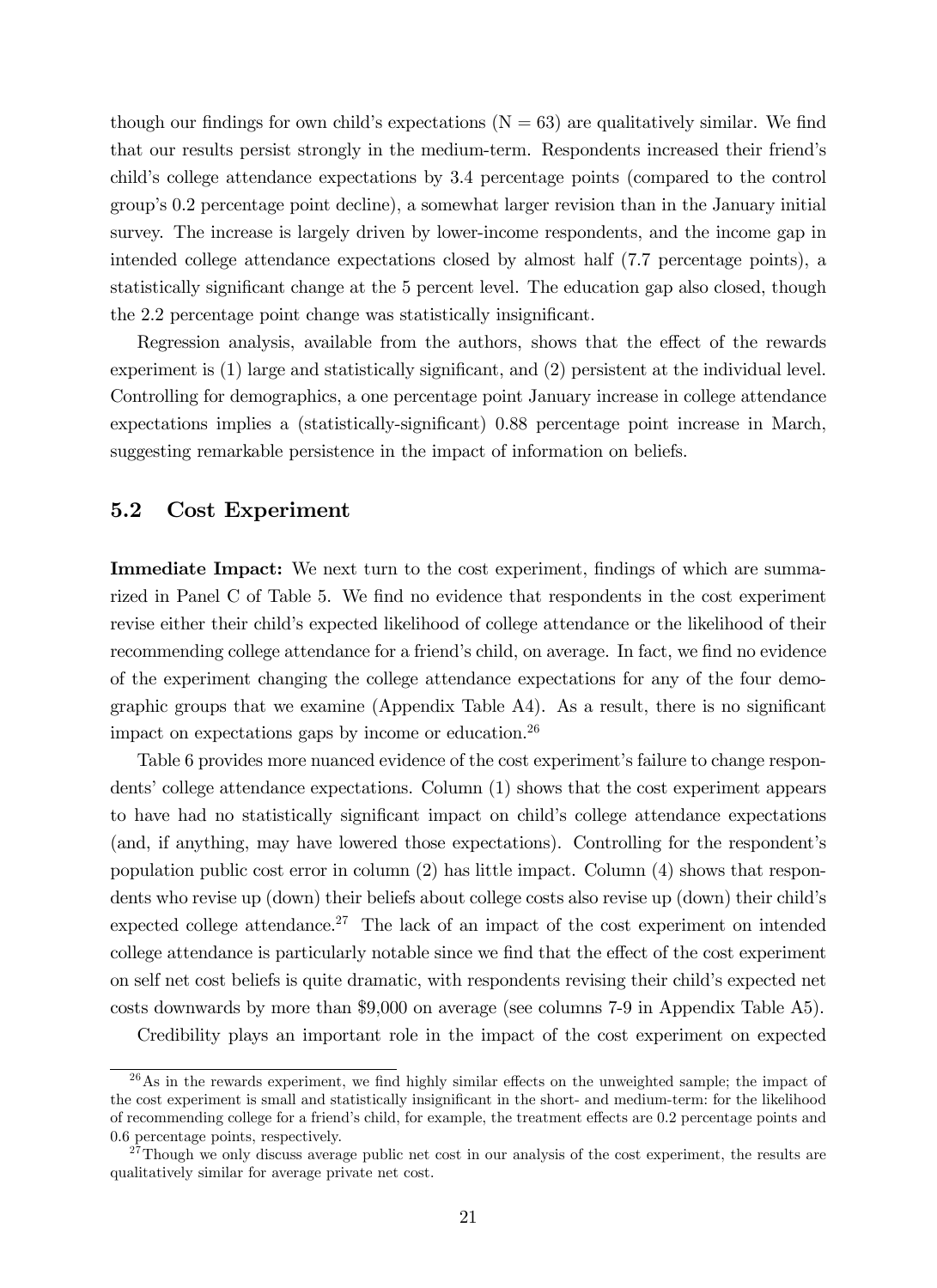though our findings for own child's expectations (N = 63) are qualitatively similar. We find that our results persist strongly in the medium-term. Respondents increased their friend's child's college attendance expectations by 3.4 percentage points (compared to the control group's 0.2 percentage point decline), a somewhat larger revision than in the January initial survey. The increase is largely driven by lower-income respondents, and the income gap in intended college attendance expectations closed by almost half (7.7 percentage points), a statistically significant change at the 5 percent level. The education gap also closed, though the 2.2 percentage point change was statistically insignificant.

Regression analysis, available from the authors, shows that the effect of the rewards experiment is (1) large and statistically significant, and (2) persistent at the individual level. Controlling for demographics, a one percentage point January increase in college attendance expectations implies a (statistically-significant) 0.88 percentage point increase in March, suggesting remarkable persistence in the impact of information on beliefs.

## 5.2 Cost Experiment

**Immediate Impact:** We next turn to the cost experiment, findings of which are summarized in Panel C of Table 5. We find no evidence that respondents in the cost experiment revise either their child's expected likelihood of college attendance or the likelihood of their recommending college attendance for a friend's child, on average. In fact, we find no evidence of the experiment changing the college attendance expectations for any of the four demographic groups that we examine (Appendix Table A4). As a result, there is no significant impact on expectations gaps by income or education.[26]

Table 6 provides more nuanced evidence of the cost experiment's failure to change respondents' college attendance expectations. Column (1) shows that the cost experiment appears to have had no statistically significant impact on child's college attendance expectations (and, if anything, may have lowered those expectations). Controlling for the respondent's population public cost error in column (2) has little impact. Column (4) shows that respondents who revise up (down) their beliefs about college costs also revise up (down) their child's expected college attendance.[27] The lack of an impact of the cost experiment on intended college attendance is particularly notable since we find that the effect of the cost experiment on self net cost beliefs is quite dramatic, with respondents revising their child's expected net costs downwards by more than $9,000 on average (see columns 7-9 in Appendix Table A5).

Credibility plays an important role in the impact of the cost experiment on expected

[26] As in the rewards experiment, we find highly similar effects on the unweighted sample; the impact of the cost experiment is small and statistically insignificant in the short- and medium-term: for the likelihood of recommending college for a friend's child, for example, the treatment effects are 0.2 percentage points and 0.6 percentage points, respectively.

[27] Though we only discuss average public net cost in our analysis of the cost experiment, the results are qualitatively similar for average private net cost.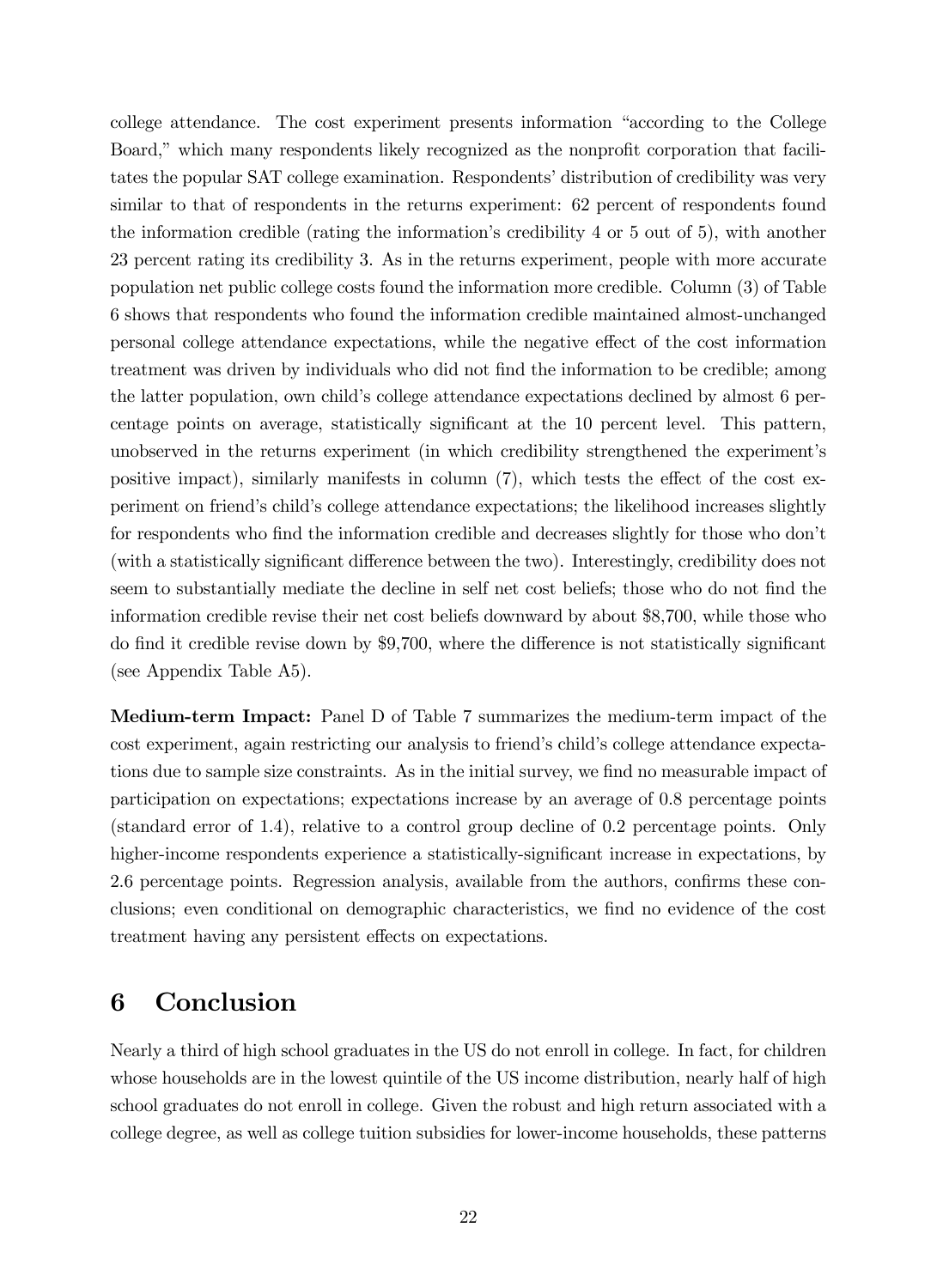college attendance. The cost experiment presents information "according to the College Board," which many respondents likely recognized as the nonprofit corporation that facilitates the popular SAT college examination. Respondents' distribution of credibility was very similar to that of respondents in the returns experiment: 62 percent of respondents found the information credible (rating the information's credibility 4 or 5 out of 5), with another 23 percent rating its credibility 3. As in the returns experiment, people with more accurate population net public college costs found the information more credible. Column (3) of Table 6 shows that respondents who found the information credible maintained almost-unchanged personal college attendance expectations, while the negative effect of the cost information treatment was driven by individuals who did not find the information to be credible; among the latter population, own child's college attendance expectations declined by almost 6 percentage points on average, statistically significant at the 10 percent level. This pattern, unobserved in the returns experiment (in which credibility strengthened the experiment's positive impact), similarly manifests in column (7), which tests the effect of the cost experiment on friend's child's college attendance expectations; the likelihood increases slightly for respondents who find the information credible and decreases slightly for those who don't (with a statistically significant difference between the two). Interestingly, credibility does not seem to substantially mediate the decline in self net cost beliefs; those who do not find the information credible revise their net cost beliefs downward by about $8,700, while those who do find it credible revise down by $9,700, where the difference is not statistically significant (see Appendix Table A5).

**Medium-term Impact:** Panel D of Table 7 summarizes the medium-term impact of the cost experiment, again restricting our analysis to friend's child's college attendance expectations due to sample size constraints. As in the initial survey, we find no measurable impact of participation on expectations; expectations increase by an average of 0.8 percentage points (standard error of 1.4), relative to a control group decline of 0.2 percentage points. Only higher-income respondents experience a statistically-significant increase in expectations, by 2.6 percentage points. Regression analysis, available from the authors, confirms these conclusions; even conditional on demographic characteristics, we find no evidence of the cost treatment having any persistent effects on expectations.

# 6 Conclusion

Nearly a third of high school graduates in the US do not enroll in college. In fact, for children whose households are in the lowest quintile of the US income distribution, nearly half of high school graduates do not enroll in college. Given the robust and high return associated with a college degree, as well as college tuition subsidies for lower-income households, these patterns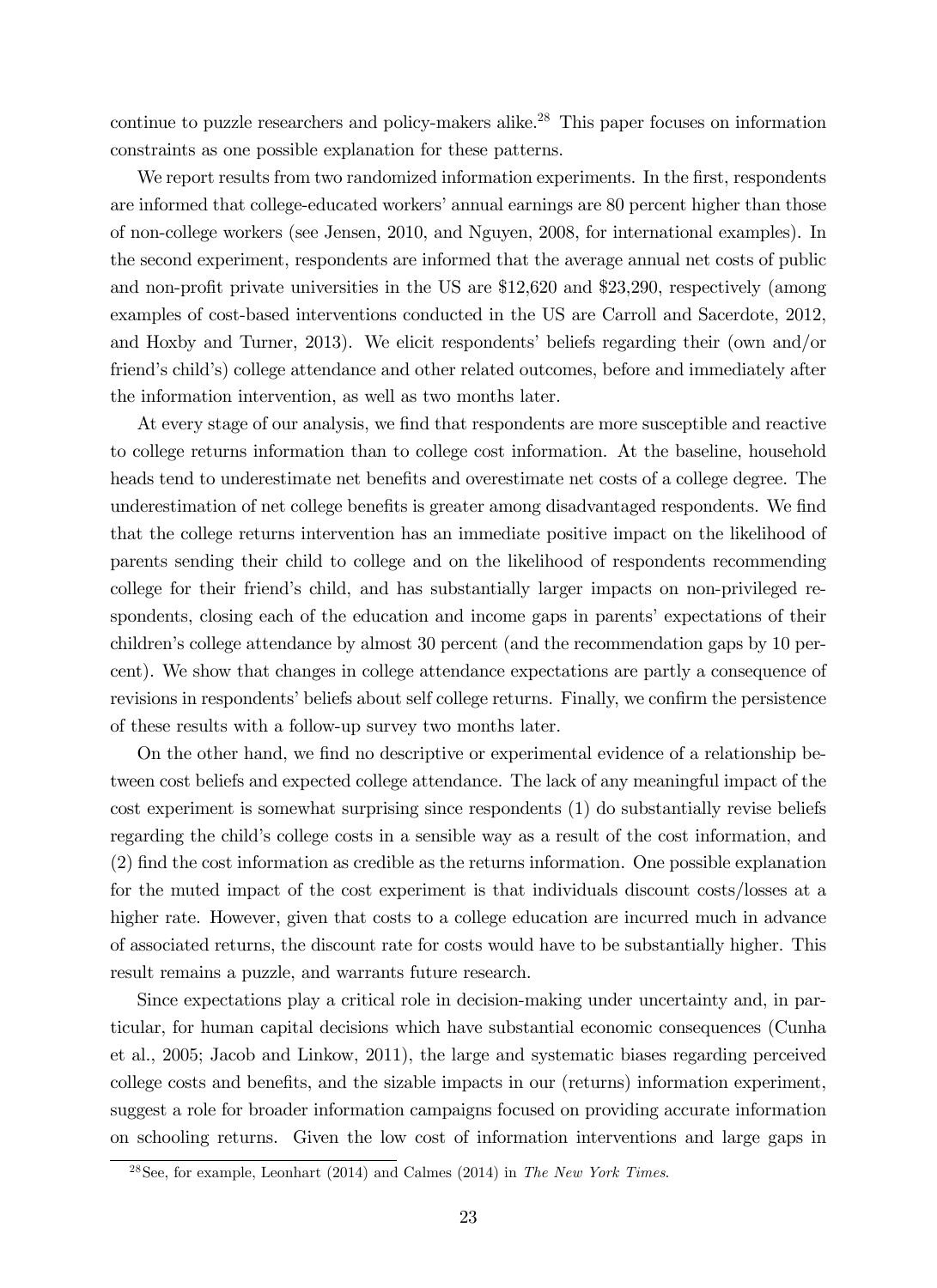continue to puzzle researchers and policy-makers alike.[28] This paper focuses on information constraints as one possible explanation for these patterns.

We report results from two randomized information experiments. In the first, respondents are informed that college-educated workers' annual earnings are 80 percent higher than those of non-college workers (see Jensen, 2010, and Nguyen, 2008, for international examples). In the second experiment, respondents are informed that the average annual net costs of public and non-profit private universities in the US are \$12,620 and \$23,290, respectively (among examples of cost-based interventions conducted in the US are Carroll and Sacerdote, 2012, and Hoxby and Turner, 2013). We elicit respondents' beliefs regarding their (own and/or friend's child's) college attendance and other related outcomes, before and immediately after the information intervention, as well as two months later.

At every stage of our analysis, we find that respondents are more susceptible and reactive to college returns information than to college cost information. At the baseline, household heads tend to underestimate net benefits and overestimate net costs of a college degree. The underestimation of net college benefits is greater among disadvantaged respondents. We find that the college returns intervention has an immediate positive impact on the likelihood of parents sending their child to college and on the likelihood of respondents recommending college for their friend's child, and has substantially larger impacts on non-privileged respondents, closing each of the education and income gaps in parents' expectations of their children's college attendance by almost 30 percent (and the recommendation gaps by 10 percent). We show that changes in college attendance expectations are partly a consequence of revisions in respondents' beliefs about self college returns. Finally, we confirm the persistence of these results with a follow-up survey two months later.

On the other hand, we find no descriptive or experimental evidence of a relationship between cost beliefs and expected college attendance. The lack of any meaningful impact of the cost experiment is somewhat surprising since respondents (1) do substantially revise beliefs regarding the child's college costs in a sensible way as a result of the cost information, and (2) find the cost information as credible as the returns information. One possible explanation for the muted impact of the cost experiment is that individuals discount costs/losses at a higher rate. However, given that costs to a college education are incurred much in advance of associated returns, the discount rate for costs would have to be substantially higher. This result remains a puzzle, and warrants future research.

Since expectations play a critical role in decision-making under uncertainty and, in particular, for human capital decisions which have substantial economic consequences (Cunha et al., 2005; Jacob and Linkow, 2011), the large and systematic biases regarding perceived college costs and benefits, and the sizable impacts in our (returns) information experiment, suggest a role for broader information campaigns focused on providing accurate information on schooling returns. Given the low cost of information interventions and large gaps in

[28] See, for example, Leonhart (2014) and Calmes (2014) in *The New York Times*.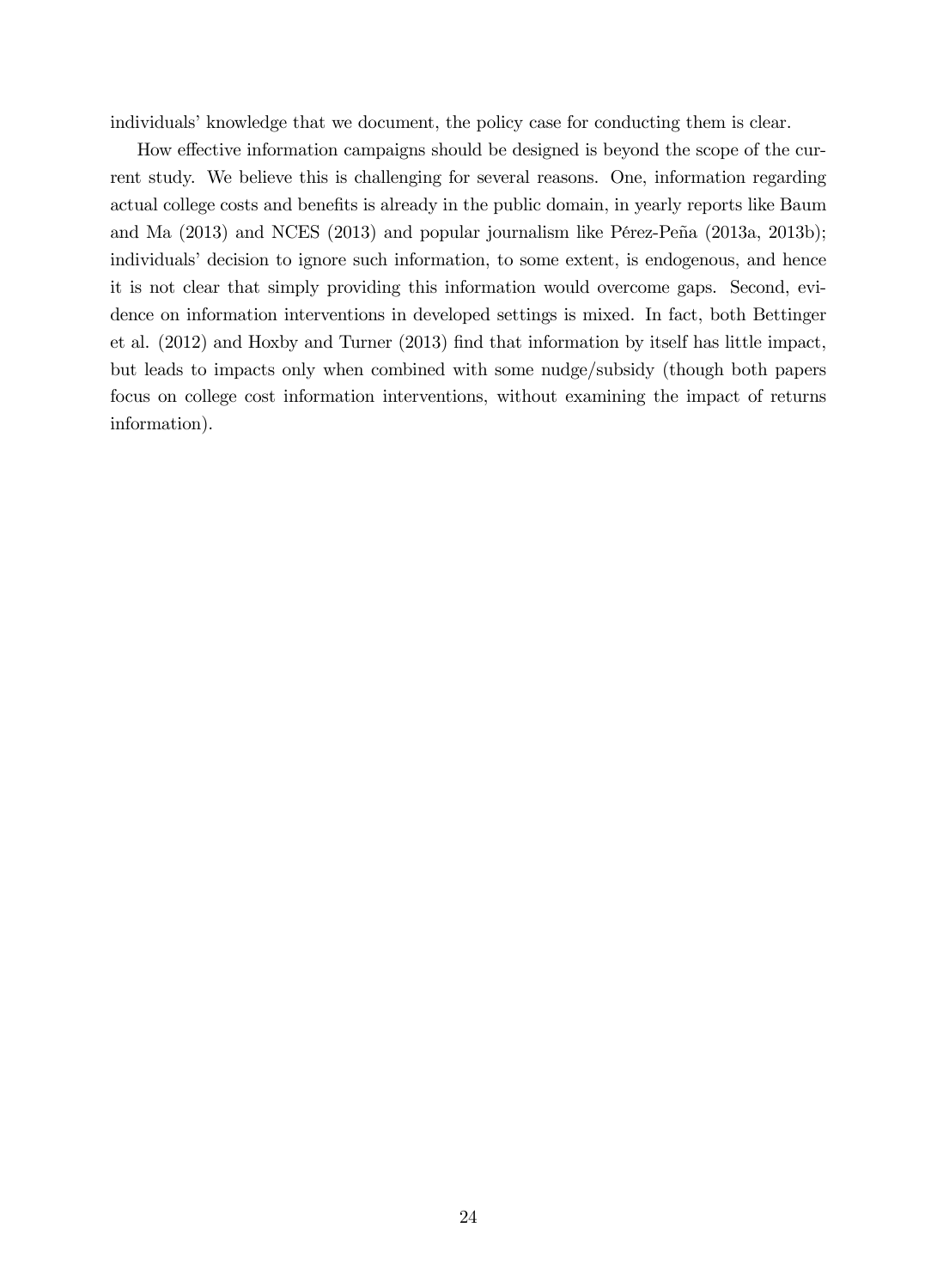individuals' knowledge that we document, the policy case for conducting them is clear.

How effective information campaigns should be designed is beyond the scope of the current study. We believe this is challenging for several reasons. One, information regarding actual college costs and benefits is already in the public domain, in yearly reports like Baum and Ma (2013) and NCES (2013) and popular journalism like Pérez-Peña (2013a, 2013b); individuals' decision to ignore such information, to some extent, is endogenous, and hence it is not clear that simply providing this information would overcome gaps. Second, evidence on information interventions in developed settings is mixed. In fact, both Bettinger et al. (2012) and Hoxby and Turner (2013) find that information by itself has little impact, but leads to impacts only when combined with some nudge/subsidy (though both papers focus on college cost information interventions, without examining the impact of returns information).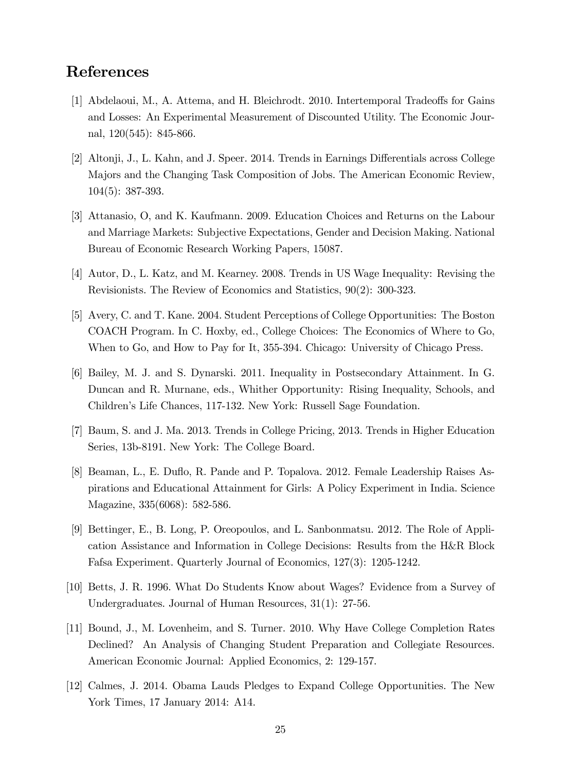# References

[1] Abdelaoui, M., A. Attema, and H. Bleichrodt. 2010. Intertemporal Tradeoffs for Gains and Losses: An Experimental Measurement of Discounted Utility. The Economic Journal, 120(545): 845-866.

[2] Altonji, J., L. Kahn, and J. Speer. 2014. Trends in Earnings Differentials across College Majors and the Changing Task Composition of Jobs. The American Economic Review, 104(5): 387-393.

[3] Attanasio, O, and K. Kaufmann. 2009. Education Choices and Returns on the Labour and Marriage Markets: Subjective Expectations, Gender and Decision Making. National Bureau of Economic Research Working Papers, 15087.

[4] Autor, D., L. Katz, and M. Kearney. 2008. Trends in US Wage Inequality: Revising the Revisionists. The Review of Economics and Statistics, 90(2): 300-323.

[5] Avery, C. and T. Kane. 2004. Student Perceptions of College Opportunities: The Boston COACH Program. In C. Hoxby, ed., College Choices: The Economics of Where to Go, When to Go, and How to Pay for It, 355-394. Chicago: University of Chicago Press.

[6] Bailey, M. J. and S. Dynarski. 2011. Inequality in Postsecondary Attainment. In G. Duncan and R. Murnane, eds., Whither Opportunity: Rising Inequality, Schools, and Children's Life Chances, 117-132. New York: Russell Sage Foundation.

[7] Baum, S. and J. Ma. 2013. Trends in College Pricing, 2013. Trends in Higher Education Series, 13b-8191. New York: The College Board.

[8] Beaman, L., E. Duflo, R. Pande and P. Topalova. 2012. Female Leadership Raises Aspirations and Educational Attainment for Girls: A Policy Experiment in India. Science Magazine, 335(6068): 582-586.

[9] Bettinger, E., B. Long, P. Oreopoulos, and L. Sanbonmatsu. 2012. The Role of Application Assistance and Information in College Decisions: Results from the H&R Block Fafsa Experiment. Quarterly Journal of Economics, 127(3): 1205-1242.

[10] Betts, J. R. 1996. What Do Students Know about Wages? Evidence from a Survey of Undergraduates. Journal of Human Resources, 31(1): 27-56.

[11] Bound, J., M. Lovenheim, and S. Turner. 2010. Why Have College Completion Rates Declined? An Analysis of Changing Student Preparation and Collegiate Resources. American Economic Journal: Applied Economics, 2: 129-157.

[12] Calmes, J. 2014. Obama Lauds Pledges to Expand College Opportunities. The New York Times, 17 January 2014: A14.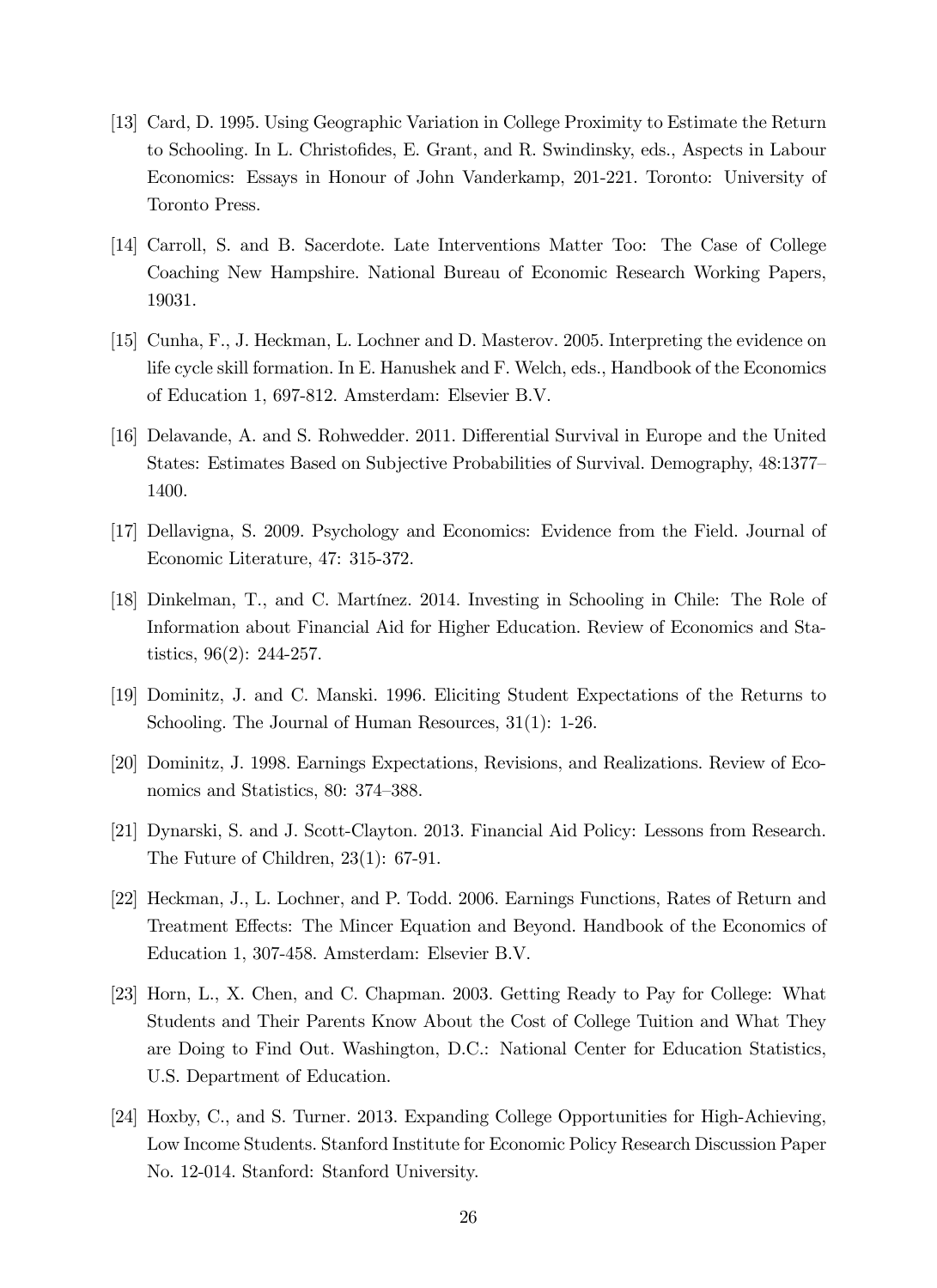[13] Card, D. 1995. Using Geographic Variation in College Proximity to Estimate the Return to Schooling. In L. Christofides, E. Grant, and R. Swindinsky, eds., Aspects in Labour Economics: Essays in Honour of John Vanderkamp, 201-221. Toronto: University of Toronto Press.

[14] Carroll, S. and B. Sacerdote. Late Interventions Matter Too: The Case of College Coaching New Hampshire. National Bureau of Economic Research Working Papers, 19031.

[15] Cunha, F., J. Heckman, L. Lochner and D. Masterov. 2005. Interpreting the evidence on life cycle skill formation. In E. Hanushek and F. Welch, eds., Handbook of the Economics of Education 1, 697-812. Amsterdam: Elsevier B.V.

[16] Delavande, A. and S. Rohwedder. 2011. Differential Survival in Europe and the United States: Estimates Based on Subjective Probabilities of Survival. Demography, 48:1377–1400.

[17] Dellavigna, S. 2009. Psychology and Economics: Evidence from the Field. Journal of Economic Literature, 47: 315-372.

[18] Dinkelman, T., and C. Martínez. 2014. Investing in Schooling in Chile: The Role of Information about Financial Aid for Higher Education. Review of Economics and Statistics, 96(2): 244-257.

[19] Dominitz, J. and C. Manski. 1996. Eliciting Student Expectations of the Returns to Schooling. The Journal of Human Resources, 31(1): 1-26.

[20] Dominitz, J. 1998. Earnings Expectations, Revisions, and Realizations. Review of Economics and Statistics, 80: 374–388.

[21] Dynarski, S. and J. Scott-Clayton. 2013. Financial Aid Policy: Lessons from Research. The Future of Children, 23(1): 67-91.

[22] Heckman, J., L. Lochner, and P. Todd. 2006. Earnings Functions, Rates of Return and Treatment Effects: The Mincer Equation and Beyond. Handbook of the Economics of Education 1, 307-458. Amsterdam: Elsevier B.V.

[23] Horn, L., X. Chen, and C. Chapman. 2003. Getting Ready to Pay for College: What Students and Their Parents Know About the Cost of College Tuition and What They are Doing to Find Out. Washington, D.C.: National Center for Education Statistics, U.S. Department of Education.

[24] Hoxby, C., and S. Turner. 2013. Expanding College Opportunities for High-Achieving, Low Income Students. Stanford Institute for Economic Policy Research Discussion Paper No. 12-014. Stanford: Stanford University.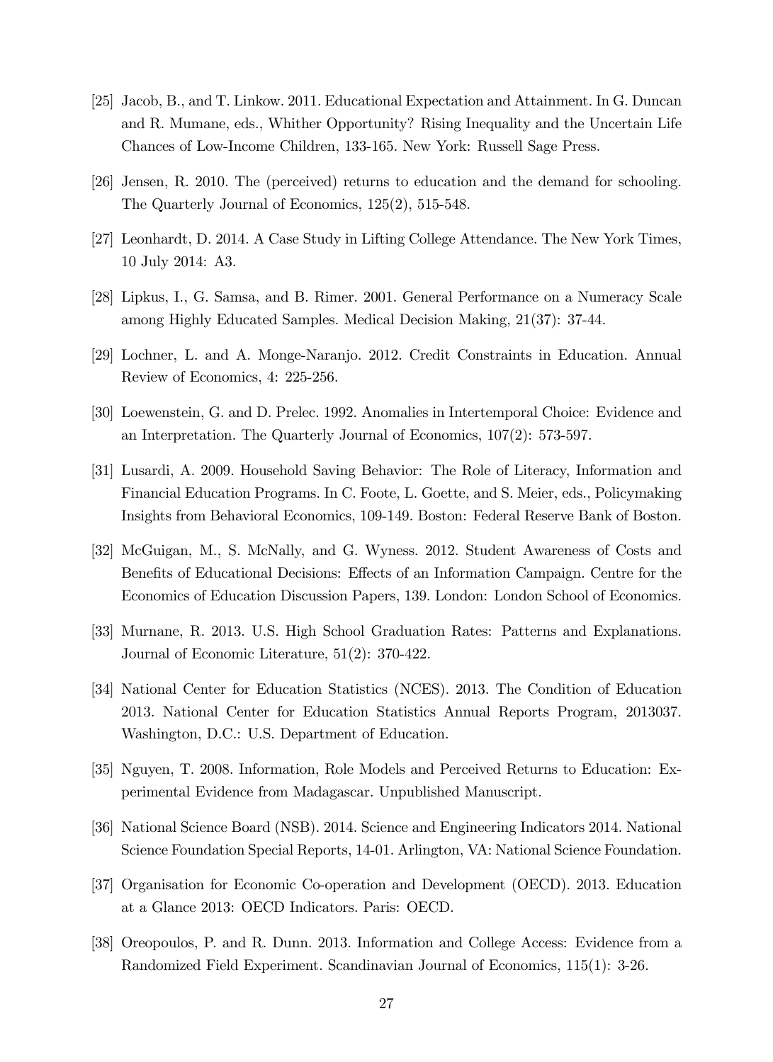[25] Jacob, B., and T. Linkow. 2011. Educational Expectation and Attainment. In G. Duncan and R. Mumane, eds., Whither Opportunity? Rising Inequality and the Uncertain Life Chances of Low-Income Children, 133-165. New York: Russell Sage Press.

[26] Jensen, R. 2010. The (perceived) returns to education and the demand for schooling. The Quarterly Journal of Economics, 125(2), 515-548.

[27] Leonhardt, D. 2014. A Case Study in Lifting College Attendance. The New York Times, 10 July 2014: A3.

[28] Lipkus, I., G. Samsa, and B. Rimer. 2001. General Performance on a Numeracy Scale among Highly Educated Samples. Medical Decision Making, 21(37): 37-44.

[29] Lochner, L. and A. Monge-Naranjo. 2012. Credit Constraints in Education. Annual Review of Economics, 4: 225-256.

[30] Loewenstein, G. and D. Prelec. 1992. Anomalies in Intertemporal Choice: Evidence and an Interpretation. The Quarterly Journal of Economics, 107(2): 573-597.

[31] Lusardi, A. 2009. Household Saving Behavior: The Role of Literacy, Information and Financial Education Programs. In C. Foote, L. Goette, and S. Meier, eds., Policymaking Insights from Behavioral Economics, 109-149. Boston: Federal Reserve Bank of Boston.

[32] McGuigan, M., S. McNally, and G. Wyness. 2012. Student Awareness of Costs and Benefits of Educational Decisions: Effects of an Information Campaign. Centre for the Economics of Education Discussion Papers, 139. London: London School of Economics.

[33] Murnane, R. 2013. U.S. High School Graduation Rates: Patterns and Explanations. Journal of Economic Literature, 51(2): 370-422.

[34] National Center for Education Statistics (NCES). 2013. The Condition of Education 2013. National Center for Education Statistics Annual Reports Program, 2013037. Washington, D.C.: U.S. Department of Education.

[35] Nguyen, T. 2008. Information, Role Models and Perceived Returns to Education: Experimental Evidence from Madagascar. Unpublished Manuscript.

[36] National Science Board (NSB). 2014. Science and Engineering Indicators 2014. National Science Foundation Special Reports, 14-01. Arlington, VA: National Science Foundation.

[37] Organisation for Economic Co-operation and Development (OECD). 2013. Education at a Glance 2013: OECD Indicators. Paris: OECD.

[38] Oreopoulos, P. and R. Dunn. 2013. Information and College Access: Evidence from a Randomized Field Experiment. Scandinavian Journal of Economics, 115(1): 3-26.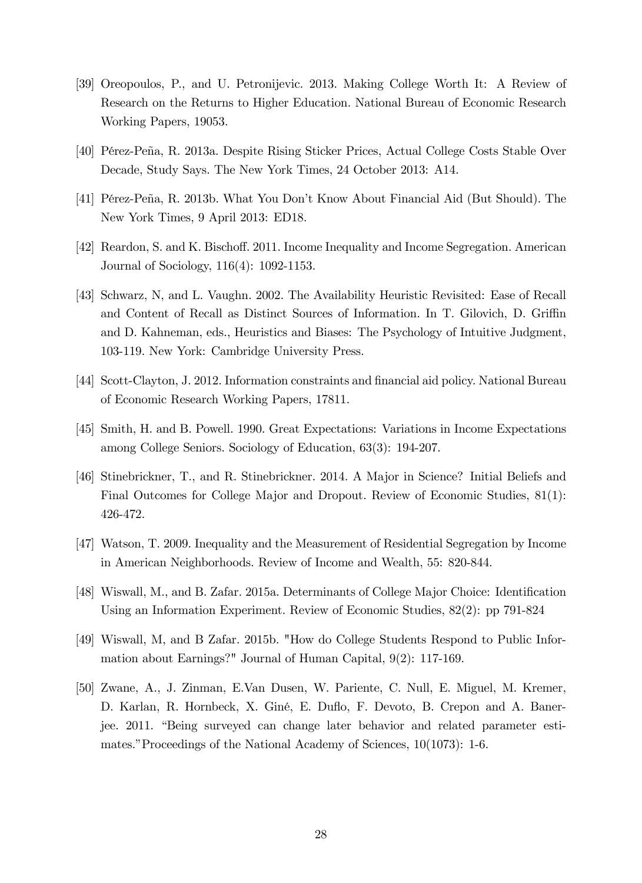[39] Oreopoulos, P., and U. Petronijevic. 2013. Making College Worth It: A Review of Research on the Returns to Higher Education. National Bureau of Economic Research Working Papers, 19053.

[40] Pérez-Peña, R. 2013a. Despite Rising Sticker Prices, Actual College Costs Stable Over Decade, Study Says. The New York Times, 24 October 2013: A14.

[41] Pérez-Peña, R. 2013b. What You Don't Know About Financial Aid (But Should). The New York Times, 9 April 2013: ED18.

[42] Reardon, S. and K. Bischoff. 2011. Income Inequality and Income Segregation. American Journal of Sociology, 116(4): 1092-1153.

[43] Schwarz, N, and L. Vaughn. 2002. The Availability Heuristic Revisited: Ease of Recall and Content of Recall as Distinct Sources of Information. In T. Gilovich, D. Griffin and D. Kahneman, eds., Heuristics and Biases: The Psychology of Intuitive Judgment, 103-119. New York: Cambridge University Press.

[44] Scott-Clayton, J. 2012. Information constraints and financial aid policy. National Bureau of Economic Research Working Papers, 17811.

[45] Smith, H. and B. Powell. 1990. Great Expectations: Variations in Income Expectations among College Seniors. Sociology of Education, 63(3): 194-207.

[46] Stinebrickner, T., and R. Stinebrickner. 2014. A Major in Science? Initial Beliefs and Final Outcomes for College Major and Dropout. Review of Economic Studies, 81(1): 426-472.

[47] Watson, T. 2009. Inequality and the Measurement of Residential Segregation by Income in American Neighborhoods. Review of Income and Wealth, 55: 820-844.

[48] Wiswall, M., and B. Zafar. 2015a. Determinants of College Major Choice: Identification Using an Information Experiment. Review of Economic Studies, 82(2): pp 791-824

[49] Wiswall, M, and B Zafar. 2015b. "How do College Students Respond to Public Information about Earnings?" Journal of Human Capital, 9(2): 117-169.

[50] Zwane, A., J. Zinman, E.Van Dusen, W. Pariente, C. Null, E. Miguel, M. Kremer, D. Karlan, R. Hornbeck, X. Giné, E. Duflo, F. Devoto, B. Crepon and A. Banerjee. 2011. "Being surveyed can change later behavior and related parameter estimates."Proceedings of the National Academy of Sciences, 10(1073): 1-6.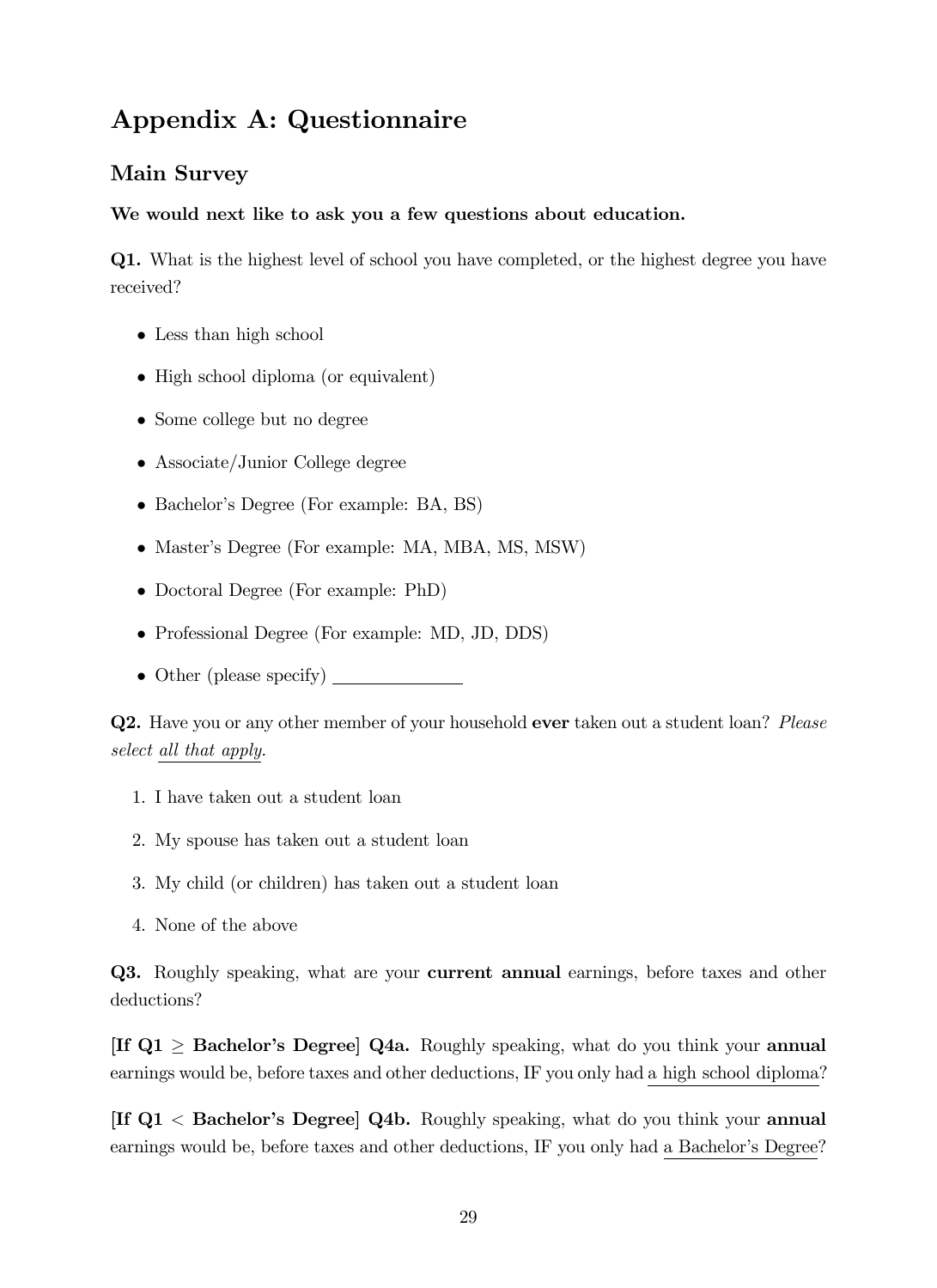# Appendix A: Questionnaire

## Main Survey

**We would next like to ask you a few questions about education.**

**Q1.** What is the highest level of school you have completed, or the highest degree you have received?

- Less than high school
- High school diploma (or equivalent)
- Some college but no degree
- Associate/Junior College degree
- Bachelor's Degree (For example: BA, BS)
- Master's Degree (For example: MA, MBA, MS, MSW)
- Doctoral Degree (For example: PhD)
- Professional Degree (For example: MD, JD, DDS)
- Other (please specify) \_\_\_\_\_\_\_\_\_\_\_\_\_\_

**Q2.** Have you or any other member of your household **ever** taken out a student loan? *Please select <u>all that apply</u>.*

1. I have taken out a student loan
2. My spouse has taken out a student loan
3. My child (or children) has taken out a student loan
4. None of the above

**Q3.** Roughly speaking, what are your **current annual** earnings, before taxes and other deductions?

**[If Q1 $\geq$ Bachelor's Degree] Q4a.** Roughly speaking, what do you think your **annual** earnings would be, before taxes and other deductions, IF you only had <u>a high school diploma</u>?

**[If Q1 $<$ Bachelor's Degree] Q4b.** Roughly speaking, what do you think your **annual** earnings would be, before taxes and other deductions, IF you only had <u>a Bachelor's Degree</u>?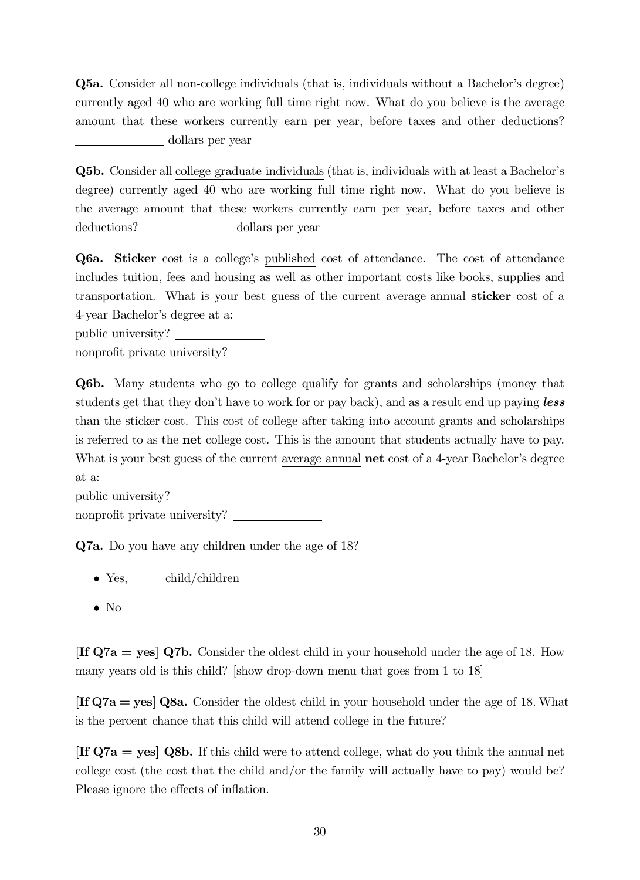**Q5a.** Consider all non-college individuals (that is, individuals without a Bachelor's degree) currently aged 40 who are working full time right now. What do you believe is the average amount that these workers currently earn per year, before taxes and other deductions? \_\_\_\_\_\_\_\_\_\_\_\_\_\_ dollars per year

**Q5b.** Consider all college graduate individuals (that is, individuals with at least a Bachelor's degree) currently aged 40 who are working full time right now. What do you believe is the average amount that these workers currently earn per year, before taxes and other deductions? \_\_\_\_\_\_\_\_\_\_\_\_\_\_ dollars per year

**Q6a.** **Sticker** cost is a college's published cost of attendance. The cost of attendance includes tuition, fees and housing as well as other important costs like books, supplies and transportation. What is your best guess of the current average annual **sticker** cost of a 4-year Bachelor's degree at a:
public university? \_\_\_\_\_\_\_\_\_\_\_\_\_\_
nonprofit private university? \_\_\_\_\_\_\_\_\_\_\_\_\_\_

**Q6b.** Many students who go to college qualify for grants and scholarships (money that students get that they don't have to work for or pay back), and as a result end up paying ***less*** than the sticker cost. This cost of college after taking into account grants and scholarships is referred to as the **net** college cost. This is the amount that students actually have to pay. What is your best guess of the current average annual **net** cost of a 4-year Bachelor's degree at a:
public university? \_\_\_\_\_\_\_\_\_\_\_\_\_\_
nonprofit private university? \_\_\_\_\_\_\_\_\_\_\_\_\_\_

**Q7a.** Do you have any children under the age of 18?

- Yes, \_\_\_\_\_ child/children
- No

**[If Q7a = yes] Q7b.** Consider the oldest child in your household under the age of 18. How many years old is this child? [show drop-down menu that goes from 1 to 18]

**[If Q7a = yes] Q8a.** Consider the oldest child in your household under the age of 18. What is the percent chance that this child will attend college in the future?

**[If Q7a = yes] Q8b.** If this child were to attend college, what do you think the annual net college cost (the cost that the child and/or the family will actually have to pay) would be? Please ignore the effects of inflation.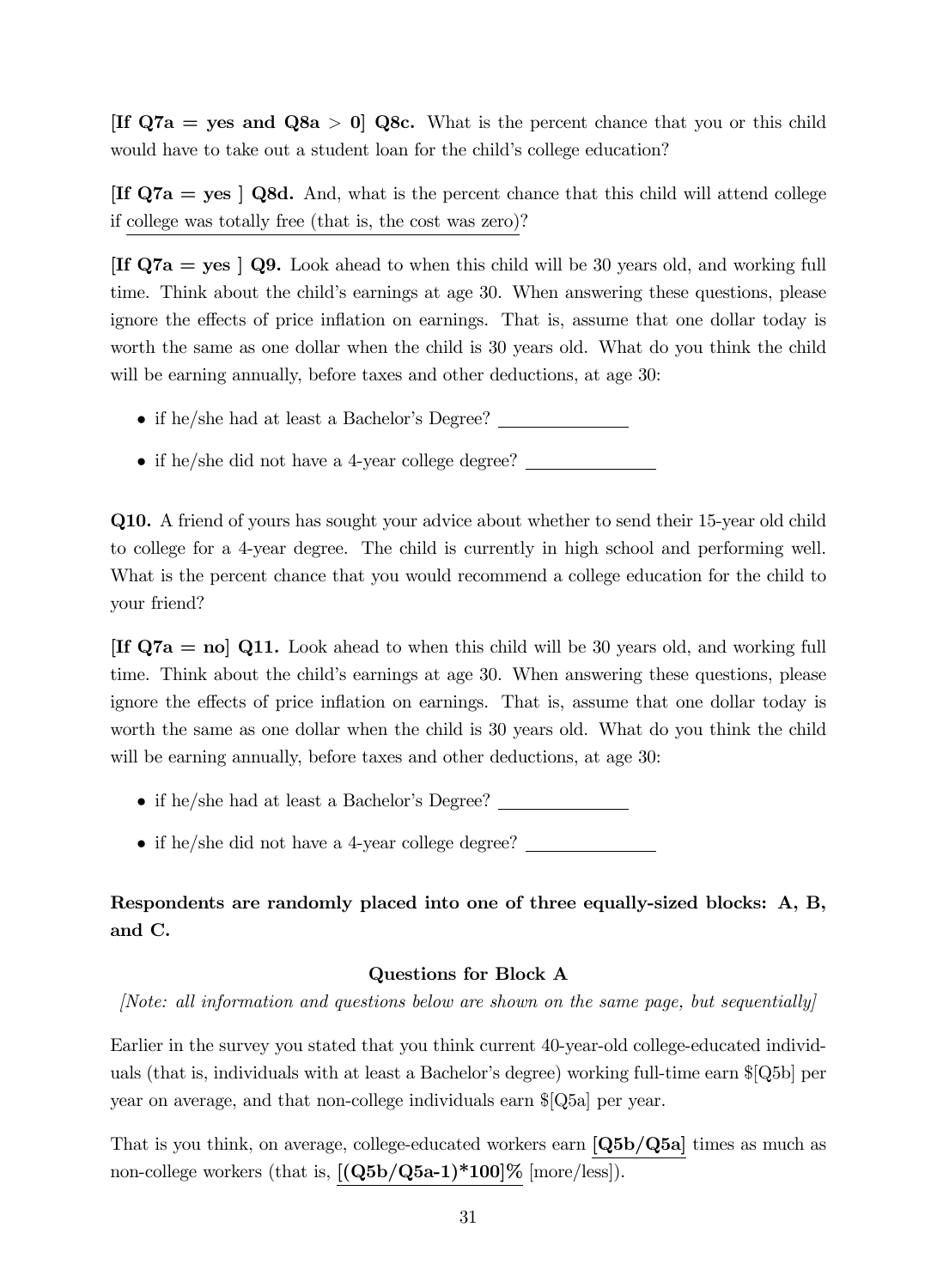**[If Q7a = yes and Q8a > 0] Q8c.** What is the percent chance that you or this child would have to take out a student loan for the child's college education?

**[If Q7a = yes ] Q8d.** And, what is the percent chance that this child will attend college if college was totally free (that is, the cost was zero)?

**[If Q7a = yes ] Q9.** Look ahead to when this child will be 30 years old, and working full time. Think about the child's earnings at age 30. When answering these questions, please ignore the effects of price inflation on earnings. That is, assume that one dollar today is worth the same as one dollar when the child is 30 years old. What do you think the child will be earning annually, before taxes and other deductions, at age 30:

- if he/she had at least a Bachelor's Degree? ______________
- if he/she did not have a 4-year college degree? ______________

**Q10.** A friend of yours has sought your advice about whether to send their 15-year old child to college for a 4-year degree. The child is currently in high school and performing well. What is the percent chance that you would recommend a college education for the child to your friend?

**[If Q7a = no] Q11.** Look ahead to when this child will be 30 years old, and working full time. Think about the child's earnings at age 30. When answering these questions, please ignore the effects of price inflation on earnings. That is, assume that one dollar today is worth the same as one dollar when the child is 30 years old. What do you think the child will be earning annually, before taxes and other deductions, at age 30:

- if he/she had at least a Bachelor's Degree? ______________
- if he/she did not have a 4-year college degree? ______________

**Respondents are randomly placed into one of three equally-sized blocks: A, B, and C.**

### Questions for Block A

*[Note: all information and questions below are shown on the same page, but sequentially]*

Earlier in the survey you stated that you think current 40-year-old college-educated individuals (that is, individuals with at least a Bachelor's degree) working full-time earn $[Q5b] per year on average, and that non-college individuals earn $[Q5a] per year.

That is you think, on average, college-educated workers earn **[Q5b/Q5a]** times as much as non-college workers (that is, **[(Q5b/Q5a-1)*100]%** [more/less]).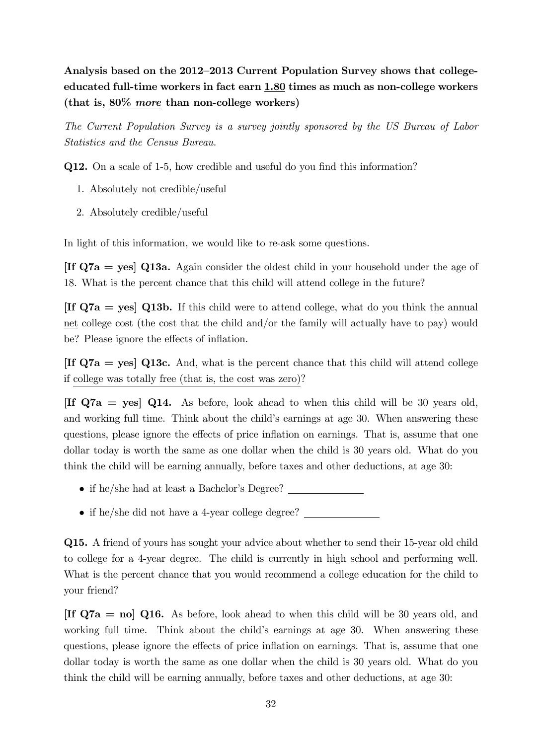**Analysis based on the 2012–2013 Current Population Survey shows that college-educated full-time workers in fact earn <u>1.80</u> times as much as non-college workers (that is, <u>80% *more*</u> than non-college workers)**

*The Current Population Survey is a survey jointly sponsored by the US Bureau of Labor Statistics and the Census Bureau.*

**Q12.** On a scale of 1-5, how credible and useful do you find this information?

1. Absolutely not credible/useful
2. Absolutely credible/useful

In light of this information, we would like to re-ask some questions.

**[If Q7a = yes] Q13a.** Again consider the oldest child in your household under the age of 18. What is the percent chance that this child will attend college in the future?

**[If Q7a = yes] Q13b.** If this child were to attend college, what do you think the annual <u>net</u> college cost (the cost that the child and/or the family will actually have to pay) would be? Please ignore the effects of inflation.

**[If Q7a = yes] Q13c.** And, what is the percent chance that this child will attend college if <u>college was totally free (that is, the cost was zero)</u>?

**[If Q7a = yes] Q14.** As before, look ahead to when this child will be 30 years old, and working full time. Think about the child's earnings at age 30. When answering these questions, please ignore the effects of price inflation on earnings. That is, assume that one dollar today is worth the same as one dollar when the child is 30 years old. What do you think the child will be earning annually, before taxes and other deductions, at age 30:

- if he/she had at least a Bachelor's Degree? ______________
- if he/she did not have a 4-year college degree? ______________

**Q15.** A friend of yours has sought your advice about whether to send their 15-year old child to college for a 4-year degree. The child is currently in high school and performing well. What is the percent chance that you would recommend a college education for the child to your friend?

**[If Q7a = no] Q16.** As before, look ahead to when this child will be 30 years old, and working full time. Think about the child's earnings at age 30. When answering these questions, please ignore the effects of price inflation on earnings. That is, assume that one dollar today is worth the same as one dollar when the child is 30 years old. What do you think the child will be earning annually, before taxes and other deductions, at age 30: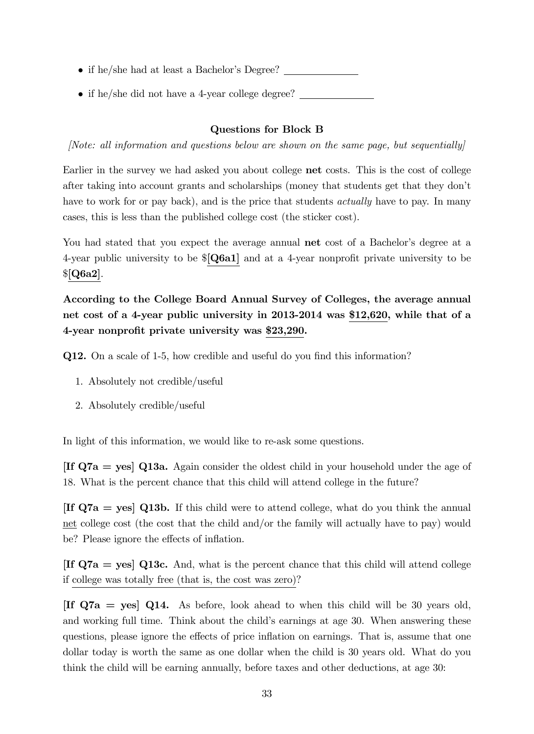- if he/she had at least a Bachelor's Degree? ______________
- if he/she did not have a 4-year college degree? ______________

### Questions for Block B

*[Note: all information and questions below are shown on the same page, but sequentially]*

Earlier in the survey we had asked you about college **net** costs. This is the cost of college after taking into account grants and scholarships (money that students get that they don't have to work for or pay back), and is the price that students *actually* have to pay. In many cases, this is less than the published college cost (the sticker cost).

You had stated that you expect the average annual **net** cost of a Bachelor's degree at a 4-year public university to be $**[Q6a1]** and at a 4-year nonprofit private university to be $**[Q6a2]**.

**According to the College Board Annual Survey of Colleges, the average annual net cost of a 4-year public university in 2013-2014 was $12,620, while that of a 4-year nonprofit private university was $23,290.**

**Q12.** On a scale of 1-5, how credible and useful do you find this information?

1. Absolutely not credible/useful
2. Absolutely credible/useful

In light of this information, we would like to re-ask some questions.

**[If Q7a = yes] Q13a.** Again consider the oldest child in your household under the age of 18. What is the percent chance that this child will attend college in the future?

**[If Q7a = yes] Q13b.** If this child were to attend college, what do you think the annual net college cost (the cost that the child and/or the family will actually have to pay) would be? Please ignore the effects of inflation.

**[If Q7a = yes] Q13c.** And, what is the percent chance that this child will attend college if college was totally free (that is, the cost was zero)?

**[If Q7a = yes] Q14.** As before, look ahead to when this child will be 30 years old, and working full time. Think about the child's earnings at age 30. When answering these questions, please ignore the effects of price inflation on earnings. That is, assume that one dollar today is worth the same as one dollar when the child is 30 years old. What do you think the child will be earning annually, before taxes and other deductions, at age 30: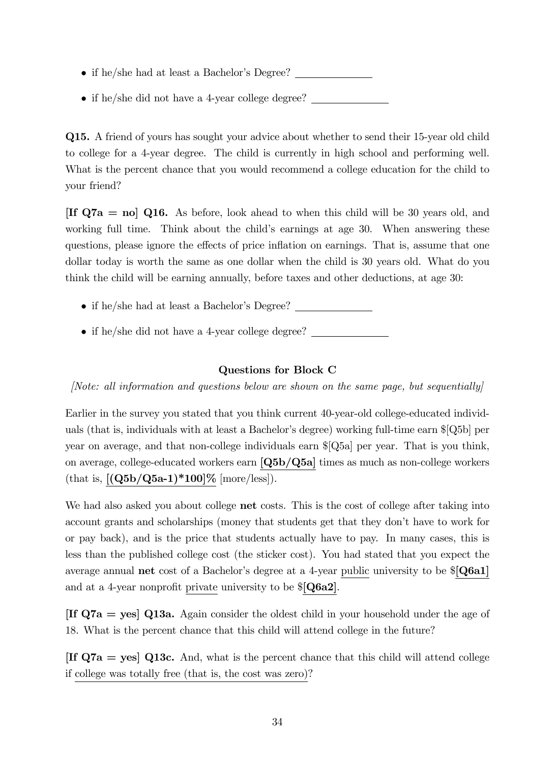- if he/she had at least a Bachelor's Degree? \_\_\_\_\_\_\_\_\_\_\_\_\_\_
- if he/she did not have a 4-year college degree? \_\_\_\_\_\_\_\_\_\_\_\_\_\_

**Q15.** A friend of yours has sought your advice about whether to send their 15-year old child to college for a 4-year degree. The child is currently in high school and performing well. What is the percent chance that you would recommend a college education for the child to your friend?

**[If Q7a = no] Q16.** As before, look ahead to when this child will be 30 years old, and working full time. Think about the child's earnings at age 30. When answering these questions, please ignore the effects of price inflation on earnings. That is, assume that one dollar today is worth the same as one dollar when the child is 30 years old. What do you think the child will be earning annually, before taxes and other deductions, at age 30:

- if he/she had at least a Bachelor's Degree? \_\_\_\_\_\_\_\_\_\_\_\_\_\_
- if he/she did not have a 4-year college degree? \_\_\_\_\_\_\_\_\_\_\_\_\_\_

### Questions for Block C

*[Note: all information and questions below are shown on the same page, but sequentially]*

Earlier in the survey you stated that you think current 40-year-old college-educated individuals (that is, individuals with at least a Bachelor's degree) working full-time earn $[Q5b] per year on average, and that non-college individuals earn $[Q5a] per year. That is you think, on average, college-educated workers earn <u>**[Q5b/Q5a]**</u> times as much as non-college workers (that is, <u>**[(Q5b/Q5a-1)*100]%**</u> [more/less]).

We had also asked you about college **net** costs. This is the cost of college after taking into account grants and scholarships (money that students get that they don't have to work for or pay back), and is the price that students actually have to pay. In many cases, this is less than the published college cost (the sticker cost). You had stated that you expect the average annual **net** cost of a Bachelor's degree at a 4-year <u>public</u> university to be $<u>**[Q6a1]**</u> and at a 4-year nonprofit <u>private</u> university to be $<u>**[Q6a2]**</u>.

**[If Q7a = yes] Q13a.** Again consider the oldest child in your household under the age of 18. What is the percent chance that this child will attend college in the future?

**[If Q7a = yes] Q13c.** And, what is the percent chance that this child will attend college if <u>college was totally free (that is, the cost was zero)</u>?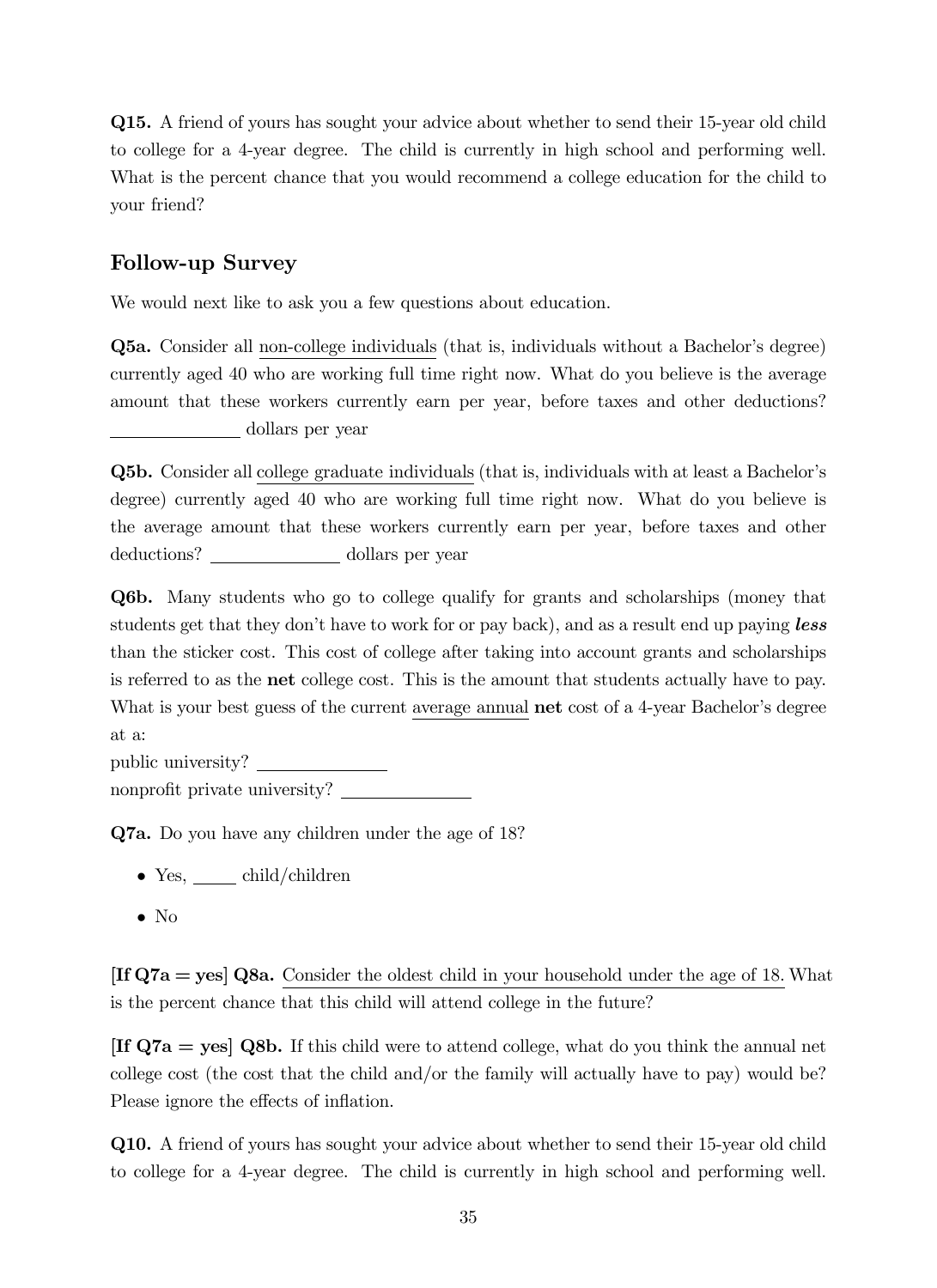**Q15.** A friend of yours has sought your advice about whether to send their 15-year old child to college for a 4-year degree. The child is currently in high school and performing well. What is the percent chance that you would recommend a college education for the child to your friend?

## Follow-up Survey

We would next like to ask you a few questions about education.

**Q5a.** Consider all non-college individuals (that is, individuals without a Bachelor's degree) currently aged 40 who are working full time right now. What do you believe is the average amount that these workers currently earn per year, before taxes and other deductions? ______________ dollars per year

**Q5b.** Consider all college graduate individuals (that is, individuals with at least a Bachelor's degree) currently aged 40 who are working full time right now. What do you believe is the average amount that these workers currently earn per year, before taxes and other deductions? ______________ dollars per year

**Q6b.** Many students who go to college qualify for grants and scholarships (money that students get that they don't have to work for or pay back), and as a result end up paying ***less*** than the sticker cost. This cost of college after taking into account grants and scholarships is referred to as the **net** college cost. This is the amount that students actually have to pay. What is your best guess of the current average annual **net** cost of a 4-year Bachelor's degree at a:

public university? ______________

nonprofit private university? ______________

**Q7a.** Do you have any children under the age of 18?

- Yes, _____ child/children
- No

**[If Q7a = yes] Q8a.** Consider the oldest child in your household under the age of 18. What is the percent chance that this child will attend college in the future?

**[If Q7a = yes] Q8b.** If this child were to attend college, what do you think the annual net college cost (the cost that the child and/or the family will actually have to pay) would be? Please ignore the effects of inflation.

**Q10.** A friend of yours has sought your advice about whether to send their 15-year old child to college for a 4-year degree. The child is currently in high school and performing well.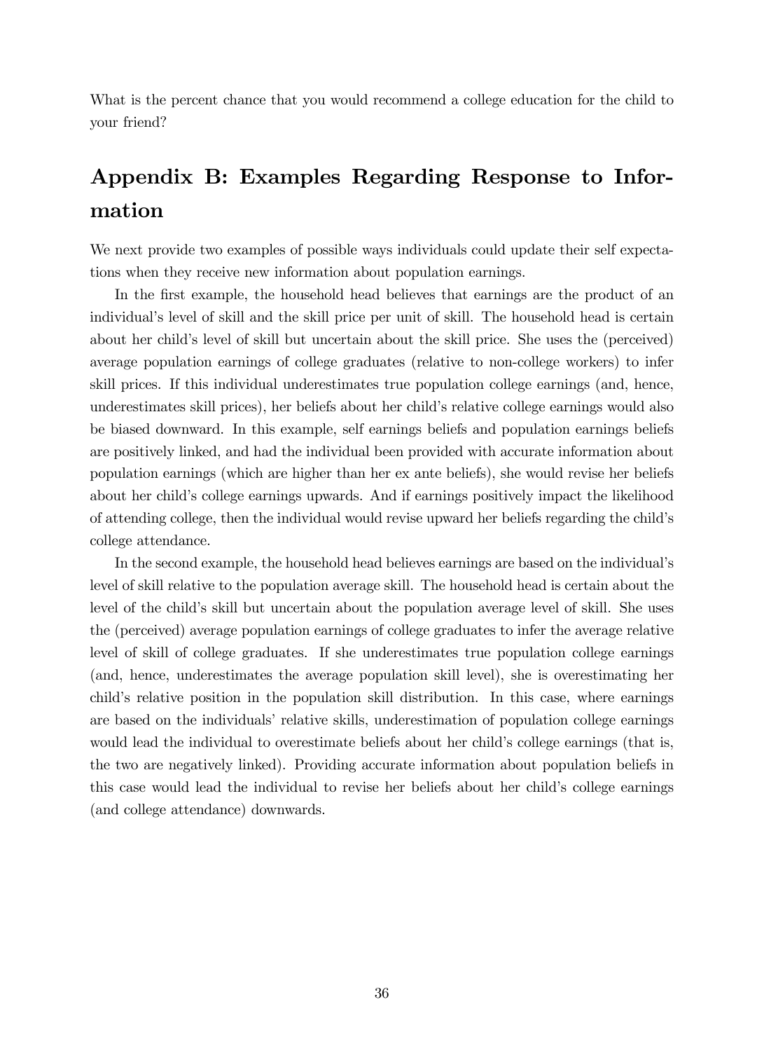What is the percent chance that you would recommend a college education for the child to your friend?

# Appendix B: Examples Regarding Response to Information

We next provide two examples of possible ways individuals could update their self expectations when they receive new information about population earnings.

In the first example, the household head believes that earnings are the product of an individual's level of skill and the skill price per unit of skill. The household head is certain about her child's level of skill but uncertain about the skill price. She uses the (perceived) average population earnings of college graduates (relative to non-college workers) to infer skill prices. If this individual underestimates true population college earnings (and, hence, underestimates skill prices), her beliefs about her child's relative college earnings would also be biased downward. In this example, self earnings beliefs and population earnings beliefs are positively linked, and had the individual been provided with accurate information about population earnings (which are higher than her ex ante beliefs), she would revise her beliefs about her child's college earnings upwards. And if earnings positively impact the likelihood of attending college, then the individual would revise upward her beliefs regarding the child's college attendance.

In the second example, the household head believes earnings are based on the individual's level of skill relative to the population average skill. The household head is certain about the level of the child's skill but uncertain about the population average level of skill. She uses the (perceived) average population earnings of college graduates to infer the average relative level of skill of college graduates. If she underestimates true population college earnings (and, hence, underestimates the average population skill level), she is overestimating her child's relative position in the population skill distribution. In this case, where earnings are based on the individuals' relative skills, underestimation of population college earnings would lead the individual to overestimate beliefs about her child's college earnings (that is, the two are negatively linked). Providing accurate information about population beliefs in this case would lead the individual to revise her beliefs about her child's college earnings (and college attendance) downwards.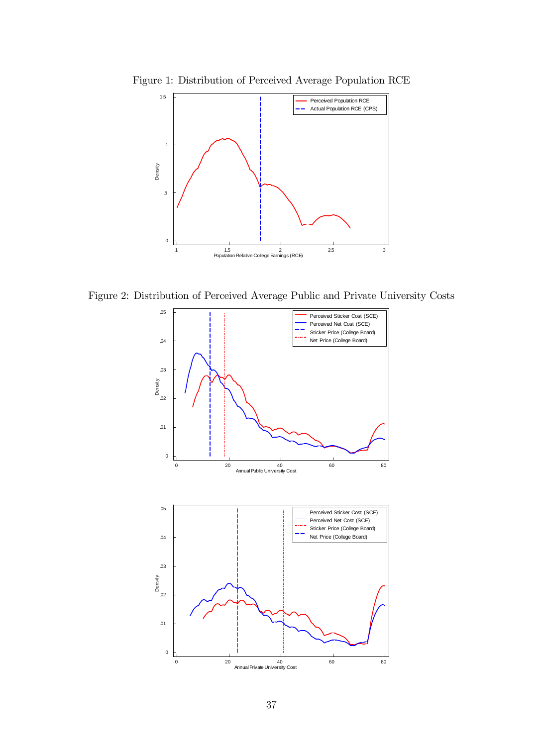Figure 1: Distribution of Perceived Average Population RCE

Figure 2: Distribution of Perceived Average Public and Private University Costs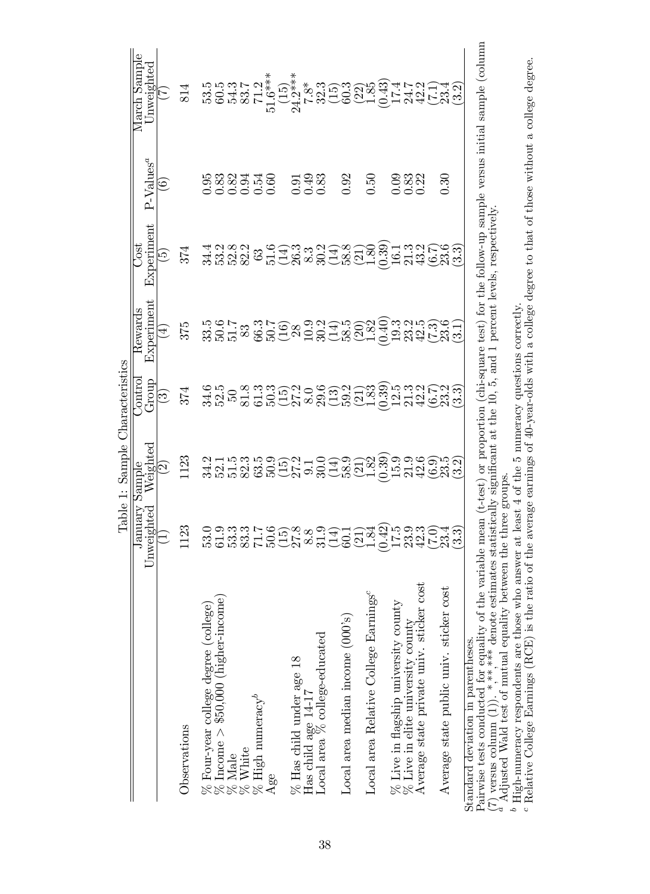Table 1: Sample Characteristics

| | January Sample | | Control Group | Rewards Experiment | Cost Experiment | P-Values[a] | March Sample |
|---|---|---|---|---|---|---|---|
| | Unweighted | Weighted | | | | | Unweighted |
| | (1) | (2) | (3) | (4) | (5) | (6) | (7) |
| Observations | 1123 | 1123 | 374 | 375 | 374 | | 814 |
| % Four-year college degree (college) | 53.0 | 34.2 | 34.6 | 33.5 | 34.4 | 0.95 | 53.5 |
| % Income > $50,000 (higher-income) | 61.9 | 52.1 | 52.5 | 50.6 | 53.2 | 0.83 | 60.5 |
| % Male | 53.3 | 51.5 | 50 | 51.7 | 52.8 | 0.82 | 54.3 |
| % White | 83.3 | 82.3 | 81.8 | 83 | 82.2 | 0.94 | 83.7 |
| % High numeracy[b] | 71.7 | 63.5 | 61.3 | 66.3 | 63 | 0.54 | 71.2 |
| Age | 50.6 | 50.9 | 50.3 | 50.7 | 51.6 | 0.60 | 51.6*** |
| | (15) | (15) | (15) | (16) | (14) | | (15) |
| % Has child under age 18 | 27.8 | 27.2 | 27.2 | 28 | 26.3 | 0.91 | 24.2*** |
| Has child age 14-17 | 8.8 | 9.1 | 8.0 | 10.9 | 8.3 | 0.49 | 7.8* |
| Local area % college-educated | 31.9 | 30.0 | 29.6 | 30.2 | 30.2 | 0.83 | 32.3 |
| | (14) | (14) | (13) | (14) | (14) | | (15) |
| Local area median income (000's) | 60.1 | 58.9 | 59.2 | 58.5 | 58.8 | 0.92 | 60.3 |
| | (21) | (21) | (21) | (20) | (21) | | (22) |
| Local area Relative College Earnings[c] | 1.84 | 1.82 | 1.83 | 1.82 | 1.80 | 0.50 | 1.85 |
| | (0.42) | (0.39) | (0.39) | (0.40) | (0.39) | | (0.43) |
| % Live in flagship university county | 17.5 | 15.9 | 12.5 | 19.3 | 16.1 | 0.09 | 17.4 |
| % Live in elite university county | 23.9 | 21.9 | 21.3 | 23.2 | 21.3 | 0.83 | 24.7 |
| Average state private univ. sticker cost | 42.3 | 42.6 | 42.2 | 42.5 | 43.2 | 0.22 | 42.2 |
| | (7.0) | (6.9) | (6.7) | (7.3) | (6.7) | | (7.1) |
| Average state public univ. sticker cost | 23.4 | 23.5 | 23.2 | 23.6 | 23.6 | 0.30 | 23.4 |
| | (3.3) | (3.2) | (3.3) | (3.1) | (3.3) | | (3.2) |

Standard deviation in parentheses.
Pairwise tests conducted for equality of the variable mean (t-test) or proportion (chi-square test) for the follow-up sample versus initial sample (column (7) versus column (1)). *,**,*** denote estimates statistically significant at the 10, 5, and 1 percent levels, respectively.
[a] Adjusted Wald test of mutual equality between the three groups.
[b] High-numeracy respondents are those who answer at least 4 of the 5 numeracy questions correctly.
[c] Relative College Earnings (RCE) is the ratio of the average earnings of 40-year-olds with a college degree to that of those without a college degree.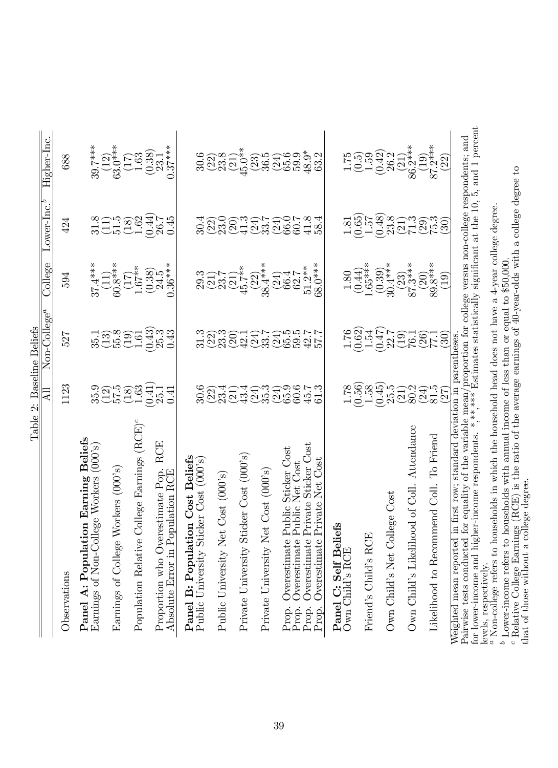Table 2: Baseline Beliefs

| | All | Non-College[a] | College | Lower-Inc.[b] | Higher-Inc. |
|---|---|---|---|---|---|
| Observations | 1123 | 527 | 594 | 424 | 688 |
| **Panel A: Population Earning Beliefs** | | | | | |
| Earnings of Non-College Workers (000's) | 35.9 | 35.1 | 37.4*** | 31.8 | 39.7*** |
| | (12) | (13) | (11) | (11) | (12) |
| Earnings of College Workers (000's) | 57.5 | 55.8 | 60.8*** | 51.5 | 63.0*** |
| | (18) | (19) | (17) | (18) | (17) |
| Population Relative College Earnings (RCE)[c] | 1.63 | 1.61 | 1.67** | 1.62 | 1.63 |
| | (0.41) | (0.43) | (0.38) | (0.44) | (0.38) |
| Proportion who Overestimate Pop. RCE | 25.1 | 25.3 | 24.5 | 26.7 | 23.1 |
| Absolute Error in Population RCE | 0.41 | 0.43 | 0.36*** | 0.45 | 0.37*** |
| **Panel B: Population Cost Beliefs** | | | | | |
| Public University Sticker Cost (000's) | 30.6 | 31.3 | 29.3 | 30.4 | 30.6 |
| | (22) | (22) | (21) | (22) | (22) |
| Public University Net Cost (000's) | 23.4 | 23.3 | 23.7 | 23.0 | 23.8 |
| | (21) | (20) | (21) | (20) | (21) |
| Private University Sticker Cost (000's) | 43.4 | 42.1 | 45.7** | 41.3 | 45.0** |
| | (24) | (24) | (22) | (24) | (23) |
| Private University Net Cost (000's) | 35.3 | 33.7 | 38.4*** | 33.7 | 36.5 |
| | (24) | (24) | (24) | (24) | (24) |
| Prop. Overestimate Public Sticker Cost | 65.9 | 65.5 | 66.4 | 66.0 | 65.6 |
| Prop. Overestimate Public Net Cost | 60.6 | 59.5 | 62.7 | 60.7 | 59.9 |
| Prop. Overestimate Private Sticker Cost | 45.7 | 42.7 | 51.2** | 41.8 | 48.9* |
| Prop. Overestimate Private Net Cost | 61.3 | 57.7 | 68.0*** | 58.4 | 63.2 |
| **Panel C: Self Beliefs** | | | | | |
| Own Child's RCE | 1.78 | 1.76 | 1.80 | 1.81 | 1.75 |
| | (0.56) | (0.62) | (0.44) | (0.65) | (0.5) |
| Friend's Child's RCE | 1.58 | 1.54 | 1.65*** | 1.57 | 1.59 |
| | (0.45) | (0.47) | (0.39) | (0.48) | (0.42) |
| Own Child's Net College Cost | 25.5 | 22.7 | 30.4*** | 23.8 | 26.2 |
| | (21) | (19) | (23) | (21) | (21) |
| Own Child's Likelihood of Coll. Attendance | 80.2 | 76.1 | 87.3*** | 71.3 | 86.2*** |
| | (24) | (26) | (20) | (29) | (19) |
| Likelihood to Recommend Coll. To Friend | 81.5 | 77.1 | 89.8*** | 75.3 | 87.2*** |
| | (27) | (30) | (19) | (30) | (22) |

Weighted mean reported in first row; standard deviation in parentheses.
Pairwise tests conducted for equality of the variable mean/proportion for college versus non-college respondents; and for lower-income and higher-income respondents. *,**,*** Estimates statistically significant at the 10, 5, and 1 percent levels, respectively.
[a] Non-college refers to households in which the household head does not have a 4-year college degree.
[b] Lower-income refers to households with annual income of less than or equal to $50,000.
[c] Relative College Earnings (RCE) is the ratio of the average earnings of 40-year-olds with a college degree to that of those without a college degree.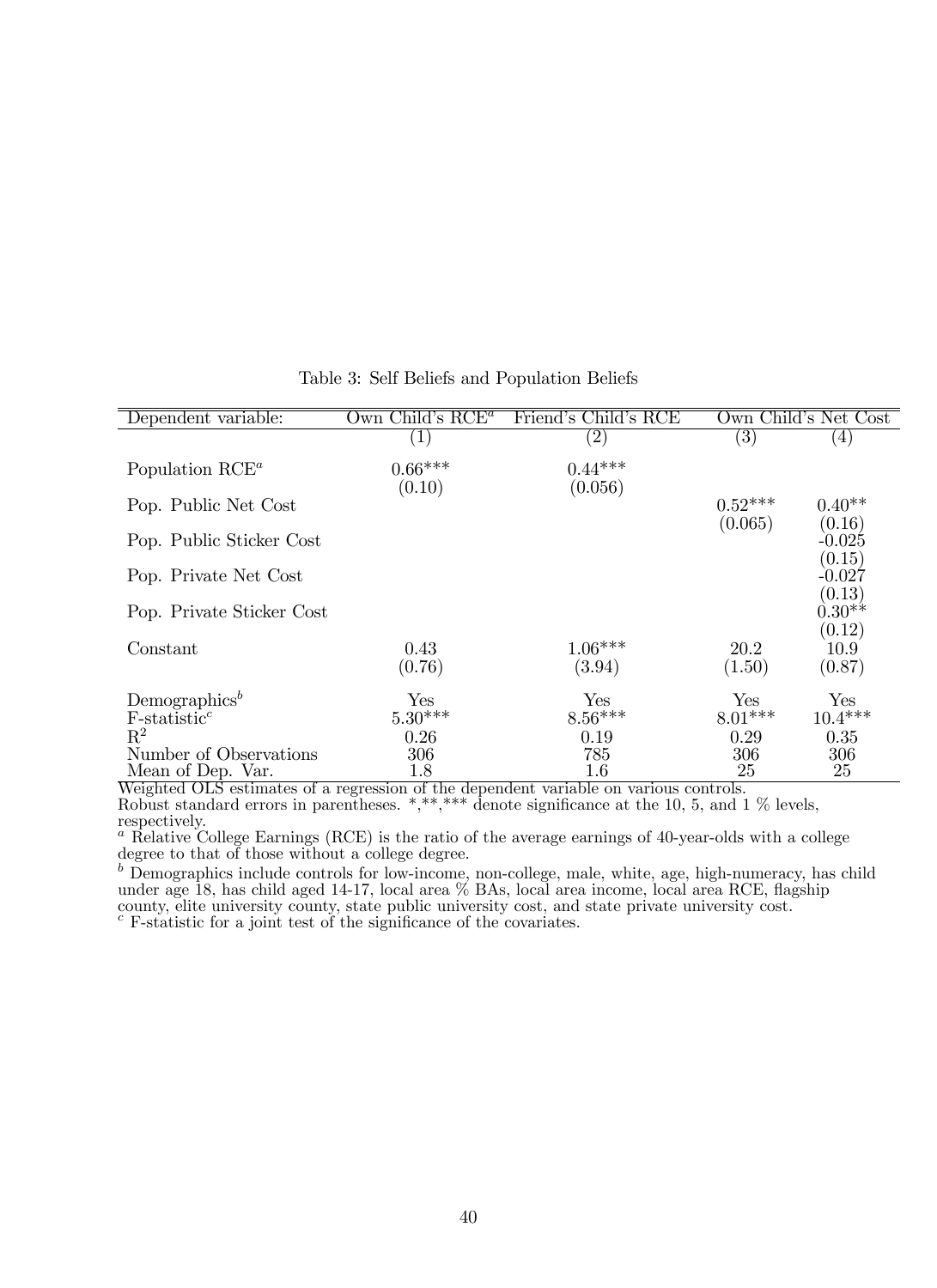Table 3: Self Beliefs and Population Beliefs

| Dependent variable: | Own Child's RCE[a] | Friend's Child's RCE | Own Child's Net Cost | |
|---|---|---|---|---|
| | (1) | (2) | (3) | (4) |
| Population RCE[a] | 0.66*** | 0.44*** | | |
| | (0.10) | (0.056) | | |
| Pop. Public Net Cost | | | 0.52*** | 0.40** |
| | | | (0.065) | (0.16) |
| Pop. Public Sticker Cost | | | | -0.025 |
| | | | | (0.15) |
| Pop. Private Net Cost | | | | -0.027 |
| | | | | (0.13) |
| Pop. Private Sticker Cost | | | | 0.30** |
| | | | | (0.12) |
| Constant | 0.43 | 1.06*** | 20.2 | 10.9 |
| | (0.76) | (3.94) | (1.50) | (0.87) |
| Demographics[b] | Yes | Yes | Yes | Yes |
| F-statistic[c] | 5.30*** | 8.56*** | 8.01*** | 10.4*** |
| $R^2$ | 0.26 | 0.19 | 0.29 | 0.35 |
| Number of Observations | 306 | 785 | 306 | 306 |
| Mean of Dep. Var. | 1.8 | 1.6 | 25 | 25 |

Weighted OLS estimates of a regression of the dependent variable on various controls.
Robust standard errors in parentheses. *,**,*** denote significance at the 10, 5, and 1 % levels, respectively.

[a] Relative College Earnings (RCE) is the ratio of the average earnings of 40-year-olds with a college degree to that of those without a college degree.

[b] Demographics include controls for low-income, non-college, male, white, age, high-numeracy, has child under age 18, has child aged 14-17, local area % BAs, local area income, local area RCE, flagship county, elite university county, state public university cost, and state private university cost.

[c] F-statistic for a joint test of the significance of the covariates.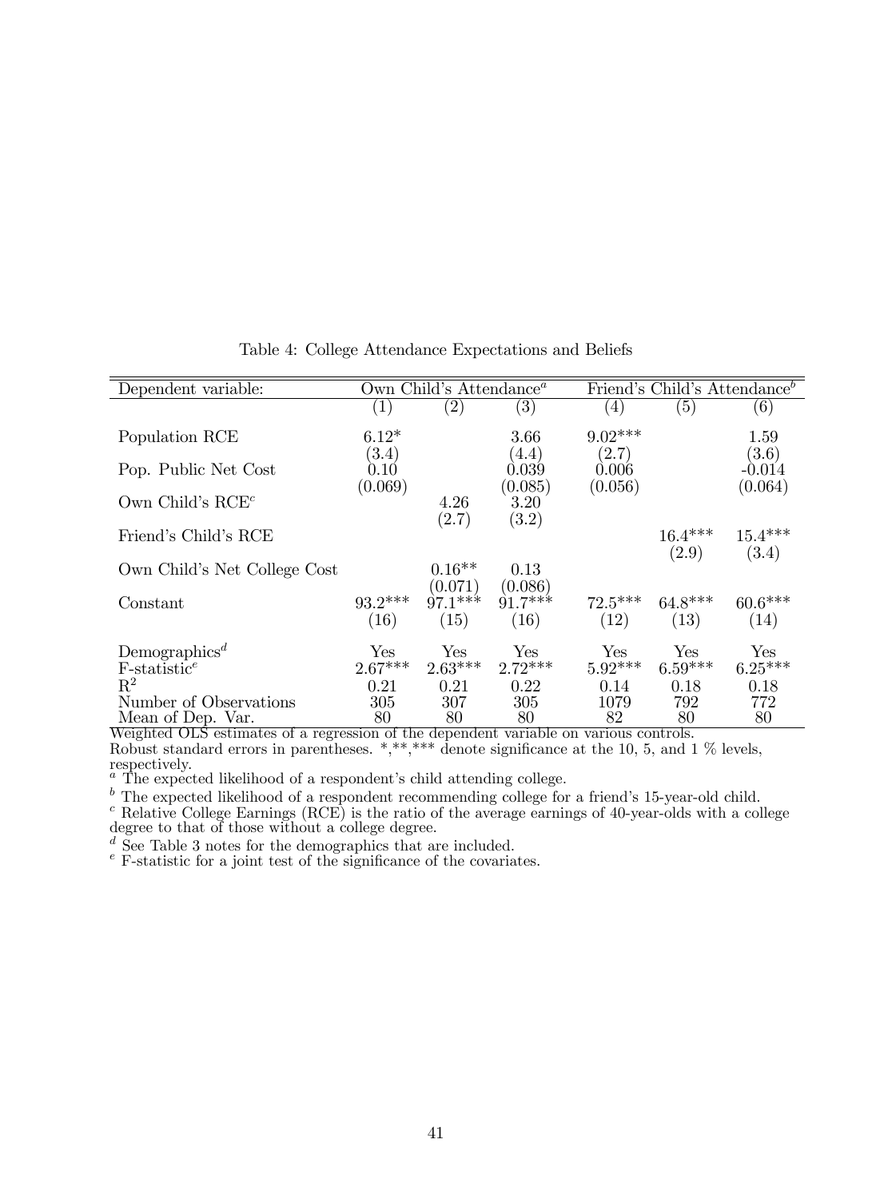Table 4: College Attendance Expectations and Beliefs

| Dependent variable: | Own Child's Attendance[a] | | | Friend's Child's Attendance[b] | | |
|---|---|---|---|---|---|---|
| | (1) | (2) | (3) | (4) | (5) | (6) |
| Population RCE | 6.12* | | 3.66 | 9.02*** | | 1.59 |
| | (3.4) | | (4.4) | (2.7) | | (3.6) |
| Pop. Public Net Cost | 0.10 | | 0.039 | 0.006 | | -0.014 |
| | (0.069) | | (0.085) | (0.056) | | (0.064) |
| Own Child's RCE[c] | | 4.26 | 3.20 | | | |
| | | (2.7) | (3.2) | | | |
| Friend's Child's RCE | | | | | 16.4*** | 15.4*** |
| | | | | | (2.9) | (3.4) |
| Own Child's Net College Cost | | 0.16** | 0.13 | | | |
| | | (0.071) | (0.086) | | | |
| Constant | 93.2*** | 97.1*** | 91.7*** | 72.5*** | 64.8*** | 60.6*** |
| | (16) | (15) | (16) | (12) | (13) | (14) |
| Demographics[d] | Yes | Yes | Yes | Yes | Yes | Yes |
| F-statistic[e] | 2.67*** | 2.63*** | 2.72*** | 5.92*** | 6.59*** | 6.25*** |
| $R^2$ | 0.21 | 0.21 | 0.22 | 0.14 | 0.18 | 0.18 |
| Number of Observations | 305 | 307 | 305 | 1079 | 792 | 772 |
| Mean of Dep. Var. | 80 | 80 | 80 | 82 | 80 | 80 |

Weighted OLS estimates of a regression of the dependent variable on various controls.
Robust standard errors in parentheses. *,**,*** denote significance at the 10, 5, and 1 % levels, respectively.

[a] The expected likelihood of a respondent's child attending college.

[b] The expected likelihood of a respondent recommending college for a friend's 15-year-old child.

[c] Relative College Earnings (RCE) is the ratio of the average earnings of 40-year-olds with a college degree to that of those without a college degree.

[d] See Table 3 notes for the demographics that are included.

[e] F-statistic for a joint test of the significance of the covariates.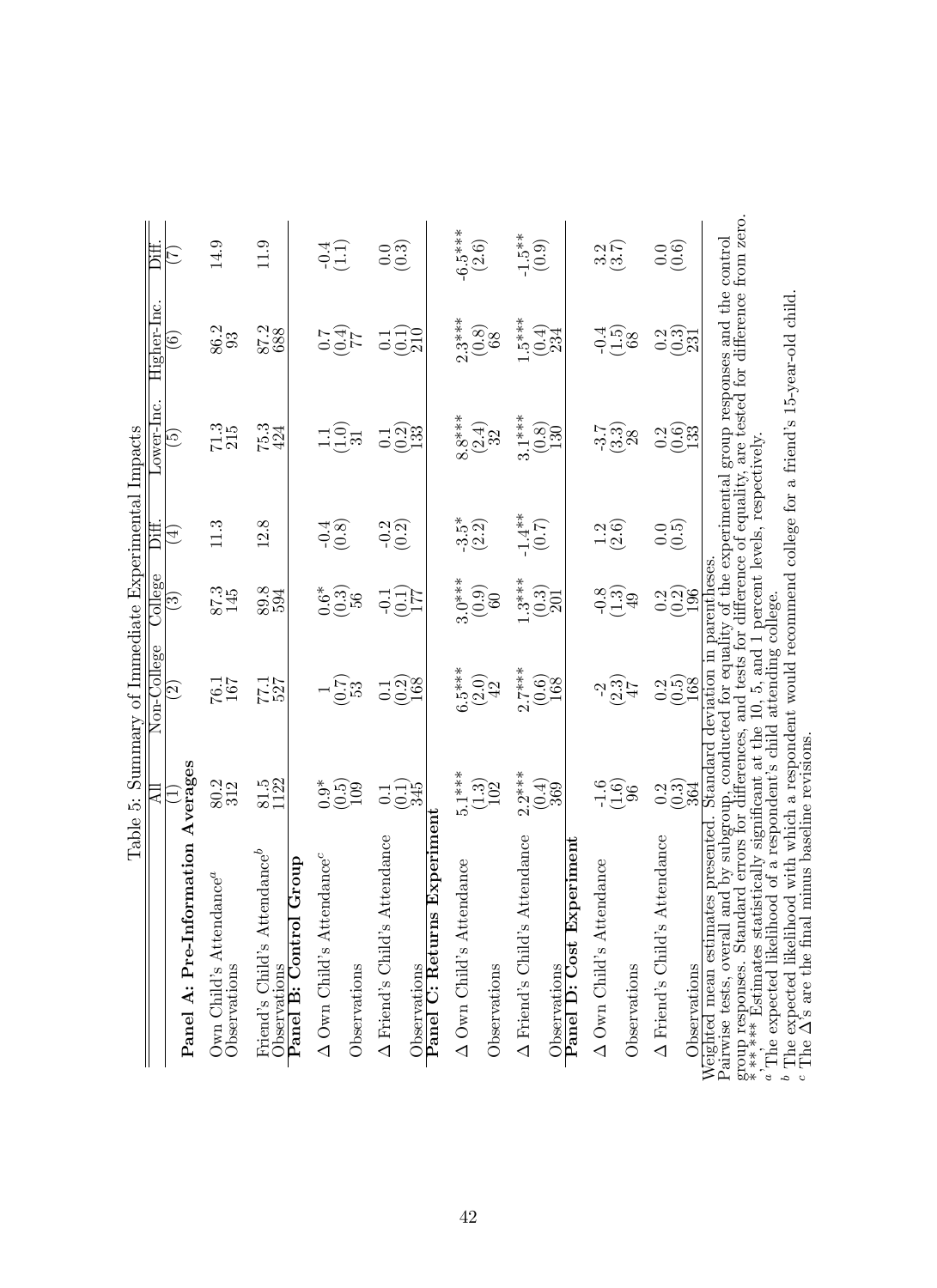Table 5: Summary of Immediate Experimental Impacts

| | All | Non-College | College | Diff. | Lower-Inc. | Higher-Inc. | Diff. |
|---|---|---|---|---|---|---|---|
| | (1) | (2) | (3) | (4) | (5) | (6) | (7) |
| **Panel A: Pre-Information Averages** | | | | | | | |
| Own Child's Attendance[a] | 80.2 | 76.1 | 87.3 | 11.3 | 71.3 | 86.2 | 14.9 |
| Observations | 312 | 167 | 145 | | 215 | 93 | |
| Friend's Child's Attendance[b] | 81.5 | 77.1 | 89.8 | 12.8 | 75.3 | 87.2 | 11.9 |
| Observations | 1122 | 527 | 594 | | 424 | 688 | |
| **Panel B: Control Group** | | | | | | | |
| Δ Own Child's Attendance[c] | 0.9* | 1 | 0.6* | -0.4 | 1.1 | 0.7 | -0.4 |
| | (0.5) | (0.7) | (0.3) | (0.8) | (1.0) | (0.4) | (1.1) |
| Observations | 109 | 53 | 56 | | 31 | 77 | |
| Δ Friend's Child's Attendance | 0.1 | 0.1 | -0.1 | -0.2 | 0.1 | 0.1 | 0.0 |
| | (0.1) | (0.2) | (0.1) | (0.2) | (0.2) | (0.1) | (0.3) |
| Observations | 345 | 168 | 177 | | 133 | 210 | |
| **Panel C: Returns Experiment** | | | | | | | |
| Δ Own Child's Attendance | 5.1*** | 6.5*** | 3.0*** | -3.5* | 8.8*** | 2.3*** | -6.5*** |
| | (1.3) | (2.0) | (0.9) | (2.2) | (2.4) | (0.8) | (2.6) |
| Observations | 102 | 42 | 60 | | 32 | 68 | |
| Δ Friend's Child's Attendance | 2.2*** | 2.7*** | 1.3*** | -1.4** | 3.1*** | 1.5*** | -1.5** |
| | (0.4) | (0.6) | (0.3) | (0.7) | (0.8) | (0.4) | (0.9) |
| Observations | 369 | 168 | 201 | | 130 | 234 | |
| **Panel D: Cost Experiment** | | | | | | | |
| Δ Own Child's Attendance | -1.6 | -2 | -0.8 | 1.2 | -3.7 | -0.4 | 3.2 |
| | (1.6) | (2.3) | (1.3) | (2.6) | (3.3) | (1.5) | (3.7) |
| Observations | 96 | 47 | 49 | | 28 | 68 | |
| Δ Friend's Child's Attendance | 0.2 | 0.2 | 0.2 | 0.0 | 0.2 | 0.2 | 0.0 |
| | (0.3) | (0.5) | (0.2) | (0.5) | (0.6) | (0.3) | (0.6) |
| Observations | 364 | 168 | 196 | | 133 | 231 | |

Weighted mean estimates presented. Standard deviation in parentheses.
Pairwise tests, overall and by subgroup, conducted for equality of the experimental group responses and the control group responses. Standard errors for differences, and tests for difference of equality, are tested for difference from zero.
*,**,*** Estimates statistically significant at the 10, 5, and 1 percent levels, respectively.
[a] The expected likelihood of a respondent's child attending college.
[b] The expected likelihood with which a respondent would recommend college for a friend's 15-year-old child.
[c] The Δ's are the final minus baseline revisions.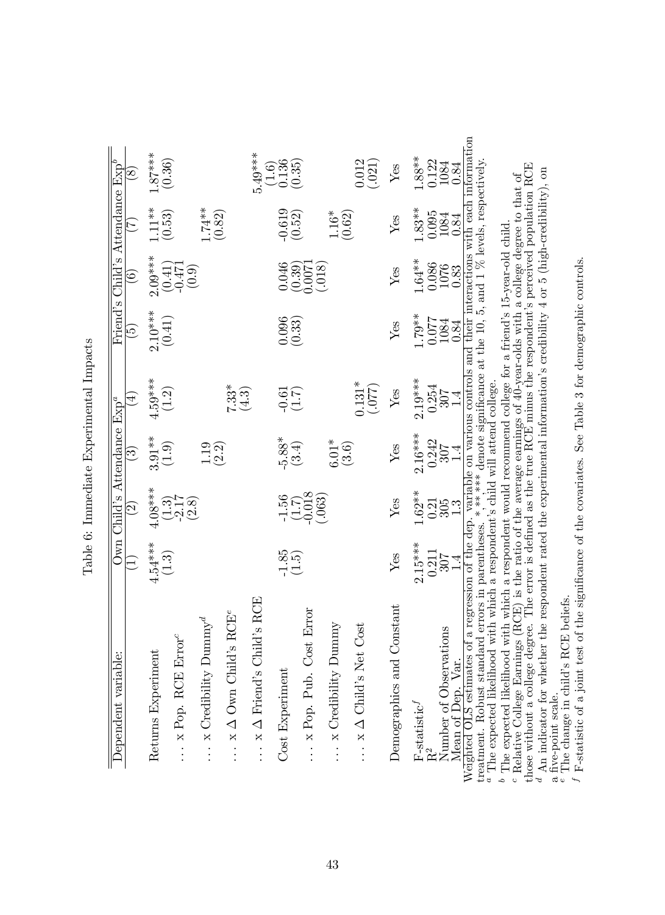Table 6: Immediate Experimental Impacts

| Dependent variable: | Own Child's Attendance Exp[a] | | | | Friend's Child's Attendance Exp[b] | | | |
|---|---|---|---|---|---|---|---|---|
| | (1) | (2) | (3) | (4) | (5) | (6) | (7) | (8) |
| Returns Experiment | 4.54*** | 4.08*** | 3.91** | 4.59*** | 2.10*** | 2.09*** | 1.11** | 1.87*** |
| | (1.3) | (1.3) | (1.9) | (1.2) | (0.41) | (0.41) | (0.53) | (0.36) |
| … x Pop. RCE Error[c] | | -2.17 | | | | -0.471 | | |
| | | (2.8) | | | | (0.9) | | |
| … x Credibility Dummy[d] | | | 1.19 | | | | 1.74** | |
| | | | (2.2) | | | | (0.82) | |
| … x Δ Own Child's RCE[e] | | | | 7.33* | | | | |
| | | | | (4.3) | | | | |
| … x Δ Friend's Child's RCE | | | | | | | | 5.49*** |
| | | | | | | | | (1.6) |
| Cost Experiment | -1.85 | -1.56 | -5.88* | -0.61 | 0.096 | 0.046 | -0.619 | 0.136 |
| | (1.5) | (1.7) | (3.4) | (1.7) | (0.33) | (0.39) | (0.52) | (0.35) |
| … x Pop. Pub. Cost Error | | -0.018 | | | | 0.0071 | | |
| | | (.063) | | | | (.018) | | |
| … x Credibility Dummy | | | 6.01* | | | | 1.16* | |
| | | | (3.6) | | | | (0.62) | |
| … x Δ Child's Net Cost | | | | 0.131* | | | | 0.012 |
| | | | | (.077) | | | | (.021) |
| Demographics and Constant | Yes | Yes | Yes | Yes | Yes | Yes | Yes | Yes |
| F-statistic[f] | 2.15*** | 1.62** | 2.16*** | 2.19*** | 1.79** | 1.64** | 1.83** | 1.88** |
| $R^2$ | 0.211 | 0.21 | 0.242 | 0.254 | 0.077 | 0.086 | 0.095 | 0.122 |
| Number of Observations | 307 | 305 | 307 | 307 | 1084 | 1076 | 1084 | 1084 |
| Mean of Dep. Var. | 1.4 | 1.3 | 1.4 | 1.4 | 0.84 | 0.83 | 0.84 | 0.84 |

Weighted OLS estimates of a regression of the dep. variable on various controls and their interactions with each information treatment. Robust standard errors in parentheses. *,**,*** denote significance at the 10, 5, and 1 % levels, respectively.

[a] The expected likelihood with which a respondent's child will attend college.

[b] The expected likelihood with which a respondent would recommend college for a friend's 15-year-old child.

[c] Relative College Earnings (RCE) is the ratio of the average earnings of 40-year-olds with a college degree to that of those without a college degree. The error is defined as the true RCE minus the respondent's perceived population RCE

[d] An indicator for whether the respondent rated the experimental information's credibility 4 or 5 (high-credibility), on a five-point scale.

[e] The change in child's RCE beliefs.

[f] F-statistic of a joint test of the significance of the covariates. See Table 3 for demographic controls.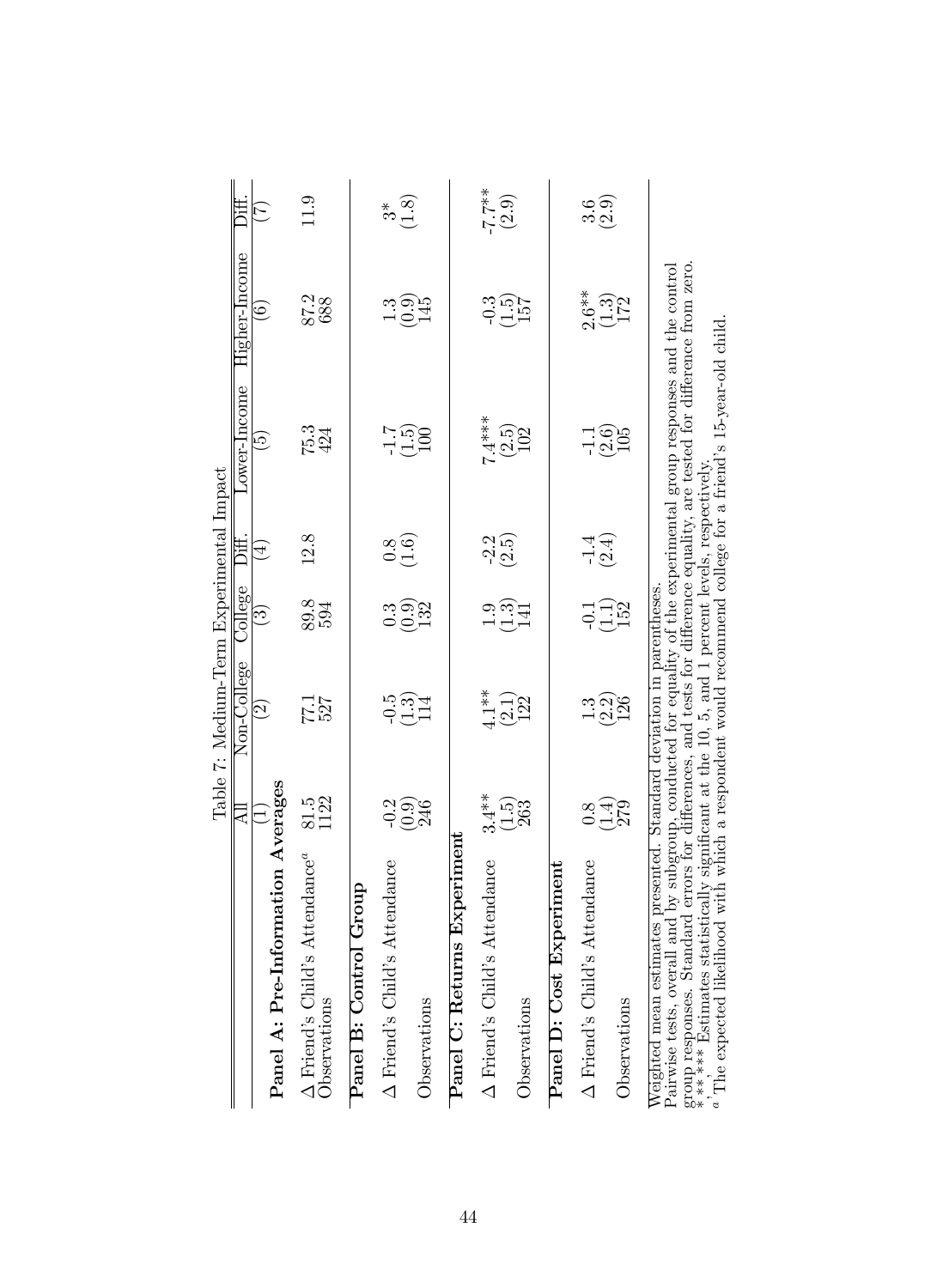Table 7: Medium-Term Experimental Impact

| | All | Non-College | College | Diff. | Lower-Income | Higher-Income | Diff. |
|---|---|---|---|---|---|---|---|
| | (1) | (2) | (3) | (4) | (5) | (6) | (7) |
| **Panel A: Pre-Information Averages** | | | | | | | |
| Δ Friend's Child's Attendance[a] | 81.5 | 77.1 | 89.8 | 12.8 | 75.3 | 87.2 | 11.9 |
| Observations | 1122 | 527 | 594 | | 424 | 688 | |
| **Panel B: Control Group** | | | | | | | |
| Δ Friend's Child's Attendance | -0.2 | -0.5 | 0.3 | 0.8 | -1.7 | 1.3 | 3* |
| | (0.9) | (1.3) | (0.9) | (1.6) | (1.5) | (0.9) | (1.8) |
| Observations | 246 | 114 | 132 | | 100 | 145 | |
| **Panel C: Returns Experiment** | | | | | | | |
| Δ Friend's Child's Attendance | 3.4** | 4.1** | 1.9 | -2.2 | 7.4*** | -0.3 | -7.7** |
| | (1.5) | (2.1) | (1.3) | (2.5) | (2.5) | (1.5) | (2.9) |
| Observations | 263 | 122 | 141 | | 102 | 157 | |
| **Panel D: Cost Experiment** | | | | | | | |
| Δ Friend's Child's Attendance | 0.8 | 1.3 | -0.1 | -1.4 | -1.1 | 2.6** | 3.6 |
| | (1.4) | (2.2) | (1.1) | (2.4) | (2.6) | (1.3) | (2.9) |
| Observations | 279 | 126 | 152 | | 105 | 172 | |

Weighted mean estimates presented. Standard deviation in parentheses.
Pairwise tests, overall and by subgroup, conducted for equality of the experimental group responses and the control group responses. Standard errors for differences, and tests for difference equality, are tested for difference from zero.
*,**,*** Estimates statistically significant at the 10, 5, and 1 percent levels, respectively.
[a] The expected likelihood with which a respondent would recommend college for a friend's 15-year-old child.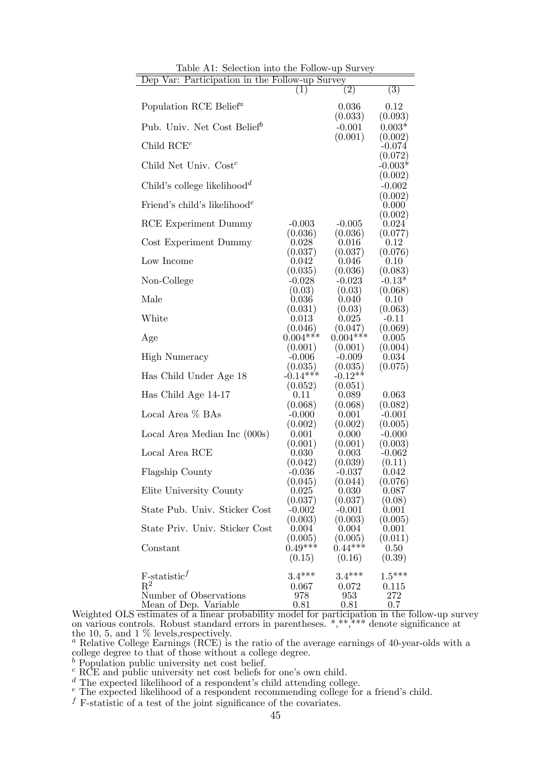Table A1: Selection into the Follow-up Survey

| Dep Var: Participation in the Follow-up Survey | (1) | (2) | (3) |
|---|---|---|---|
| Population RCE Belief[a] | | 0.036 | 0.12 |
| | | (0.033) | (0.093) |
| Pub. Univ. Net Cost Belief[b] | | -0.001 | 0.003* |
| | | (0.001) | (0.002) |
| Child RCE[c] | | | -0.074 |
| | | | (0.072) |
| Child Net Univ. Cost[c] | | | -0.003* |
| | | | (0.002) |
| Child's college likelihood[d] | | | -0.002 |
| | | | (0.002) |
| Friend's child's likelihood[e] | | | 0.000 |
| | | | (0.002) |
| RCE Experiment Dummy | -0.003 | -0.005 | 0.024 |
| | (0.036) | (0.036) | (0.077) |
| Cost Experiment Dummy | 0.028 | 0.016 | 0.12 |
| | (0.037) | (0.037) | (0.076) |
| Low Income | 0.042 | 0.046 | 0.10 |
| | (0.035) | (0.036) | (0.083) |
| Non-College | -0.028 | -0.023 | -0.13* |
| | (0.03) | (0.03) | (0.068) |
| Male | 0.036 | 0.040 | 0.10 |
| | (0.031) | (0.03) | (0.063) |
| White | 0.013 | 0.025 | -0.11 |
| | (0.046) | (0.047) | (0.069) |
| Age | 0.004*** | 0.004*** | 0.005 |
| | (0.001) | (0.001) | (0.004) |
| High Numeracy | -0.006 | -0.009 | 0.034 |
| | (0.035) | (0.035) | (0.075) |
| Has Child Under Age 18 | -0.14*** | -0.12** | |
| | (0.052) | (0.051) | |
| Has Child Age 14-17 | 0.11 | 0.089 | 0.063 |
| | (0.068) | (0.068) | (0.082) |
| Local Area % BAs | -0.000 | 0.001 | -0.001 |
| | (0.002) | (0.002) | (0.005) |
| Local Area Median Inc (000s) | 0.001 | 0.000 | -0.000 |
| | (0.001) | (0.001) | (0.003) |
| Local Area RCE | 0.030 | 0.003 | -0.062 |
| | (0.042) | (0.039) | (0.11) |
| Flagship County | -0.036 | -0.037 | 0.042 |
| | (0.045) | (0.044) | (0.076) |
| Elite University County | 0.025 | 0.030 | 0.087 |
| | (0.037) | (0.037) | (0.08) |
| State Pub. Univ. Sticker Cost | -0.002 | -0.001 | 0.001 |
| | (0.003) | (0.003) | (0.005) |
| State Priv. Univ. Sticker Cost | 0.004 | 0.004 | 0.001 |
| | (0.005) | (0.005) | (0.011) |
| Constant | 0.49*** | 0.44*** | 0.50 |
| | (0.15) | (0.16) | (0.39) |
| F-statistic[f] | 3.4*** | 3.4*** | 1.5*** |
| $R^2$ | 0.067 | 0.072 | 0.115 |
| Number of Observations | 978 | 953 | 272 |
| Mean of Dep. Variable | 0.81 | 0.81 | 0.7 |

Weighted OLS estimates of a linear probability model for participation in the follow-up survey on various controls. Robust standard errors in parentheses. *,**,*** denote significance at the 10, 5, and 1 % levels,respectively.

[a] Relative College Earnings (RCE) is the ratio of the average earnings of 40-year-olds with a college degree to that of those without a college degree.

[b] Population public university net cost belief.

[c] RCE and public university net cost beliefs for one's own child.

[d] The expected likelihood of a respondent's child attending college.

[e] The expected likelihood of a respondent recommending college for a friend's child.

[f] F-statistic of a test of the joint significance of the covariates.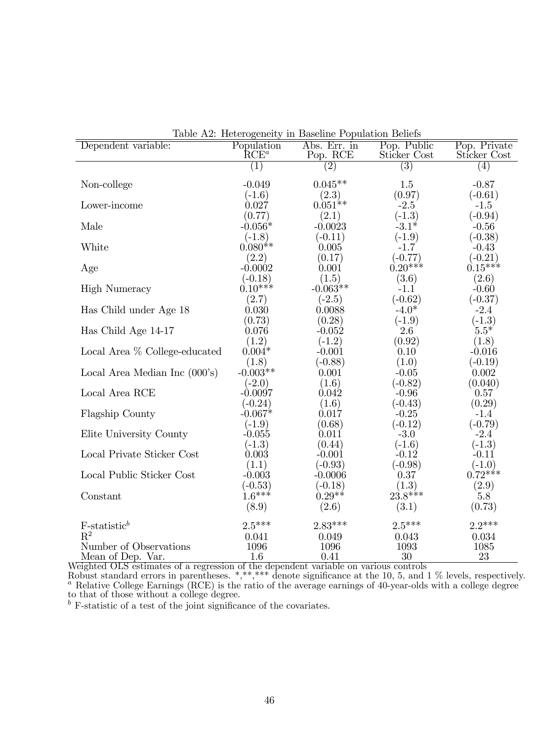Table A2: Heterogeneity in Baseline Population Beliefs

| Dependent variable: | Population RCE[a] | Abs. Err. in Pop. RCE | Pop. Public Sticker Cost | Pop. Private Sticker Cost |
|---|---|---|---|---|
| | (1) | (2) | (3) | (4) |
| Non-college | -0.049 | 0.045** | 1.5 | -0.87 |
| | (-1.6) | (2.3) | (0.97) | (-0.61) |
| Lower-income | 0.027 | 0.051** | -2.5 | -1.5 |
| | (0.77) | (2.1) | (-1.3) | (-0.94) |
| Male | -0.056* | -0.0023 | -3.1* | -0.56 |
| | (-1.8) | (-0.11) | (-1.9) | (-0.38) |
| White | 0.080** | 0.005 | -1.7 | -0.43 |
| | (2.2) | (0.17) | (-0.77) | (-0.21) |
| Age | -0.0002 | 0.001 | 0.20*** | 0.15*** |
| | (-0.18) | (1.5) | (3.6) | (2.6) |
| High Numeracy | 0.10*** | -0.063** | -1.1 | -0.60 |
| | (2.7) | (-2.5) | (-0.62) | (-0.37) |
| Has Child under Age 18 | 0.030 | 0.0088 | -4.0* | -2.4 |
| | (0.73) | (0.28) | (-1.9) | (-1.3) |
| Has Child Age 14-17 | 0.076 | -0.052 | 2.6 | 5.5* |
| | (1.2) | (-1.2) | (0.92) | (1.8) |
| Local Area % College-educated | 0.004* | -0.001 | 0.10 | -0.016 |
| | (1.8) | (-0.88) | (1.0) | (-0.19) |
| Local Area Median Inc (000's) | -0.003** | 0.001 | -0.05 | 0.002 |
| | (-2.0) | (1.6) | (-0.82) | (0.040) |
| Local Area RCE | -0.0097 | 0.042 | -0.96 | 0.57 |
| | (-0.24) | (1.6) | (-0.43) | (0.29) |
| Flagship County | -0.067* | 0.017 | -0.25 | -1.4 |
| | (-1.9) | (0.68) | (-0.12) | (-0.79) |
| Elite University County | -0.055 | 0.011 | -3.0 | -2.4 |
| | (-1.3) | (0.44) | (-1.6) | (-1.3) |
| Local Private Sticker Cost | 0.003 | -0.001 | -0.12 | -0.11 |
| | (1.1) | (-0.93) | (-0.98) | (-1.0) |
| Local Public Sticker Cost | -0.003 | -0.0006 | 0.37 | 0.72*** |
| | (-0.53) | (-0.18) | (1.3) | (2.9) |
| Constant | 1.6*** | 0.29** | 23.8*** | 5.8 |
| | (8.9) | (2.6) | (3.1) | (0.73) |
| F-statistic[b] | 2.5*** | 2.83*** | 2.5*** | 2.2*** |
| $R^2$ | 0.041 | 0.049 | 0.043 | 0.034 |
| Number of Observations | 1096 | 1096 | 1093 | 1085 |
| Mean of Dep. Var. | 1.6 | 0.41 | 30 | 23 |

Weighted OLS estimates of a regression of the dependent variable on various controls
Robust standard errors in parentheses. *,**,*** denote significance at the 10, 5, and 1 % levels, respectively.
[a] Relative College Earnings (RCE) is the ratio of the average earnings of 40-year-olds with a college degree to that of those without a college degree.
[b] F-statistic of a test of the joint significance of the covariates.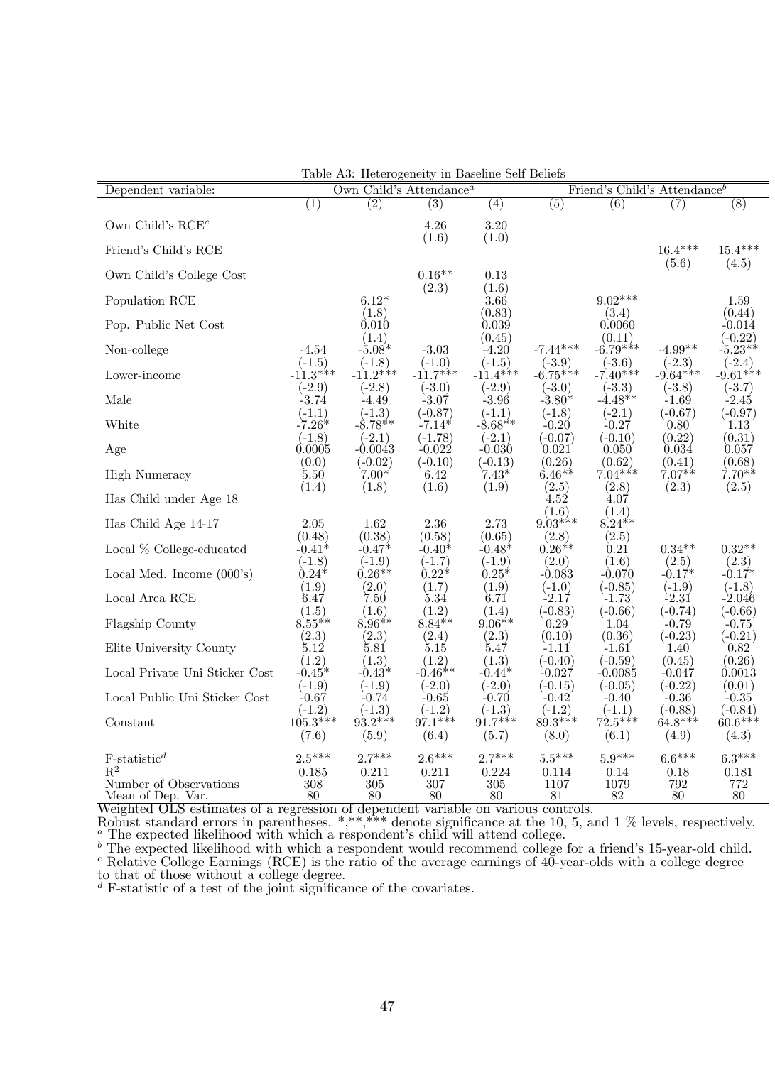Table A3: Heterogeneity in Baseline Self Beliefs

| Dependent variable: | Own Child's Attendance[a] | | | | Friend's Child's Attendance[b] | | | |
|---|---|---|---|---|---|---|---|---|
| | (1) | (2) | (3) | (4) | (5) | (6) | (7) | (8) |
| Own Child's RCE[c] | | | 4.26 | 3.20 | | | | |
| | | | (1.6) | (1.0) | | | | |
| Friend's Child's RCE | | | | | | | 16.4*** | 15.4*** |
| | | | | | | | (5.6) | (4.5) |
| Own Child's College Cost | | | 0.16** | 0.13 | | | | |
| | | | (2.3) | (1.6) | | | | |
| Population RCE | | 6.12* | | 3.66 | | 9.02*** | | 1.59 |
| | | (1.8) | | (0.83) | | (3.4) | | (0.44) |
| Pop. Public Net Cost | | 0.010 | | 0.039 | | 0.0060 | | -0.014 |
| | | (1.4) | | (0.45) | | (0.11) | | (-0.22) |
| Non-college | -4.54 | -5.08* | -3.03 | -4.20 | -7.44*** | -6.79*** | -4.99** | -5.23** |
| | (-1.5) | (-1.8) | (-1.0) | (-1.5) | (-3.9) | (-3.6) | (-2.3) | (-2.4) |
| Lower-income | -11.3*** | -11.2*** | -11.7*** | -11.4*** | -6.75*** | -7.40*** | -9.64*** | -9.61*** |
| | (-2.9) | (-2.8) | (-3.0) | (-2.9) | (-3.0) | (-3.3) | (-3.8) | (-3.7) |
| Male | -3.74 | -4.49 | -3.07 | -3.96 | -3.80* | -4.48** | -1.69 | -2.45 |
| | (-1.1) | (-1.3) | (-0.87) | (-1.1) | (-1.8) | (-2.1) | (-0.67) | (-0.97) |
| White | -7.26* | -8.78** | -7.14* | -8.68** | -0.20 | -0.27 | 0.80 | 1.13 |
| | (-1.8) | (-2.1) | (-1.78) | (-2.1) | (-0.07) | (-0.10) | (0.22) | (0.31) |
| Age | 0.0005 | -0.0043 | -0.022 | -0.030 | 0.021 | 0.050 | 0.034 | 0.057 |
| | (0.0) | (-0.02) | (-0.10) | (-0.13) | (0.26) | (0.62) | (0.41) | (0.68) |
| High Numeracy | 5.50 | 7.00* | 6.42 | 7.43* | 6.46** | 7.04*** | 7.07** | 7.70** |
| | (1.4) | (1.8) | (1.6) | (1.9) | (2.5) | (2.8) | (2.3) | (2.5) |
| Has Child under Age 18 | | | | | 4.52 | 4.07 | | |
| | | | | | (1.6) | (1.4) | | |
| Has Child Age 14-17 | 2.05 | 1.62 | 2.36 | 2.73 | 9.03*** | 8.24** | | |
| | (0.48) | (0.38) | (0.58) | (0.65) | (2.8) | (2.5) | | |
| Local % College-educated | -0.41* | -0.47* | -0.40* | -0.48* | 0.26** | 0.21 | 0.34** | 0.32** |
| | (-1.8) | (-1.9) | (-1.7) | (-1.9) | (2.0) | (1.6) | (2.5) | (2.3) |
| Local Med. Income (000's) | 0.24* | 0.26** | 0.22* | 0.25* | -0.083 | -0.070 | -0.17* | -0.17* |
| | (1.9) | (2.0) | (1.7) | (1.9) | (-1.0) | (-0.85) | (-1.9) | (-1.8) |
| Local Area RCE | 6.47 | 7.50 | 5.34 | 6.71 | -2.17 | -1.73 | -2.31 | -2.046 |
| | (1.5) | (1.6) | (1.2) | (1.4) | (-0.83) | (-0.66) | (-0.74) | (-0.66) |
| Flagship County | 8.55** | 8.96** | 8.84** | 9.06** | 0.29 | 1.04 | -0.79 | -0.75 |
| | (2.3) | (2.3) | (2.4) | (2.3) | (0.10) | (0.36) | (-0.23) | (-0.21) |
| Elite University County | 5.12 | 5.81 | 5.15 | 5.47 | -1.11 | -1.61 | 1.40 | 0.82 |
| | (1.2) | (1.3) | (1.2) | (1.3) | (-0.40) | (-0.59) | (0.45) | (0.26) |
| Local Private Uni Sticker Cost | -0.45* | -0.43* | -0.46** | -0.44* | -0.027 | -0.0085 | -0.047 | 0.0013 |
| | (-1.9) | (-1.9) | (-2.0) | (-2.0) | (-0.15) | (-0.05) | (-0.22) | (0.01) |
| Local Public Uni Sticker Cost | -0.67 | -0.74 | -0.65 | -0.70 | -0.42 | -0.40 | -0.36 | -0.35 |
| | (-1.2) | (-1.3) | (-1.2) | (-1.3) | (-1.2) | (-1.1) | (-0.88) | (-0.84) |
| Constant | 105.3*** | 93.2*** | 97.1*** | 91.7*** | 89.3*** | 72.5*** | 64.8*** | 60.6*** |
| | (7.6) | (5.9) | (6.4) | (5.7) | (8.0) | (6.1) | (4.9) | (4.3) |
| F-statistic[d] | 2.5*** | 2.7*** | 2.6*** | 2.7*** | 5.5*** | 5.9*** | 6.6*** | 6.3*** |
| $R^2$ | 0.185 | 0.211 | 0.211 | 0.224 | 0.114 | 0.14 | 0.18 | 0.181 |
| Number of Observations | 308 | 305 | 307 | 305 | 1107 | 1079 | 792 | 772 |
| Mean of Dep. Var. | 80 | 80 | 80 | 80 | 81 | 82 | 80 | 80 |

Weighted OLS estimates of a regression of dependent variable on various controls.
Robust standard errors in parentheses. *,**,*** denote significance at the 10, 5, and 1 % levels, respectively.
[a] The expected likelihood with which a respondent's child will attend college.
[b] The expected likelihood with which a respondent would recommend college for a friend's 15-year-old child.
[c] Relative College Earnings (RCE) is the ratio of the average earnings of 40-year-olds with a college degree to that of those without a college degree.
[d] F-statistic of a test of the joint significance of the covariates.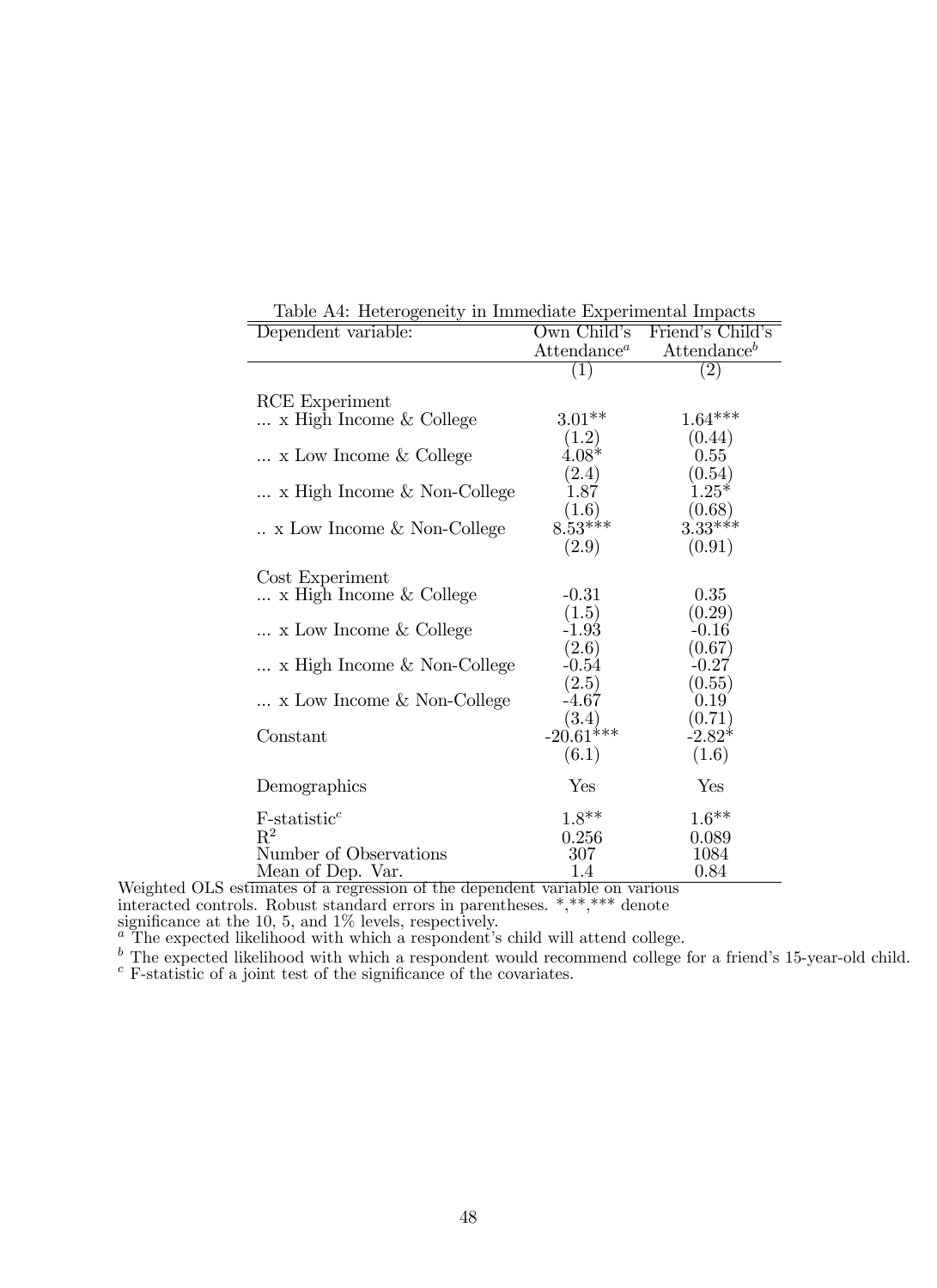Table A4: Heterogeneity in Immediate Experimental Impacts

| Dependent variable: | Own Child's Attendance[a] | Friend's Child's Attendance[b] |
|---|---|---|
| | (1) | (2) |
| RCE Experiment | | |
| ... x High Income & College | 3.01** | 1.64*** |
| | (1.2) | (0.44) |
| ... x Low Income & College | 4.08* | 0.55 |
| | (2.4) | (0.54) |
| ... x High Income & Non-College | 1.87 | 1.25* |
| | (1.6) | (0.68) |
| .. x Low Income & Non-College | 8.53*** | 3.33*** |
| | (2.9) | (0.91) |
| Cost Experiment | | |
| ... x High Income & College | -0.31 | 0.35 |
| | (1.5) | (0.29) |
| ... x Low Income & College | -1.93 | -0.16 |
| | (2.6) | (0.67) |
| ... x High Income & Non-College | -0.54 | -0.27 |
| | (2.5) | (0.55) |
| ... x Low Income & Non-College | -4.67 | 0.19 |
| | (3.4) | (0.71) |
| Constant | -20.61*** | -2.82* |
| | (6.1) | (1.6) |
| Demographics | Yes | Yes |
| F-statistic[c] | 1.8** | 1.6** |
| $R^2$ | 0.256 | 0.089 |
| Number of Observations | 307 | 1084 |
| Mean of Dep. Var. | 1.4 | 0.84 |

Weighted OLS estimates of a regression of the dependent variable on various interacted controls. Robust standard errors in parentheses. *,**,*** denote significance at the 10, 5, and 1% levels, respectively.

[a] The expected likelihood with which a respondent's child will attend college.

[b] The expected likelihood with which a respondent would recommend college for a friend's 15-year-old child.

[c] F-statistic of a joint test of the significance of the covariates.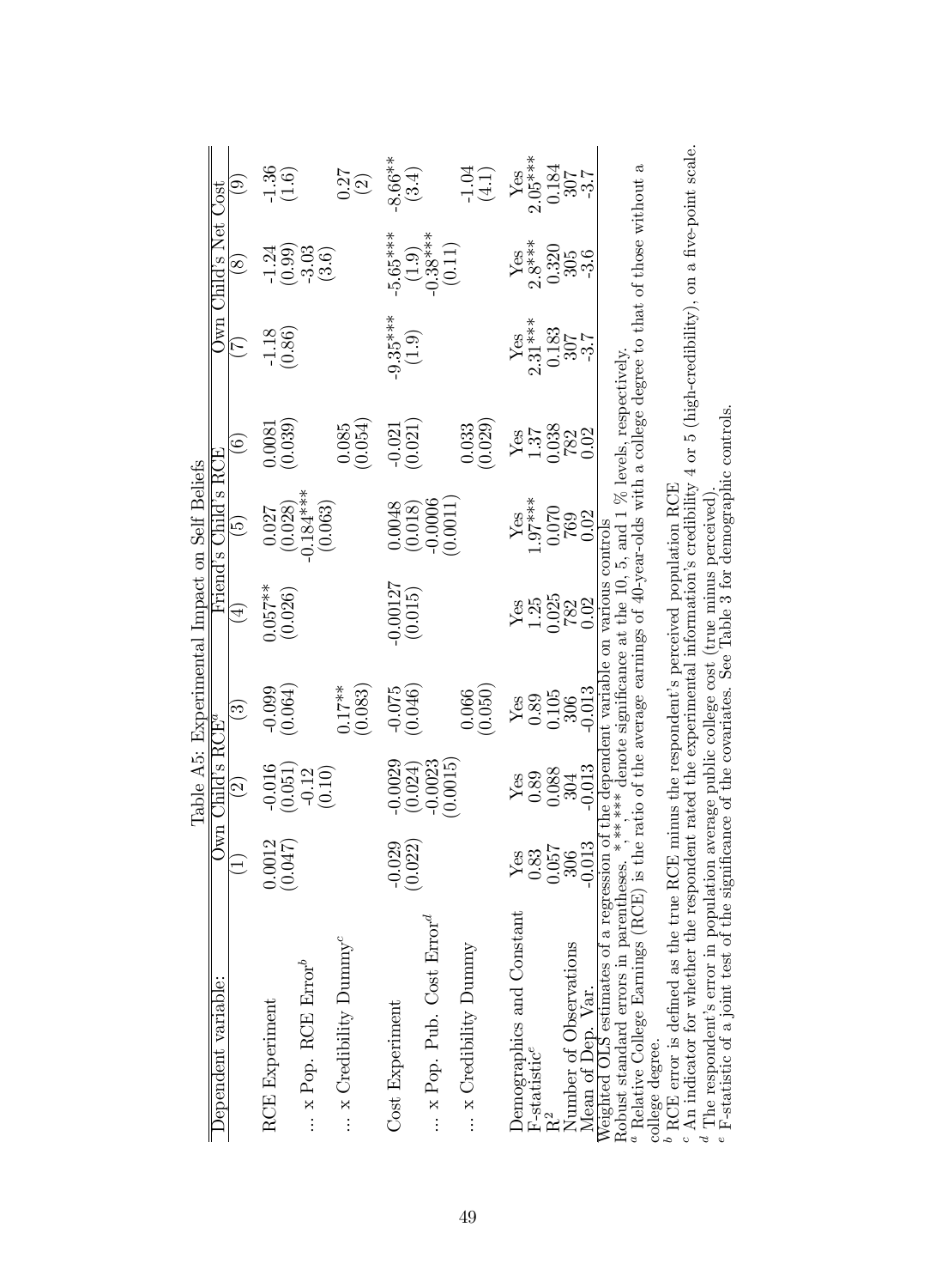Table A5: Experimental Impact on Self Beliefs

| Dependent variable: | Own Child's RCE[a] | | | Friend's Child's RCE | | | Own Child's Net Cost | | |
|---|---|---|---|---|---|---|---|---|---|
| | (1) | (2) | (3) | (4) | (5) | (6) | (7) | (8) | (9) |
| RCE Experiment | 0.0012 | -0.016 | -0.099 | 0.057** | 0.027 | 0.0081 | -1.18 | -1.24 | -1.36 |
| | (0.047) | (0.051) | (0.064) | (0.026) | (0.028) | (0.039) | (0.86) | (0.99) | (1.6) |
| ... x Pop. RCE Error[b] | | -0.12 | | | -0.184*** | | | -3.03 | |
| | | (0.10) | | | (0.063) | | | (3.6) | |
| ... x Credibility Dummy[c] | | | 0.17** | | | 0.085 | | | 0.27 |
| | | | (0.083) | | | (0.054) | | | (2) |
| Cost Experiment | -0.029 | -0.0029 | -0.075 | -0.00127 | 0.0048 | -0.021 | -9.35*** | -5.65*** | -8.66** |
| | (0.022) | (0.024) | (0.046) | (0.015) | (0.018) | (0.021) | (1.9) | (1.9) | (3.4) |
| ... x Pop. Pub. Cost Error[d] | | -0.0023 | | | -0.0006 | | | -0.38*** | |
| | | (0.0015) | | | (0.0011) | | | (0.11) | |
| ... x Credibility Dummy | | | 0.066 | | | 0.033 | | | -1.04 |
| | | | (0.050) | | | (0.029) | | | (4.1) |
| Demographics and Constant | Yes | Yes | Yes | Yes | Yes | Yes | Yes | Yes | Yes |
| F-statistic[e] | 0.83 | 0.89 | 0.89 | 1.25 | 1.97*** | 1.37 | 2.31*** | 2.8*** | 2.05*** |
| $R^2$ | 0.057 | 0.088 | 0.105 | 0.025 | 0.070 | 0.038 | 0.183 | 0.320 | 0.184 |
| Number of Observations | 306 | 304 | 306 | 782 | 769 | 782 | 307 | 305 | 307 |
| Mean of Dep. Var. | -0.013 | -0.013 | -0.013 | 0.02 | 0.02 | 0.02 | -3.7 | -3.6 | -3.7 |

Weighted OLS estimates of a regression of the dependent variable on various controls

Robust standard errors in parentheses. *,**,*** denote significance at the 10, 5, and 1 % levels, respectively.

[a] Relative College Earnings (RCE) is the ratio of the average earnings of 40-year-olds with a college degree to that of those without a college degree.

[b] RCE error is defined as the true RCE minus the respondent's perceived population RCE

[c] An indicator for whether the respondent rated the experimental information's credibility 4 or 5 (high-credibility), on a five-point scale.

[d] The respondent's error in population average public college cost (true minus perceived).

[e] F-statistic of a joint test of the significance of the covariates. See Table 3 for demographic controls.